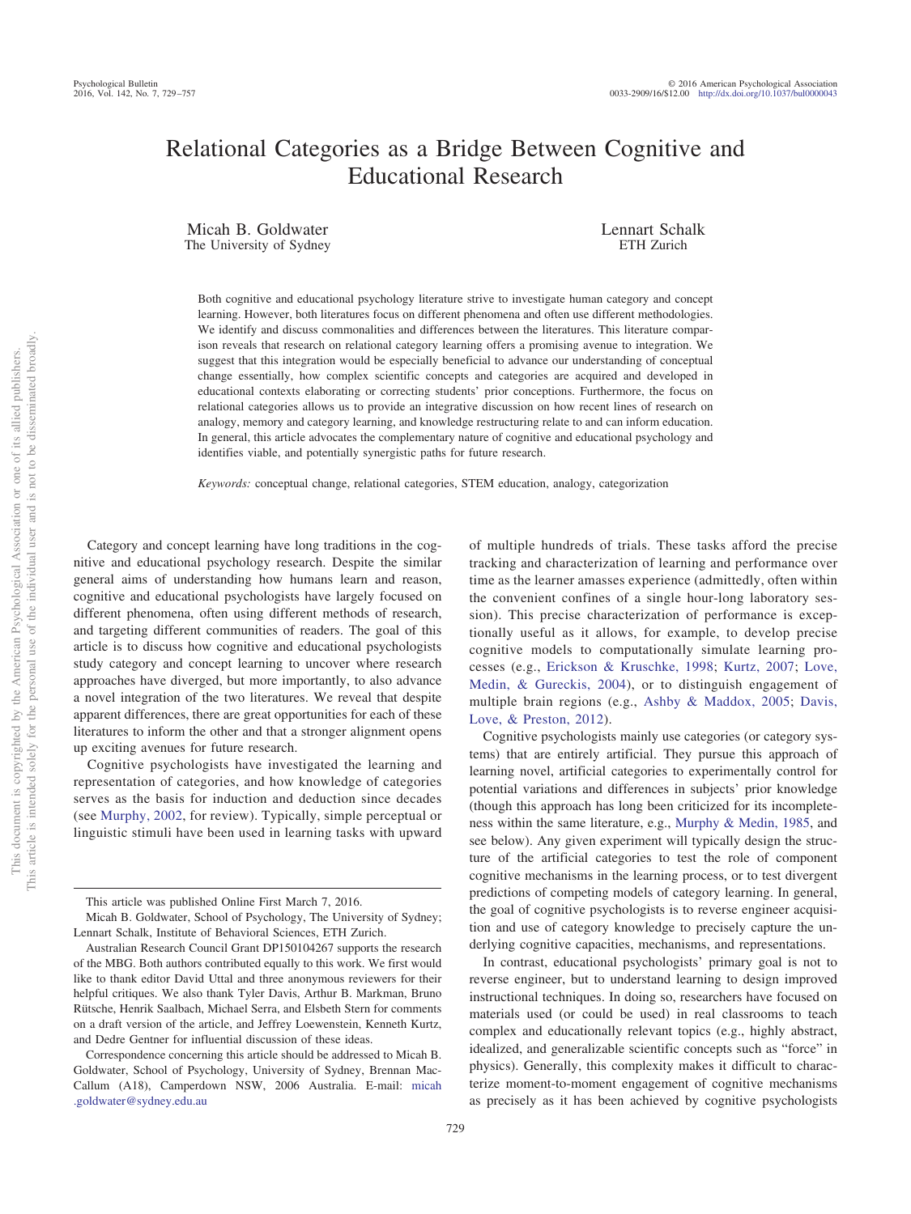# Relational Categories as a Bridge Between Cognitive and Educational Research

Micah B. Goldwater
The University of Sydney

Lennart Schalk
ETH Zurich

Both cognitive and educational psychology literature strive to investigate human category and concept learning. However, both literatures focus on different phenomena and often use different methodologies. We identify and discuss commonalities and differences between the literatures. This literature comparison reveals that research on relational category learning offers a promising avenue to integration. We suggest that this integration would be especially beneficial to advance our understanding of conceptual change essentially, how complex scientific concepts and categories are acquired and developed in educational contexts elaborating or correcting students' prior conceptions. Furthermore, the focus on relational categories allows us to provide an integrative discussion on how recent lines of research on analogy, memory and category learning, and knowledge restructuring relate to and can inform education. In general, this article advocates the complementary nature of cognitive and educational psychology and identifies viable, and potentially synergistic paths for future research.

*Keywords:* conceptual change, relational categories, STEM education, analogy, categorization

Category and concept learning have long traditions in the cognitive and educational psychology research. Despite the similar general aims of understanding how humans learn and reason, cognitive and educational psychologists have largely focused on different phenomena, often using different methods of research, and targeting different communities of readers. The goal of this article is to discuss how cognitive and educational psychologists study category and concept learning to uncover where research approaches have diverged, but more importantly, to also advance a novel integration of the two literatures. We reveal that despite apparent differences, there are great opportunities for each of these literatures to inform the other and that a stronger alignment opens up exciting avenues for future research.

Cognitive psychologists have investigated the learning and representation of categories, and how knowledge of categories serves as the basis for induction and deduction since decades (see Murphy, 2002, for review). Typically, simple perceptual or linguistic stimuli have been used in learning tasks with upward of multiple hundreds of trials. These tasks afford the precise tracking and characterization of learning and performance over time as the learner amasses experience (admittedly, often within the convenient confines of a single hour-long laboratory session). This precise characterization of performance is exceptionally useful as it allows, for example, to develop precise cognitive models to computationally simulate learning processes (e.g., Erickson & Kruschke, 1998; Kurtz, 2007; Love, Medin, & Gureckis, 2004), or to distinguish engagement of multiple brain regions (e.g., Ashby & Maddox, 2005; Davis, Love, & Preston, 2012).

Cognitive psychologists mainly use categories (or category systems) that are entirely artificial. They pursue this approach of learning novel, artificial categories to experimentally control for potential variations and differences in subjects' prior knowledge (though this approach has long been criticized for its incompleteness within the same literature, e.g., Murphy & Medin, 1985, and see below). Any given experiment will typically design the structure of the artificial categories to test the role of component cognitive mechanisms in the learning process, or to test divergent predictions of competing models of category learning. In general, the goal of cognitive psychologists is to reverse engineer acquisition and use of category knowledge to precisely capture the underlying cognitive capacities, mechanisms, and representations.

In contrast, educational psychologists' primary goal is not to reverse engineer, but to understand learning to design improved instructional techniques. In doing so, researchers have focused on materials used (or could be used) in real classrooms to teach complex and educationally relevant topics (e.g., highly abstract, idealized, and generalizable scientific concepts such as "force" in physics). Generally, this complexity makes it difficult to characterize moment-to-moment engagement of cognitive mechanisms as precisely as it has been achieved by cognitive psychologists

---

This article was published Online First March 7, 2016.

Micah B. Goldwater, School of Psychology, The University of Sydney; Lennart Schalk, Institute of Behavioral Sciences, ETH Zurich.

Australian Research Council Grant DP150104267 supports the research of the MBG. Both authors contributed equally to this work. We first would like to thank editor David Uttal and three anonymous reviewers for their helpful critiques. We also thank Tyler Davis, Arthur B. Markman, Bruno Rütsche, Henrik Saalbach, Michael Serra, and Elsbeth Stern for comments on a draft version of the article, and Jeffrey Loewenstein, Kenneth Kurtz, and Dedre Gentner for influential discussion of these ideas.

Correspondence concerning this article should be addressed to Micah B. Goldwater, School of Psychology, University of Sydney, Brennan MacCallum (A18), Camperdown NSW, 2006 Australia. E-mail: micah.goldwater@sydney.edu.au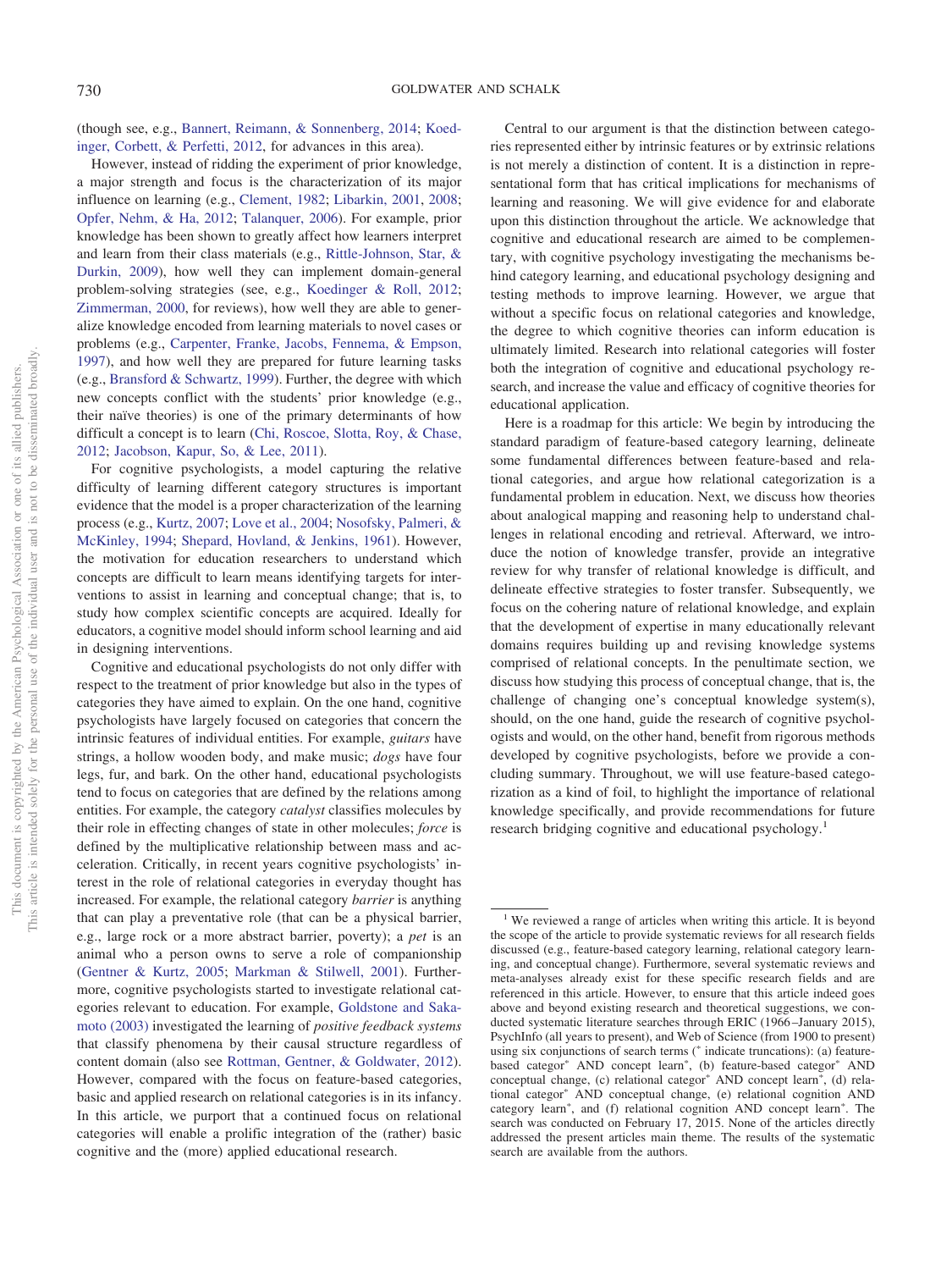(though see, e.g., Bannert, Reimann, & Sonnenberg, 2014; Koedinger, Corbett, & Perfetti, 2012, for advances in this area).

However, instead of ridding the experiment of prior knowledge, a major strength and focus is the characterization of its major influence on learning (e.g., Clement, 1982; Libarkin, 2001, 2008; Opfer, Nehm, & Ha, 2012; Talanquer, 2006). For example, prior knowledge has been shown to greatly affect how learners interpret and learn from their class materials (e.g., Rittle-Johnson, Star, & Durkin, 2009), how well they can implement domain-general problem-solving strategies (see, e.g., Koedinger & Roll, 2012; Zimmerman, 2000, for reviews), how well they are able to generalize knowledge encoded from learning materials to novel cases or problems (e.g., Carpenter, Franke, Jacobs, Fennema, & Empson, 1997), and how well they are prepared for future learning tasks (e.g., Bransford & Schwartz, 1999). Further, the degree with which new concepts conflict with the students' prior knowledge (e.g., their naïve theories) is one of the primary determinants of how difficult a concept is to learn (Chi, Roscoe, Slotta, Roy, & Chase, 2012; Jacobson, Kapur, So, & Lee, 2011).

For cognitive psychologists, a model capturing the relative difficulty of learning different category structures is important evidence that the model is a proper characterization of the learning process (e.g., Kurtz, 2007; Love et al., 2004; Nosofsky, Palmeri, & McKinley, 1994; Shepard, Hovland, & Jenkins, 1961). However, the motivation for education researchers to understand which concepts are difficult to learn means identifying targets for interventions to assist in learning and conceptual change; that is, to study how complex scientific concepts are acquired. Ideally for educators, a cognitive model should inform school learning and aid in designing interventions.

Cognitive and educational psychologists do not only differ with respect to the treatment of prior knowledge but also in the types of categories they have aimed to explain. On the one hand, cognitive psychologists have largely focused on categories that concern the intrinsic features of individual entities. For example, *guitars* have strings, a hollow wooden body, and make music; *dogs* have four legs, fur, and bark. On the other hand, educational psychologists tend to focus on categories that are defined by the relations among entities. For example, the category *catalyst* classifies molecules by their role in effecting changes of state in other molecules; *force* is defined by the multiplicative relationship between mass and acceleration. Critically, in recent years cognitive psychologists' interest in the role of relational categories in everyday thought has increased. For example, the relational category *barrier* is anything that can play a preventative role (that can be a physical barrier, e.g., large rock or a more abstract barrier, poverty); a *pet* is an animal who a person owns to serve a role of companionship (Gentner & Kurtz, 2005; Markman & Stilwell, 2001). Furthermore, cognitive psychologists started to investigate relational categories relevant to education. For example, Goldstone and Sakamoto (2003) investigated the learning of *positive feedback systems* that classify phenomena by their causal structure regardless of content domain (also see Rottman, Gentner, & Goldwater, 2012). However, compared with the focus on feature-based categories, basic and applied research on relational categories is in its infancy. In this article, we purport that a continued focus on relational categories will enable a prolific integration of the (rather) basic cognitive and the (more) applied educational research.

Central to our argument is that the distinction between categories represented either by intrinsic features or by extrinsic relations is not merely a distinction of content. It is a distinction in representational form that has critical implications for mechanisms of learning and reasoning. We will give evidence for and elaborate upon this distinction throughout the article. We acknowledge that cognitive and educational research are aimed to be complementary, with cognitive psychology investigating the mechanisms behind category learning, and educational psychology designing and testing methods to improve learning. However, we argue that without a specific focus on relational categories and knowledge, the degree to which cognitive theories can inform education is ultimately limited. Research into relational categories will foster both the integration of cognitive and educational psychology research, and increase the value and efficacy of cognitive theories for educational application.

Here is a roadmap for this article: We begin by introducing the standard paradigm of feature-based category learning, delineate some fundamental differences between feature-based and relational categories, and argue how relational categorization is a fundamental problem in education. Next, we discuss how theories about analogical mapping and reasoning help to understand challenges in relational encoding and retrieval. Afterward, we introduce the notion of knowledge transfer, provide an integrative review for why transfer of relational knowledge is difficult, and delineate effective strategies to foster transfer. Subsequently, we focus on the cohering nature of relational knowledge, and explain that the development of expertise in many educationally relevant domains requires building up and revising knowledge systems comprised of relational concepts. In the penultimate section, we discuss how studying this process of conceptual change, that is, the challenge of changing one's conceptual knowledge system(s), should, on the one hand, guide the research of cognitive psychologists and would, on the other hand, benefit from rigorous methods developed by cognitive psychologists, before we provide a concluding summary. Throughout, we will use feature-based categorization as a kind of foil, to highlight the importance of relational knowledge specifically, and provide recommendations for future research bridging cognitive and educational psychology.[1]

---

[1] We reviewed a range of articles when writing this article. It is beyond the scope of the article to provide systematic reviews for all research fields discussed (e.g., feature-based category learning, relational category learning, and conceptual change). Furthermore, several systematic reviews and meta-analyses already exist for these specific research fields and are referenced in this article. However, to ensure that this article indeed goes above and beyond existing research and theoretical suggestions, we conducted systematic literature searches through ERIC (1966–January 2015), PsychInfo (all years to present), and Web of Science (from 1900 to present) using six conjunctions of search terms (* indicate truncations): (a) feature-based categor* AND concept learn*, (b) feature-based categor* AND conceptual change, (c) relational categor* AND concept learn*, (d) relational categor* AND conceptual change, (e) relational cognition AND category learn*, and (f) relational cognition AND concept learn*. The search was conducted on February 17, 2015. None of the articles directly addressed the present articles main theme. The results of the systematic search are available from the authors.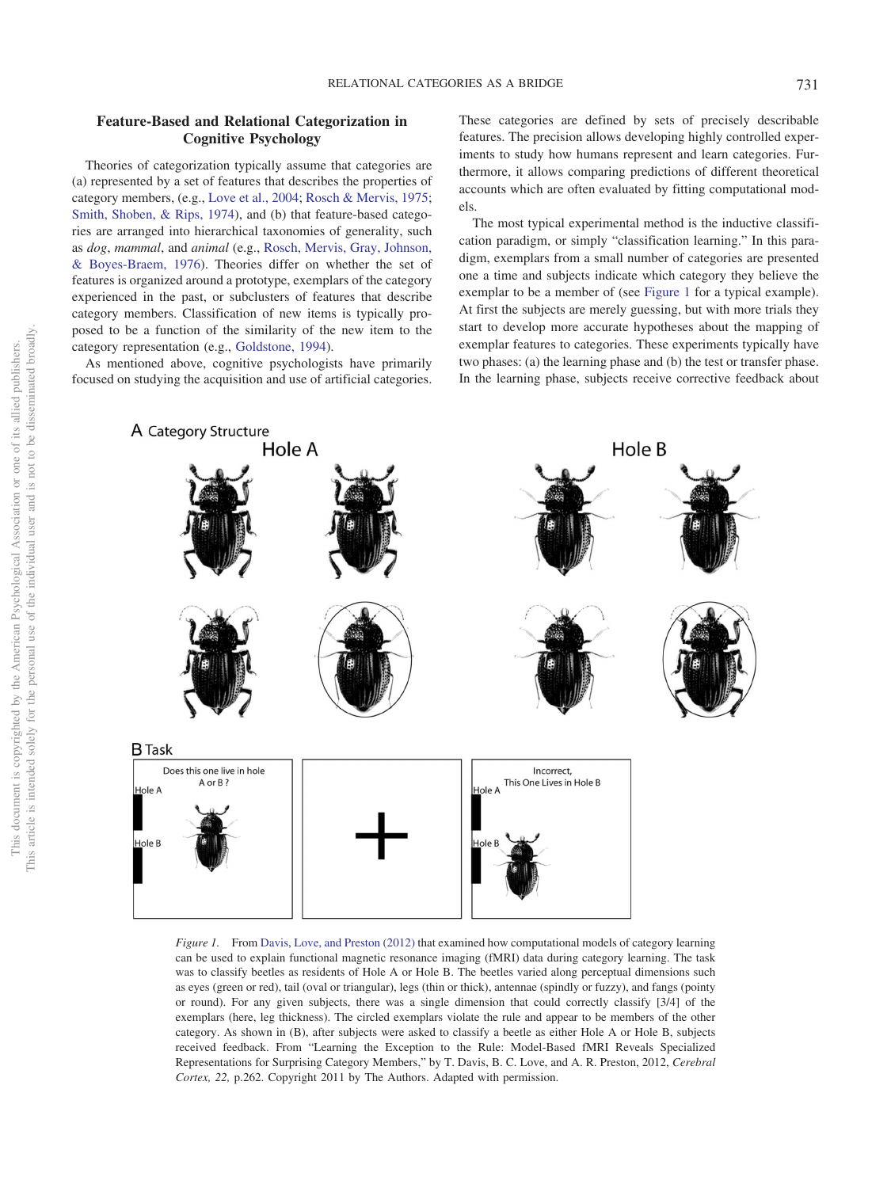## Feature-Based and Relational Categorization in Cognitive Psychology

Theories of categorization typically assume that categories are (a) represented by a set of features that describes the properties of category members, (e.g., Love et al., 2004; Rosch & Mervis, 1975; Smith, Shoben, & Rips, 1974), and (b) that feature-based categories are arranged into hierarchical taxonomies of generality, such as *dog*, *mammal*, and *animal* (e.g., Rosch, Mervis, Gray, Johnson, & Boyes-Braem, 1976). Theories differ on whether the set of features is organized around a prototype, exemplars of the category experienced in the past, or subclusters of features that describe category members. Classification of new items is typically proposed to be a function of the similarity of the new item to the category representation (e.g., Goldstone, 1994).

As mentioned above, cognitive psychologists have primarily focused on studying the acquisition and use of artificial categories. These categories are defined by sets of precisely describable features. The precision allows developing highly controlled experiments to study how humans represent and learn categories. Furthermore, it allows comparing predictions of different theoretical accounts which are often evaluated by fitting computational models.

The most typical experimental method is the inductive classification paradigm, or simply "classification learning." In this paradigm, exemplars from a small number of categories are presented one a time and subjects indicate which category they believe the exemplar to be a member of (see Figure 1 for a typical example). At first the subjects are merely guessing, but with more trials they start to develop more accurate hypotheses about the mapping of exemplar features to categories. These experiments typically have two phases: (a) the learning phase and (b) the test or transfer phase. In the learning phase, subjects receive corrective feedback about

*Figure 1.* From Davis, Love, and Preston (2012) that examined how computational models of category learning can be used to explain functional magnetic resonance imaging (fMRI) data during category learning. The task was to classify beetles as residents of Hole A or Hole B. The beetles varied along perceptual dimensions such as eyes (green or red), tail (oval or triangular), legs (thin or thick), antennae (spindly or fuzzy), and fangs (pointy or round). For any given subjects, there was a single dimension that could correctly classify [3/4] of the exemplars (here, leg thickness). The circled exemplars violate the rule and appear to be members of the other category. As shown in (B), after subjects were asked to classify a beetle as either Hole A or Hole B, subjects received feedback. From "Learning the Exception to the Rule: Model-Based fMRI Reveals Specialized Representations for Surprising Category Members," by T. Davis, B. C. Love, and A. R. Preston, 2012, *Cerebral Cortex, 22,* p.262. Copyright 2011 by The Authors. Adapted with permission.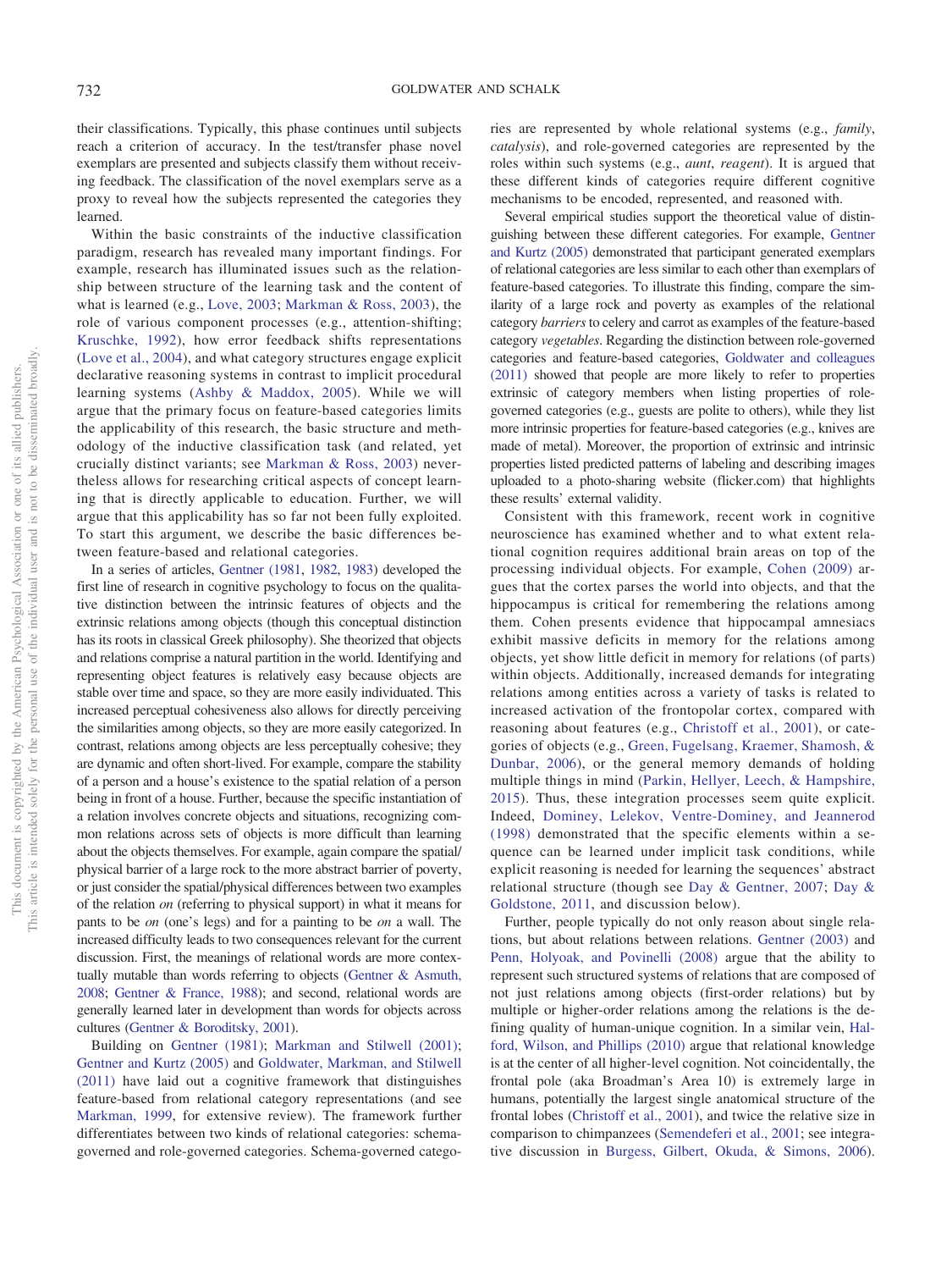their classifications. Typically, this phase continues until subjects reach a criterion of accuracy. In the test/transfer phase novel exemplars are presented and subjects classify them without receiving feedback. The classification of the novel exemplars serve as a proxy to reveal how the subjects represented the categories they learned.

Within the basic constraints of the inductive classification paradigm, research has revealed many important findings. For example, research has illuminated issues such as the relationship between structure of the learning task and the content of what is learned (e.g., Love, 2003; Markman & Ross, 2003), the role of various component processes (e.g., attention-shifting; Kruschke, 1992), how error feedback shifts representations (Love et al., 2004), and what category structures engage explicit declarative reasoning systems in contrast to implicit procedural learning systems (Ashby & Maddox, 2005). While we will argue that the primary focus on feature-based categories limits the applicability of this research, the basic structure and methodology of the inductive classification task (and related, yet crucially distinct variants; see Markman & Ross, 2003) nevertheless allows for researching critical aspects of concept learning that is directly applicable to education. Further, we will argue that this applicability has so far not been fully exploited. To start this argument, we describe the basic differences between feature-based and relational categories.

In a series of articles, Gentner (1981, 1982, 1983) developed the first line of research in cognitive psychology to focus on the qualitative distinction between the intrinsic features of objects and the extrinsic relations among objects (though this conceptual distinction has its roots in classical Greek philosophy). She theorized that objects and relations comprise a natural partition in the world. Identifying and representing object features is relatively easy because objects are stable over time and space, so they are more easily individuated. This increased perceptual cohesiveness also allows for directly perceiving the similarities among objects, so they are more easily categorized. In contrast, relations among objects are less perceptually cohesive; they are dynamic and often short-lived. For example, compare the stability of a person and a house's existence to the spatial relation of a person being in front of a house. Further, because the specific instantiation of a relation involves concrete objects and situations, recognizing common relations across sets of objects is more difficult than learning about the objects themselves. For example, again compare the spatial/physical barrier of a large rock to the more abstract barrier of poverty, or just consider the spatial/physical differences between two examples of the relation *on* (referring to physical support) in what it means for pants to be *on* (one's legs) and for a painting to be *on* a wall. The increased difficulty leads to two consequences relevant for the current discussion. First, the meanings of relational words are more contextually mutable than words referring to objects (Gentner & Asmuth, 2008; Gentner & France, 1988); and second, relational words are generally learned later in development than words for objects across cultures (Gentner & Boroditsky, 2001).

Building on Gentner (1981); Markman and Stilwell (2001); Gentner and Kurtz (2005) and Goldwater, Markman, and Stilwell (2011) have laid out a cognitive framework that distinguishes feature-based from relational category representations (and see Markman, 1999, for extensive review). The framework further differentiates between two kinds of relational categories: schema-governed and role-governed categories. Schema-governed categories are represented by whole relational systems (e.g., *family*, *catalysis*), and role-governed categories are represented by the roles within such systems (e.g., *aunt*, *reagent*). It is argued that these different kinds of categories require different cognitive mechanisms to be encoded, represented, and reasoned with.

Several empirical studies support the theoretical value of distinguishing between these different categories. For example, Gentner and Kurtz (2005) demonstrated that participant generated exemplars of relational categories are less similar to each other than exemplars of feature-based categories. To illustrate this finding, compare the similarity of a large rock and poverty as examples of the relational category *barriers* to celery and carrot as examples of the feature-based category *vegetables*. Regarding the distinction between role-governed categories and feature-based categories, Goldwater and colleagues (2011) showed that people are more likely to refer to properties extrinsic of category members when listing properties of role-governed categories (e.g., guests are polite to others), while they list more intrinsic properties for feature-based categories (e.g., knives are made of metal). Moreover, the proportion of extrinsic and intrinsic properties listed predicted patterns of labeling and describing images uploaded to a photo-sharing website (flicker.com) that highlights these results' external validity.

Consistent with this framework, recent work in cognitive neuroscience has examined whether and to what extent relational cognition requires additional brain areas on top of the processing individual objects. For example, Cohen (2009) argues that the cortex parses the world into objects, and that the hippocampus is critical for remembering the relations among them. Cohen presents evidence that hippocampal amnesiacs exhibit massive deficits in memory for the relations among objects, yet show little deficit in memory for relations (of parts) within objects. Additionally, increased demands for integrating relations among entities across a variety of tasks is related to increased activation of the frontopolar cortex, compared with reasoning about features (e.g., Christoff et al., 2001), or categories of objects (e.g., Green, Fugelsang, Kraemer, Shamosh, & Dunbar, 2006), or the general memory demands of holding multiple things in mind (Parkin, Hellyer, Leech, & Hampshire, 2015). Thus, these integration processes seem quite explicit. Indeed, Dominey, Lelekov, Ventre-Dominey, and Jeannerod (1998) demonstrated that the specific elements within a sequence can be learned under implicit task conditions, while explicit reasoning is needed for learning the sequences' abstract relational structure (though see Day & Gentner, 2007; Day & Goldstone, 2011, and discussion below).

Further, people typically do not only reason about single relations, but about relations between relations. Gentner (2003) and Penn, Holyoak, and Povinelli (2008) argue that the ability to represent such structured systems of relations that are composed of not just relations among objects (first-order relations) but by multiple or higher-order relations among the relations is the defining quality of human-unique cognition. In a similar vein, Halford, Wilson, and Phillips (2010) argue that relational knowledge is at the center of all higher-level cognition. Not coincidentally, the frontal pole (aka Broadman's Area 10) is extremely large in humans, potentially the largest single anatomical structure of the frontal lobes (Christoff et al., 2001), and twice the relative size in comparison to chimpanzees (Semendeferi et al., 2001; see integrative discussion in Burgess, Gilbert, Okuda, & Simons, 2006).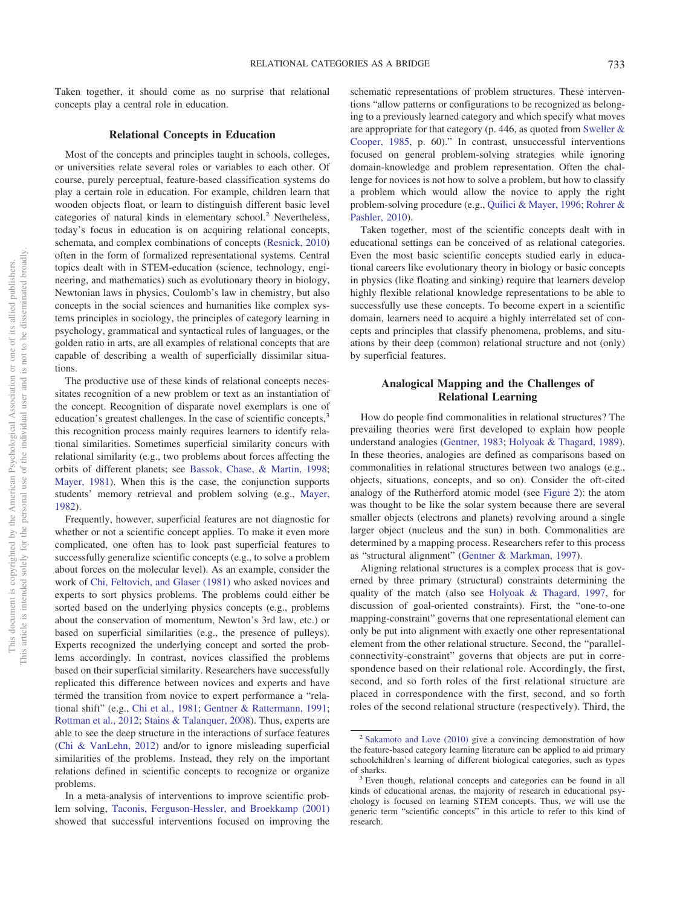Taken together, it should come as no surprise that relational concepts play a central role in education.

## Relational Concepts in Education

Most of the concepts and principles taught in schools, colleges, or universities relate several roles or variables to each other. Of course, purely perceptual, feature-based classification systems do play a certain role in education. For example, children learn that wooden objects float, or learn to distinguish different basic level categories of natural kinds in elementary school.[2] Nevertheless, today's focus in education is on acquiring relational concepts, schemata, and complex combinations of concepts (Resnick, 2010) often in the form of formalized representational systems. Central topics dealt with in STEM-education (science, technology, engineering, and mathematics) such as evolutionary theory in biology, Newtonian laws in physics, Coulomb's law in chemistry, but also concepts in the social sciences and humanities like complex systems principles in sociology, the principles of category learning in psychology, grammatical and syntactical rules of languages, or the golden ratio in arts, are all examples of relational concepts that are capable of describing a wealth of superficially dissimilar situations.

The productive use of these kinds of relational concepts necessitates recognition of a new problem or text as an instantiation of the concept. Recognition of disparate novel exemplars is one of education's greatest challenges. In the case of scientific concepts,[3] this recognition process mainly requires learners to identify relational similarities. Sometimes superficial similarity concurs with relational similarity (e.g., two problems about forces affecting the orbits of different planets; see Bassok, Chase, & Martin, 1998; Mayer, 1981). When this is the case, the conjunction supports students' memory retrieval and problem solving (e.g., Mayer, 1982).

Frequently, however, superficial features are not diagnostic for whether or not a scientific concept applies. To make it even more complicated, one often has to look past superficial features to successfully generalize scientific concepts (e.g., to solve a problem about forces on the molecular level). As an example, consider the work of Chi, Feltovich, and Glaser (1981) who asked novices and experts to sort physics problems. The problems could either be sorted based on the underlying physics concepts (e.g., problems about the conservation of momentum, Newton's 3rd law, etc.) or based on superficial similarities (e.g., the presence of pulleys). Experts recognized the underlying concept and sorted the problems accordingly. In contrast, novices classified the problems based on their superficial similarity. Researchers have successfully replicated this difference between novices and experts and have termed the transition from novice to expert performance a "relational shift" (e.g., Chi et al., 1981; Gentner & Rattermann, 1991; Rottman et al., 2012; Stains & Talanquer, 2008). Thus, experts are able to see the deep structure in the interactions of surface features (Chi & VanLehn, 2012) and/or to ignore misleading superficial similarities of the problems. Instead, they rely on the important relations defined in scientific concepts to recognize or organize problems.

In a meta-analysis of interventions to improve scientific problem solving, Taconis, Ferguson-Hessler, and Broekkamp (2001) showed that successful interventions focused on improving the schematic representations of problem structures. These interventions "allow patterns or configurations to be recognized as belonging to a previously learned category and which specify what moves are appropriate for that category (p. 446, as quoted from Sweller & Cooper, 1985, p. 60)." In contrast, unsuccessful interventions focused on general problem-solving strategies while ignoring domain-knowledge and problem representation. Often the challenge for novices is not how to solve a problem, but how to classify a problem which would allow the novice to apply the right problem-solving procedure (e.g., Quilici & Mayer, 1996; Rohrer & Pashler, 2010).

Taken together, most of the scientific concepts dealt with in educational settings can be conceived of as relational categories. Even the most basic scientific concepts studied early in educational careers like evolutionary theory in biology or basic concepts in physics (like floating and sinking) require that learners develop highly flexible relational knowledge representations to be able to successfully use these concepts. To become expert in a scientific domain, learners need to acquire a highly interrelated set of concepts and principles that classify phenomena, problems, and situations by their deep (common) relational structure and not (only) by superficial features.

## Analogical Mapping and the Challenges of Relational Learning

How do people find commonalities in relational structures? The prevailing theories were first developed to explain how people understand analogies (Gentner, 1983; Holyoak & Thagard, 1989). In these theories, analogies are defined as comparisons based on commonalities in relational structures between two analogs (e.g., objects, situations, concepts, and so on). Consider the oft-cited analogy of the Rutherford atomic model (see Figure 2): the atom was thought to be like the solar system because there are several smaller objects (electrons and planets) revolving around a single larger object (nucleus and the sun) in both. Commonalities are determined by a mapping process. Researchers refer to this process as "structural alignment" (Gentner & Markman, 1997).

Aligning relational structures is a complex process that is governed by three primary (structural) constraints determining the quality of the match (also see Holyoak & Thagard, 1997, for discussion of goal-oriented constraints). First, the "one-to-one mapping-constraint" governs that one representational element can only be put into alignment with exactly one other representational element from the other relational structure. Second, the "parallel-connectivity-constraint" governs that objects are put in correspondence based on their relational role. Accordingly, the first, second, and so forth roles of the first relational structure are placed in correspondence with the first, second, and so forth roles of the second relational structure (respectively). Third, the

---

[2] Sakamoto and Love (2010) give a convincing demonstration of how the feature-based category learning literature can be applied to aid primary schoolchildren's learning of different biological categories, such as types of sharks.

[3] Even though, relational concepts and categories can be found in all kinds of educational arenas, the majority of research in educational psychology is focused on learning STEM concepts. Thus, we will use the generic term "scientific concepts" in this article to refer to this kind of research.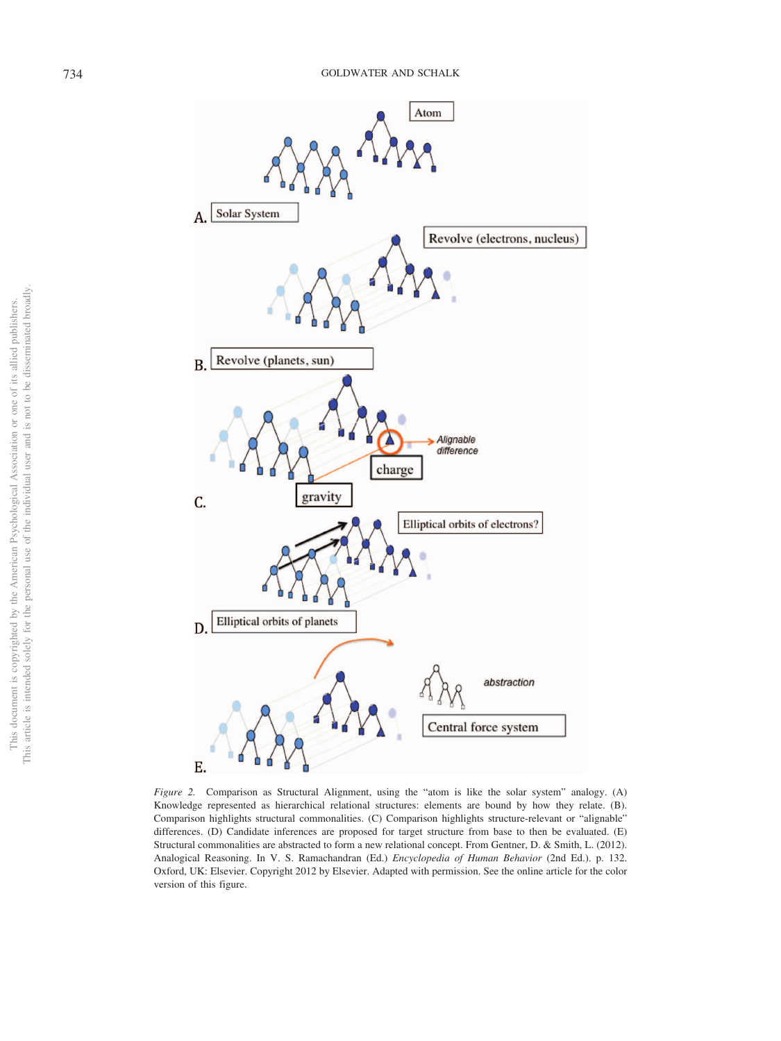*Figure 2.* Comparison as Structural Alignment, using the "atom is like the solar system" analogy. (A) Knowledge represented as hierarchical relational structures: elements are bound by how they relate. (B). Comparison highlights structural commonalities. (C) Comparison highlights structure-relevant or "alignable" differences. (D) Candidate inferences are proposed for target structure from base to then be evaluated. (E) Structural commonalities are abstracted to form a new relational concept. From Gentner, D. & Smith, L. (2012). Analogical Reasoning. In V. S. Ramachandran (Ed.) *Encyclopedia of Human Behavior* (2nd Ed.). p. 132. Oxford, UK: Elsevier. Copyright 2012 by Elsevier. Adapted with permission. See the online article for the color version of this figure.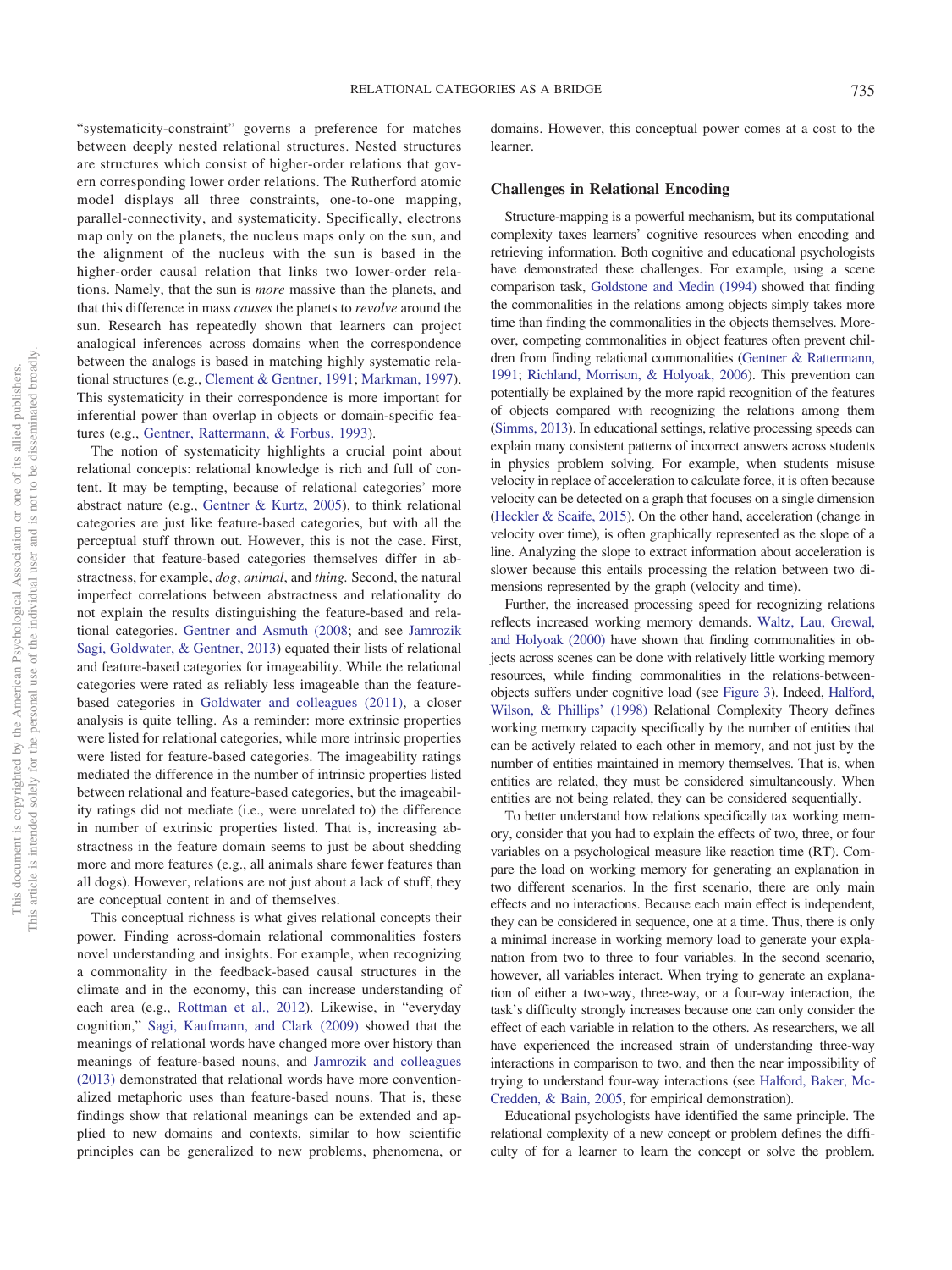"systematicity-constraint" governs a preference for matches between deeply nested relational structures. Nested structures are structures which consist of higher-order relations that govern corresponding lower order relations. The Rutherford atomic model displays all three constraints, one-to-one mapping, parallel-connectivity, and systematicity. Specifically, electrons map only on the planets, the nucleus maps only on the sun, and the alignment of the nucleus with the sun is based in the higher-order causal relation that links two lower-order relations. Namely, that the sun is *more* massive than the planets, and that this difference in mass *causes* the planets to *revolve* around the sun. Research has repeatedly shown that learners can project analogical inferences across domains when the correspondence between the analogs is based in matching highly systematic relational structures (e.g., Clement & Gentner, 1991; Markman, 1997). This systematicity in their correspondence is more important for inferential power than overlap in objects or domain-specific features (e.g., Gentner, Rattermann, & Forbus, 1993).

The notion of systematicity highlights a crucial point about relational concepts: relational knowledge is rich and full of content. It may be tempting, because of relational categories' more abstract nature (e.g., Gentner & Kurtz, 2005), to think relational categories are just like feature-based categories, but with all the perceptual stuff thrown out. However, this is not the case. First, consider that feature-based categories themselves differ in abstractness, for example, *dog*, *animal*, and *thing.* Second, the natural imperfect correlations between abstractness and relationality do not explain the results distinguishing the feature-based and relational categories. Gentner and Asmuth (2008; and see Jamrozik Sagi, Goldwater, & Gentner, 2013) equated their lists of relational and feature-based categories for imageability. While the relational categories were rated as reliably less imageable than the feature-based categories in Goldwater and colleagues (2011), a closer analysis is quite telling. As a reminder: more extrinsic properties were listed for relational categories, while more intrinsic properties were listed for feature-based categories. The imageability ratings mediated the difference in the number of intrinsic properties listed between relational and feature-based categories, but the imageability ratings did not mediate (i.e., were unrelated to) the difference in number of extrinsic properties listed. That is, increasing abstractness in the feature domain seems to just be about shedding more and more features (e.g., all animals share fewer features than all dogs). However, relations are not just about a lack of stuff, they are conceptual content in and of themselves.

This conceptual richness is what gives relational concepts their power. Finding across-domain relational commonalities fosters novel understanding and insights. For example, when recognizing a commonality in the feedback-based causal structures in the climate and in the economy, this can increase understanding of each area (e.g., Rottman et al., 2012). Likewise, in "everyday cognition," Sagi, Kaufmann, and Clark (2009) showed that the meanings of relational words have changed more over history than meanings of feature-based nouns, and Jamrozik and colleagues (2013) demonstrated that relational words have more conventionalized metaphoric uses than feature-based nouns. That is, these findings show that relational meanings can be extended and applied to new domains and contexts, similar to how scientific principles can be generalized to new problems, phenomena, or domains. However, this conceptual power comes at a cost to the learner.

## Challenges in Relational Encoding

Structure-mapping is a powerful mechanism, but its computational complexity taxes learners' cognitive resources when encoding and retrieving information. Both cognitive and educational psychologists have demonstrated these challenges. For example, using a scene comparison task, Goldstone and Medin (1994) showed that finding the commonalities in the relations among objects simply takes more time than finding the commonalities in the objects themselves. Moreover, competing commonalities in object features often prevent children from finding relational commonalities (Gentner & Rattermann, 1991; Richland, Morrison, & Holyoak, 2006). This prevention can potentially be explained by the more rapid recognition of the features of objects compared with recognizing the relations among them (Simms, 2013). In educational settings, relative processing speeds can explain many consistent patterns of incorrect answers across students in physics problem solving. For example, when students misuse velocity in replace of acceleration to calculate force, it is often because velocity can be detected on a graph that focuses on a single dimension (Heckler & Scaife, 2015). On the other hand, acceleration (change in velocity over time), is often graphically represented as the slope of a line. Analyzing the slope to extract information about acceleration is slower because this entails processing the relation between two dimensions represented by the graph (velocity and time).

Further, the increased processing speed for recognizing relations reflects increased working memory demands. Waltz, Lau, Grewal, and Holyoak (2000) have shown that finding commonalities in objects across scenes can be done with relatively little working memory resources, while finding commonalities in the relations-between-objects suffers under cognitive load (see Figure 3). Indeed, Halford, Wilson, & Phillips' (1998) Relational Complexity Theory defines working memory capacity specifically by the number of entities that can be actively related to each other in memory, and not just by the number of entities maintained in memory themselves. That is, when entities are related, they must be considered simultaneously. When entities are not being related, they can be considered sequentially.

To better understand how relations specifically tax working memory, consider that you had to explain the effects of two, three, or four variables on a psychological measure like reaction time (RT). Compare the load on working memory for generating an explanation in two different scenarios. In the first scenario, there are only main effects and no interactions. Because each main effect is independent, they can be considered in sequence, one at a time. Thus, there is only a minimal increase in working memory load to generate your explanation from two to three to four variables. In the second scenario, however, all variables interact. When trying to generate an explanation of either a two-way, three-way, or a four-way interaction, the task's difficulty strongly increases because one can only consider the effect of each variable in relation to the others. As researchers, we all have experienced the increased strain of understanding three-way interactions in comparison to two, and then the near impossibility of trying to understand four-way interactions (see Halford, Baker, McCredden, & Bain, 2005, for empirical demonstration).

Educational psychologists have identified the same principle. The relational complexity of a new concept or problem defines the difficulty of for a learner to learn the concept or solve the problem.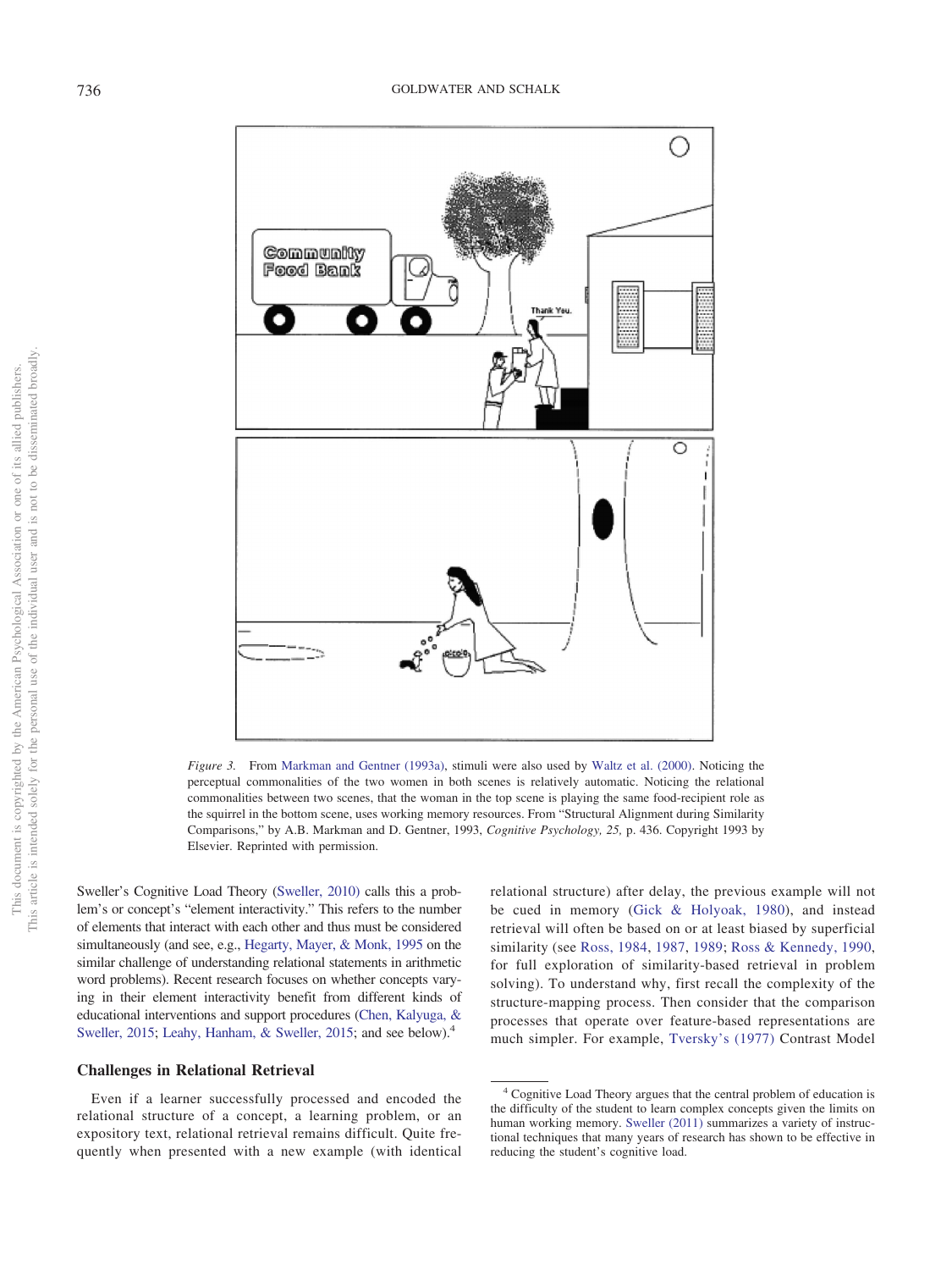*Figure 3.* From Markman and Gentner (1993a), stimuli were also used by Waltz et al. (2000). Noticing the perceptual commonalities of the two women in both scenes is relatively automatic. Noticing the relational commonalities between two scenes, that the woman in the top scene is playing the same food-recipient role as the squirrel in the bottom scene, uses working memory resources. From "Structural Alignment during Similarity Comparisons," by A.B. Markman and D. Gentner, 1993, *Cognitive Psychology, 25,* p. 436. Copyright 1993 by Elsevier. Reprinted with permission.

Sweller's Cognitive Load Theory (Sweller, 2010) calls this a problem's or concept's "element interactivity." This refers to the number of elements that interact with each other and thus must be considered simultaneously (and see, e.g., Hegarty, Mayer, & Monk, 1995 on the similar challenge of understanding relational statements in arithmetic word problems). Recent research focuses on whether concepts varying in their element interactivity benefit from different kinds of educational interventions and support procedures (Chen, Kalyuga, & Sweller, 2015; Leahy, Hanham, & Sweller, 2015; and see below).[4]

## Challenges in Relational Retrieval

Even if a learner successfully processed and encoded the relational structure of a concept, a learning problem, or an expository text, relational retrieval remains difficult. Quite frequently when presented with a new example (with identical relational structure) after delay, the previous example will not be cued in memory (Gick & Holyoak, 1980), and instead retrieval will often be based on or at least biased by superficial similarity (see Ross, 1984, 1987, 1989; Ross & Kennedy, 1990, for full exploration of similarity-based retrieval in problem solving). To understand why, first recall the complexity of the structure-mapping process. Then consider that the comparison processes that operate over feature-based representations are much simpler. For example, Tversky's (1977) Contrast Model

[4] Cognitive Load Theory argues that the central problem of education is the difficulty of the student to learn complex concepts given the limits on human working memory. Sweller (2011) summarizes a variety of instructional techniques that many years of research has shown to be effective in reducing the student's cognitive load.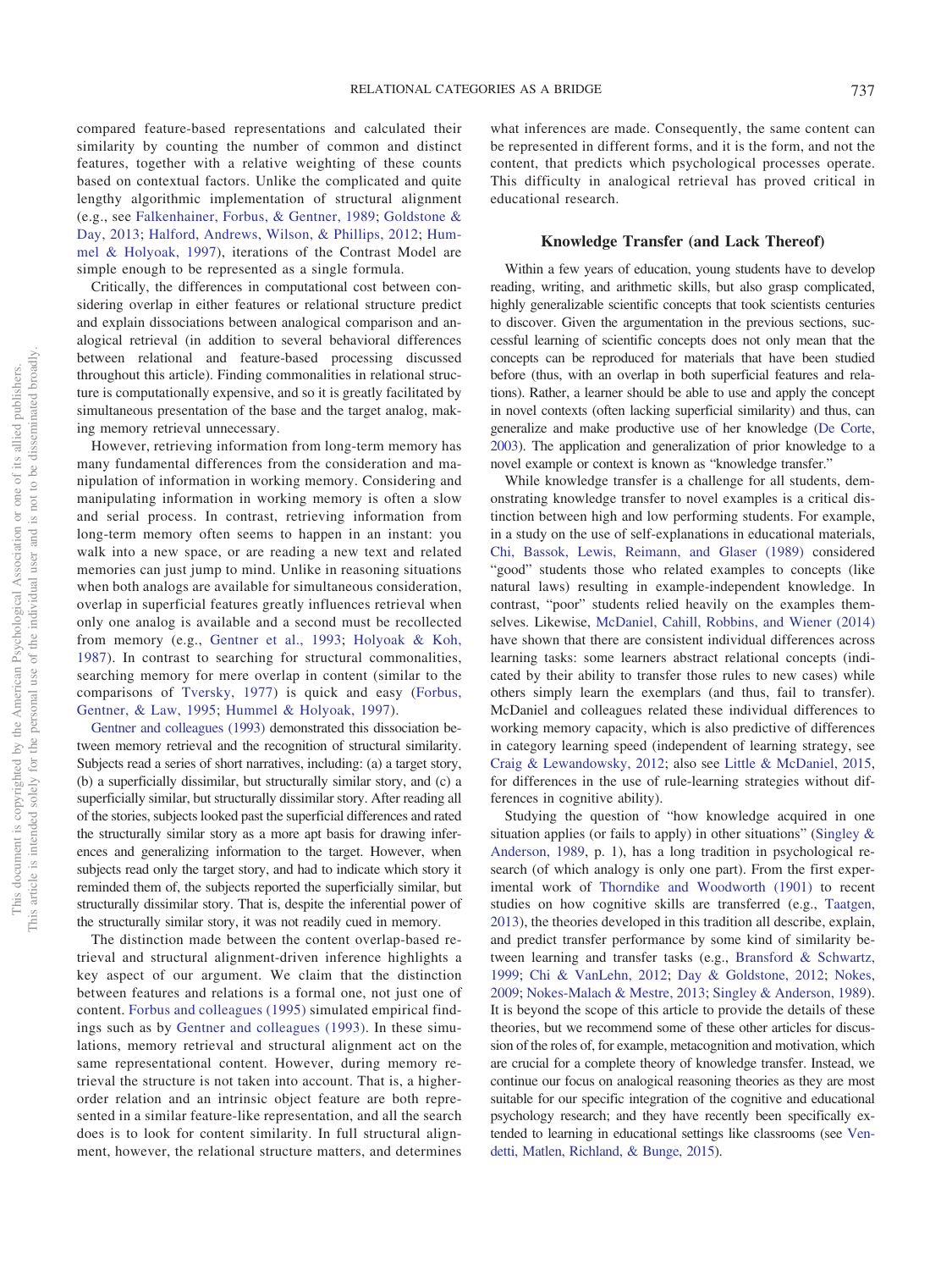compared feature-based representations and calculated their similarity by counting the number of common and distinct features, together with a relative weighting of these counts based on contextual factors. Unlike the complicated and quite lengthy algorithmic implementation of structural alignment (e.g., see Falkenhainer, Forbus, & Gentner, 1989; Goldstone & Day, 2013; Halford, Andrews, Wilson, & Phillips, 2012; Hummel & Holyoak, 1997), iterations of the Contrast Model are simple enough to be represented as a single formula.

Critically, the differences in computational cost between considering overlap in either features or relational structure predict and explain dissociations between analogical comparison and analogical retrieval (in addition to several behavioral differences between relational and feature-based processing discussed throughout this article). Finding commonalities in relational structure is computationally expensive, and so it is greatly facilitated by simultaneous presentation of the base and the target analog, making memory retrieval unnecessary.

However, retrieving information from long-term memory has many fundamental differences from the consideration and manipulation of information in working memory. Considering and manipulating information in working memory is often a slow and serial process. In contrast, retrieving information from long-term memory often seems to happen in an instant: you walk into a new space, or are reading a new text and related memories can just jump to mind. Unlike in reasoning situations when both analogs are available for simultaneous consideration, overlap in superficial features greatly influences retrieval when only one analog is available and a second must be recollected from memory (e.g., Gentner et al., 1993; Holyoak & Koh, 1987). In contrast to searching for structural commonalities, searching memory for mere overlap in content (similar to the comparisons of Tversky, 1977) is quick and easy (Forbus, Gentner, & Law, 1995; Hummel & Holyoak, 1997).

Gentner and colleagues (1993) demonstrated this dissociation between memory retrieval and the recognition of structural similarity. Subjects read a series of short narratives, including: (a) a target story, (b) a superficially dissimilar, but structurally similar story, and (c) a superficially similar, but structurally dissimilar story. After reading all of the stories, subjects looked past the superficial differences and rated the structurally similar story as a more apt basis for drawing inferences and generalizing information to the target. However, when subjects read only the target story, and had to indicate which story it reminded them of, the subjects reported the superficially similar, but structurally dissimilar story. That is, despite the inferential power of the structurally similar story, it was not readily cued in memory.

The distinction made between the content overlap-based retrieval and structural alignment-driven inference highlights a key aspect of our argument. We claim that the distinction between features and relations is a formal one, not just one of content. Forbus and colleagues (1995) simulated empirical findings such as by Gentner and colleagues (1993). In these simulations, memory retrieval and structural alignment act on the same representational content. However, during memory retrieval the structure is not taken into account. That is, a higher-order relation and an intrinsic object feature are both represented in a similar feature-like representation, and all the search does is to look for content similarity. In full structural alignment, however, the relational structure matters, and determines what inferences are made. Consequently, the same content can be represented in different forms, and it is the form, and not the content, that predicts which psychological processes operate. This difficulty in analogical retrieval has proved critical in educational research.

## Knowledge Transfer (and Lack Thereof)

Within a few years of education, young students have to develop reading, writing, and arithmetic skills, but also grasp complicated, highly generalizable scientific concepts that took scientists centuries to discover. Given the argumentation in the previous sections, successful learning of scientific concepts does not only mean that the concepts can be reproduced for materials that have been studied before (thus, with an overlap in both superficial features and relations). Rather, a learner should be able to use and apply the concept in novel contexts (often lacking superficial similarity) and thus, can generalize and make productive use of her knowledge (De Corte, 2003). The application and generalization of prior knowledge to a novel example or context is known as "knowledge transfer."

While knowledge transfer is a challenge for all students, demonstrating knowledge transfer to novel examples is a critical distinction between high and low performing students. For example, in a study on the use of self-explanations in educational materials, Chi, Bassok, Lewis, Reimann, and Glaser (1989) considered "good" students those who related examples to concepts (like natural laws) resulting in example-independent knowledge. In contrast, "poor" students relied heavily on the examples themselves. Likewise, McDaniel, Cahill, Robbins, and Wiener (2014) have shown that there are consistent individual differences across learning tasks: some learners abstract relational concepts (indicated by their ability to transfer those rules to new cases) while others simply learn the exemplars (and thus, fail to transfer). McDaniel and colleagues related these individual differences to working memory capacity, which is also predictive of differences in category learning speed (independent of learning strategy, see Craig & Lewandowsky, 2012; also see Little & McDaniel, 2015, for differences in the use of rule-learning strategies without differences in cognitive ability).

Studying the question of "how knowledge acquired in one situation applies (or fails to apply) in other situations" (Singley & Anderson, 1989, p. 1), has a long tradition in psychological research (of which analogy is only one part). From the first experimental work of Thorndike and Woodworth (1901) to recent studies on how cognitive skills are transferred (e.g., Taatgen, 2013), the theories developed in this tradition all describe, explain, and predict transfer performance by some kind of similarity between learning and transfer tasks (e.g., Bransford & Schwartz, 1999; Chi & VanLehn, 2012; Day & Goldstone, 2012; Nokes, 2009; Nokes-Malach & Mestre, 2013; Singley & Anderson, 1989). It is beyond the scope of this article to provide the details of these theories, but we recommend some of these other articles for discussion of the roles of, for example, metacognition and motivation, which are crucial for a complete theory of knowledge transfer. Instead, we continue our focus on analogical reasoning theories as they are most suitable for our specific integration of the cognitive and educational psychology research; and they have recently been specifically extended to learning in educational settings like classrooms (see Vendetti, Matlen, Richland, & Bunge, 2015).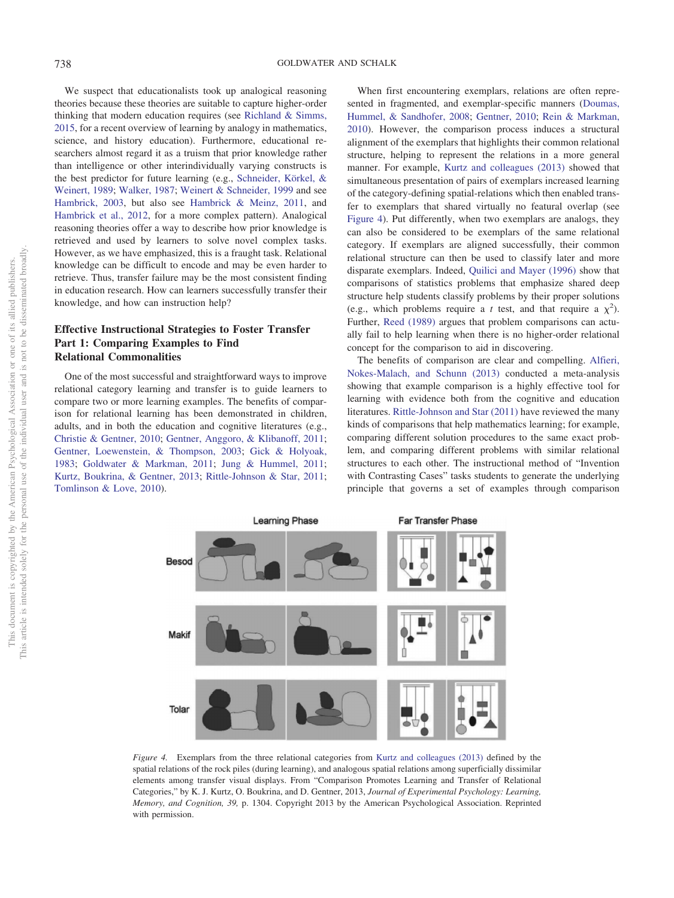We suspect that educationalists took up analogical reasoning theories because these theories are suitable to capture higher-order thinking that modern education requires (see Richland & Simms, 2015, for a recent overview of learning by analogy in mathematics, science, and history education). Furthermore, educational researchers almost regard it as a truism that prior knowledge rather than intelligence or other interindividually varying constructs is the best predictor for future learning (e.g., Schneider, Körkel, & Weinert, 1989; Walker, 1987; Weinert & Schneider, 1999 and see Hambrick, 2003, but also see Hambrick & Meinz, 2011, and Hambrick et al., 2012, for a more complex pattern). Analogical reasoning theories offer a way to describe how prior knowledge is retrieved and used by learners to solve novel complex tasks. However, as we have emphasized, this is a fraught task. Relational knowledge can be difficult to encode and may be even harder to retrieve. Thus, transfer failure may be the most consistent finding in education research. How can learners successfully transfer their knowledge, and how can instruction help?

## Effective Instructional Strategies to Foster Transfer Part 1: Comparing Examples to Find Relational Commonalities

One of the most successful and straightforward ways to improve relational category learning and transfer is to guide learners to compare two or more learning examples. The benefits of comparison for relational learning has been demonstrated in children, adults, and in both the education and cognitive literatures (e.g., Christie & Gentner, 2010; Gentner, Anggoro, & Klibanoff, 2011; Gentner, Loewenstein, & Thompson, 2003; Gick & Holyoak, 1983; Goldwater & Markman, 2011; Jung & Hummel, 2011; Kurtz, Boukrina, & Gentner, 2013; Rittle-Johnson & Star, 2011; Tomlinson & Love, 2010).

When first encountering exemplars, relations are often represented in fragmented, and exemplar-specific manners (Doumas, Hummel, & Sandhofer, 2008; Gentner, 2010; Rein & Markman, 2010). However, the comparison process induces a structural alignment of the exemplars that highlights their common relational structure, helping to represent the relations in a more general manner. For example, Kurtz and colleagues (2013) showed that simultaneous presentation of pairs of exemplars increased learning of the category-defining spatial-relations which then enabled transfer to exemplars that shared virtually no featural overlap (see Figure 4). Put differently, when two exemplars are analogs, they can also be considered to be exemplars of the same relational category. If exemplars are aligned successfully, their common relational structure can then be used to classify later and more disparate exemplars. Indeed, Quilici and Mayer (1996) show that comparisons of statistics problems that emphasize shared deep structure help students classify problems by their proper solutions (e.g., which problems require a $t$ test, and that require a $\chi^2$). Further, Reed (1989) argues that problem comparisons can actually fail to help learning when there is no higher-order relational concept for the comparison to aid in discovering.

The benefits of comparison are clear and compelling. Alfieri, Nokes-Malach, and Schunn (2013) conducted a meta-analysis showing that example comparison is a highly effective tool for learning with evidence both from the cognitive and education literatures. Rittle-Johnson and Star (2011) have reviewed the many kinds of comparisons that help mathematics learning; for example, comparing different solution procedures to the same exact problem, and comparing different problems with similar relational structures to each other. The instructional method of "Invention with Contrasting Cases" tasks students to generate the underlying principle that governs a set of examples through comparison

*Figure 4.* Exemplars from the three relational categories from Kurtz and colleagues (2013) defined by the spatial relations of the rock piles (during learning), and analogous spatial relations among superficially dissimilar elements among transfer visual displays. From "Comparison Promotes Learning and Transfer of Relational Categories," by K. J. Kurtz, O. Boukrina, and D. Gentner, 2013, *Journal of Experimental Psychology: Learning, Memory, and Cognition, 39,* p. 1304. Copyright 2013 by the American Psychological Association. Reprinted with permission.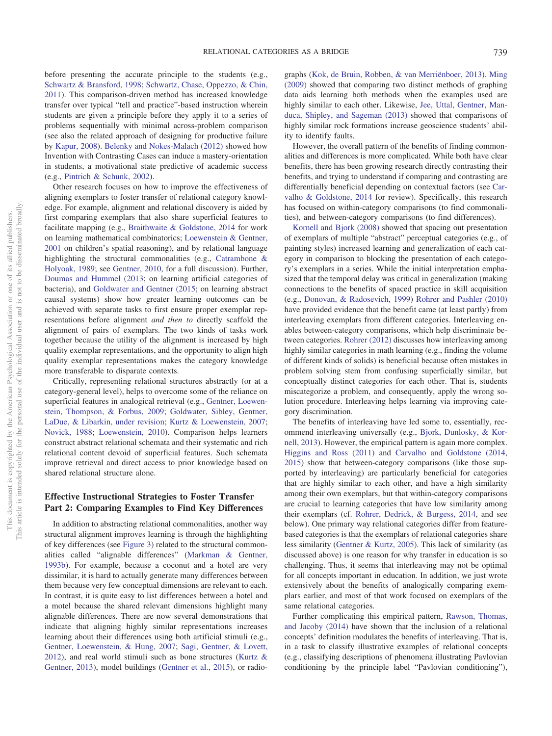before presenting the accurate principle to the students (e.g., Schwartz & Bransford, 1998; Schwartz, Chase, Oppezzo, & Chin, 2011). This comparison-driven method has increased knowledge transfer over typical "tell and practice"-based instruction wherein students are given a principle before they apply it to a series of problems sequentially with minimal across-problem comparison (see also the related approach of designing for productive failure by Kapur, 2008). Belenky and Nokes-Malach (2012) showed how Invention with Contrasting Cases can induce a mastery-orientation in students, a motivational state predictive of academic success (e.g., Pintrich & Schunk, 2002).

Other research focuses on how to improve the effectiveness of aligning exemplars to foster transfer of relational category knowledge. For example, alignment and relational discovery is aided by first comparing exemplars that also share superficial features to facilitate mapping (e.g., Braithwaite & Goldstone, 2014 for work on learning mathematical combinatorics; Loewenstein & Gentner, 2001 on children's spatial reasoning), and by relational language highlighting the structural commonalities (e.g., Catrambone & Holyoak, 1989; see Gentner, 2010, for a full discussion). Further, Doumas and Hummel (2013; on learning artificial categories of bacteria), and Goldwater and Gentner (2015; on learning abstract causal systems) show how greater learning outcomes can be achieved with separate tasks to first ensure proper exemplar representations before alignment *and then to* directly scaffold the alignment of pairs of exemplars. The two kinds of tasks work together because the utility of the alignment is increased by high quality exemplar representations, and the opportunity to align high quality exemplar representations makes the category knowledge more transferable to disparate contexts.

Critically, representing relational structures abstractly (or at a category-general level), helps to overcome some of the reliance on superficial features in analogical retrieval (e.g., Gentner, Loewenstein, Thompson, & Forbus, 2009; Goldwater, Sibley, Gentner, LaDue, & Libarkin, under revision; Kurtz & Loewenstein, 2007; Novick, 1988; Loewenstein, 2010). Comparison helps learners construct abstract relational schemata and their systematic and rich relational content devoid of superficial features. Such schemata improve retrieval and direct access to prior knowledge based on shared relational structure alone.

## Effective Instructional Strategies to Foster Transfer Part 2: Comparing Examples to Find Key Differences

In addition to abstracting relational commonalities, another way structural alignment improves learning is through the highlighting of key differences (see Figure 3) related to the structural commonalities called "alignable differences" (Markman & Gentner, 1993b). For example, because a coconut and a hotel are very dissimilar, it is hard to actually generate many differences between them because very few conceptual dimensions are relevant to each. In contrast, it is quite easy to list differences between a hotel and a motel because the shared relevant dimensions highlight many alignable differences. There are now several demonstrations that indicate that aligning highly similar representations increases learning about their differences using both artificial stimuli (e.g., Gentner, Loewenstein, & Hung, 2007; Sagi, Gentner, & Lovett, 2012), and real world stimuli such as bone structures (Kurtz & Gentner, 2013), model buildings (Gentner et al., 2015), or radiographs (Kok, de Bruin, Robben, & van Merriënboer, 2013). Ming (2009) showed that comparing two distinct methods of graphing data aids learning both methods when the examples used are highly similar to each other. Likewise, Jee, Uttal, Gentner, Manduca, Shipley, and Sageman (2013) showed that comparisons of highly similar rock formations increase geoscience students' ability to identify faults.

However, the overall pattern of the benefits of finding commonalities and differences is more complicated. While both have clear benefits, there has been growing research directly contrasting their benefits, and trying to understand if comparing and contrasting are differentially beneficial depending on contextual factors (see Carvalho & Goldstone, 2014 for review). Specifically, this research has focused on within-category comparisons (to find commonalities), and between-category comparisons (to find differences).

Kornell and Bjork (2008) showed that spacing out presentation of exemplars of multiple "abstract" perceptual categories (e.g., of painting styles) increased learning and generalization of each category in comparison to blocking the presentation of each category's exemplars in a series. While the initial interpretation emphasized that the temporal delay was critical in generalization (making connections to the benefits of spaced practice in skill acquisition (e.g., Donovan, & Radosevich, 1999) Rohrer and Pashler (2010) have provided evidence that the benefit came (at least partly) from interleaving exemplars from different categories. Interleaving enables between-category comparisons, which help discriminate between categories. Rohrer (2012) discusses how interleaving among highly similar categories in math learning (e.g., finding the volume of different kinds of solids) is beneficial because often mistakes in problem solving stem from confusing superficially similar, but conceptually distinct categories for each other. That is, students miscategorize a problem, and consequently, apply the wrong solution procedure. Interleaving helps learning via improving category discrimination.

The benefits of interleaving have led some to, essentially, recommend interleaving universally (e.g., Bjork, Dunlosky, & Kornell, 2013). However, the empirical pattern is again more complex. Higgins and Ross (2011) and Carvalho and Goldstone (2014, 2015) show that between-category comparisons (like those supported by interleaving) are particularly beneficial for categories that are highly similar to each other, and have a high similarity among their own exemplars, but that within-category comparisons are crucial to learning categories that have low similarity among their exemplars (cf. Rohrer, Dedrick, & Burgess, 2014, and see below). One primary way relational categories differ from feature-based categories is that the exemplars of relational categories share less similarity (Gentner & Kurtz, 2005). This lack of similarity (as discussed above) is one reason for why transfer in education is so challenging. Thus, it seems that interleaving may not be optimal for all concepts important in education. In addition, we just wrote extensively about the benefits of analogically comparing exemplars earlier, and most of that work focused on exemplars of the same relational categories.

Further complicating this empirical pattern, Rawson, Thomas, and Jacoby (2014) have shown that the inclusion of a relational concepts' definition modulates the benefits of interleaving. That is, in a task to classify illustrative examples of relational concepts (e.g., classifying descriptions of phenomena illustrating Pavlovian conditioning by the principle label "Pavlovian conditioning"),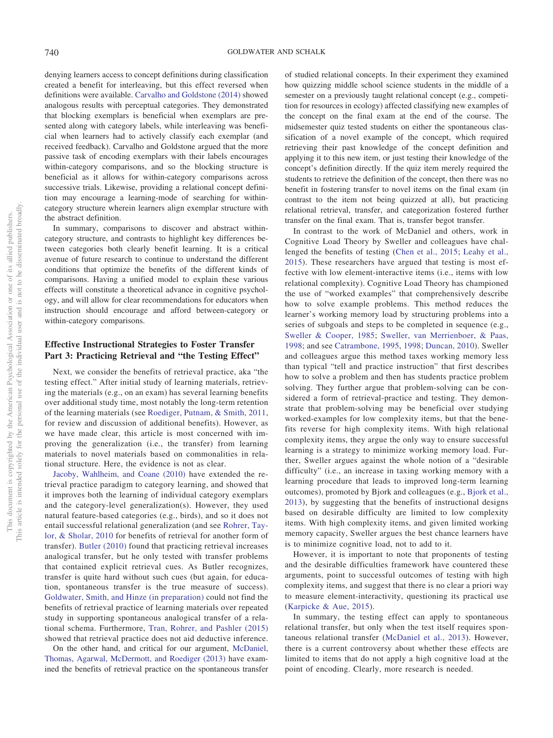denying learners access to concept definitions during classification created a benefit for interleaving, but this effect reversed when definitions were available. Carvalho and Goldstone (2014) showed analogous results with perceptual categories. They demonstrated that blocking exemplars is beneficial when exemplars are presented along with category labels, while interleaving was beneficial when learners had to actively classify each exemplar (and received feedback). Carvalho and Goldstone argued that the more passive task of encoding exemplars with their labels encourages within-category comparisons, and so the blocking structure is beneficial as it allows for within-category comparisons across successive trials. Likewise, providing a relational concept definition may encourage a learning-mode of searching for within-category structure wherein learners align exemplar structure with the abstract definition.

In summary, comparisons to discover and abstract within-category structure, and contrasts to highlight key differences between categories both clearly benefit learning. It is a critical avenue of future research to continue to understand the different conditions that optimize the benefits of the different kinds of comparisons. Having a unified model to explain these various effects will constitute a theoretical advance in cognitive psychology, and will allow for clear recommendations for educators when instruction should encourage and afford between-category or within-category comparisons.

## Effective Instructional Strategies to Foster Transfer Part 3: Practicing Retrieval and "the Testing Effect"

Next, we consider the benefits of retrieval practice, aka "the testing effect." After initial study of learning materials, retrieving the materials (e.g., on an exam) has several learning benefits over additional study time, most notably the long-term retention of the learning materials (see Roediger, Putnam, & Smith, 2011, for review and discussion of additional benefits). However, as we have made clear, this article is most concerned with improving the generalization (i.e., the transfer) from learning materials to novel materials based on commonalities in relational structure. Here, the evidence is not as clear.

Jacoby, Wahlheim, and Coane (2010) have extended the retrieval practice paradigm to category learning, and showed that it improves both the learning of individual category exemplars and the category-level generalization(s). However, they used natural feature-based categories (e.g., birds), and so it does not entail successful relational generalization (and see Rohrer, Taylor, & Sholar, 2010 for benefits of retrieval for another form of transfer). Butler (2010) found that practicing retrieval increases analogical transfer, but he only tested with transfer problems that contained explicit retrieval cues. As Butler recognizes, transfer is quite hard without such cues (but again, for education, spontaneous transfer is the true measure of success). Goldwater, Smith, and Hinze (in preparation) could not find the benefits of retrieval practice of learning materials over repeated study in supporting spontaneous analogical transfer of a relational schema. Furthermore, Tran, Rohrer, and Pashler (2015) showed that retrieval practice does not aid deductive inference.

On the other hand, and critical for our argument, McDaniel, Thomas, Agarwal, McDermott, and Roediger (2013) have examined the benefits of retrieval practice on the spontaneous transfer of studied relational concepts. In their experiment they examined how quizzing middle school science students in the middle of a semester on a previously taught relational concept (e.g., competition for resources in ecology) affected classifying new examples of the concept on the final exam at the end of the course. The midsemester quiz tested students on either the spontaneous classification of a novel example of the concept, which required retrieving their past knowledge of the concept definition and applying it to this new item, or just testing their knowledge of the concept's definition directly. If the quiz item merely required the students to retrieve the definition of the concept, then there was no benefit in fostering transfer to novel items on the final exam (in contrast to the item not being quizzed at all), but practicing relational retrieval, transfer, and categorization fostered further transfer on the final exam. That is, transfer begot transfer.

In contrast to the work of McDaniel and others, work in Cognitive Load Theory by Sweller and colleagues have challenged the benefits of testing (Chen et al., 2015; Leahy et al., 2015). These researchers have argued that testing is most effective with low element-interactive items (i.e., items with low relational complexity). Cognitive Load Theory has championed the use of "worked examples" that comprehensively describe how to solve example problems. This method reduces the learner's working memory load by structuring problems into a series of subgoals and steps to be completed in sequence (e.g., Sweller & Cooper, 1985; Sweller, van Merrienboer, & Paas, 1998; and see Catrambone, 1995, 1998; Duncan, 2010). Sweller and colleagues argue this method taxes working memory less than typical "tell and practice instruction" that first describes how to solve a problem and then has students practice problem solving. They further argue that problem-solving can be considered a form of retrieval-practice and testing. They demonstrate that problem-solving may be beneficial over studying worked-examples for low complexity items, but that the benefits reverse for high complexity items. With high relational complexity items, they argue the only way to ensure successful learning is a strategy to minimize working memory load. Further, Sweller argues against the whole notion of a "desirable difficulty" (i.e., an increase in taxing working memory with a learning procedure that leads to improved long-term learning outcomes), promoted by Bjork and colleagues (e.g., Bjork et al., 2013), by suggesting that the benefits of instructional designs based on desirable difficulty are limited to low complexity items. With high complexity items, and given limited working memory capacity, Sweller argues the best chance learners have is to minimize cognitive load, not to add to it.

However, it is important to note that proponents of testing and the desirable difficulties framework have countered these arguments, point to successful outcomes of testing with high complexity items, and suggest that there is no clear a priori way to measure element-interactivity, questioning its practical use (Karpicke & Aue, 2015).

In summary, the testing effect can apply to spontaneous relational transfer, but only when the test itself requires spontaneous relational transfer (McDaniel et al., 2013). However, there is a current controversy about whether these effects are limited to items that do not apply a high cognitive load at the point of encoding. Clearly, more research is needed.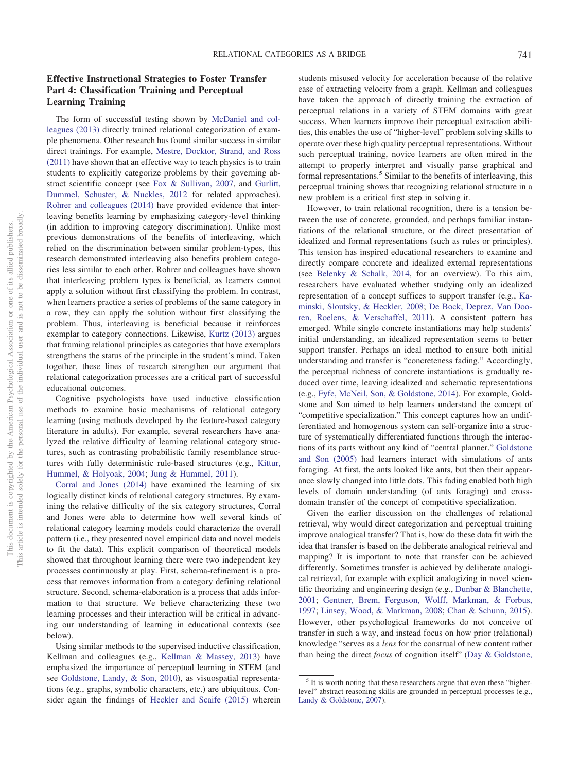## Effective Instructional Strategies to Foster Transfer Part 4: Classification Training and Perceptual Learning Training

The form of successful testing shown by McDaniel and colleagues (2013) directly trained relational categorization of example phenomena. Other research has found similar success in similar direct trainings. For example, Mestre, Docktor, Strand, and Ross (2011) have shown that an effective way to teach physics is to train students to explicitly categorize problems by their governing abstract scientific concept (see Fox & Sullivan, 2007, and Gurlitt, Dummel, Schuster, & Nuckles, 2012 for related approaches). Rohrer and colleagues (2014) have provided evidence that interleaving benefits learning by emphasizing category-level thinking (in addition to improving category discrimination). Unlike most previous demonstrations of the benefits of interleaving, which relied on the discrimination between similar problem-types, this research demonstrated interleaving also benefits problem categories less similar to each other. Rohrer and colleagues have shown that interleaving problem types is beneficial, as learners cannot apply a solution without first classifying the problem. In contrast, when learners practice a series of problems of the same category in a row, they can apply the solution without first classifying the problem. Thus, interleaving is beneficial because it reinforces exemplar to category connections. Likewise, Kurtz (2013) argues that framing relational principles as categories that have exemplars strengthens the status of the principle in the student's mind. Taken together, these lines of research strengthen our argument that relational categorization processes are a critical part of successful educational outcomes.

Cognitive psychologists have used inductive classification methods to examine basic mechanisms of relational category learning (using methods developed by the feature-based category literature in adults). For example, several researchers have analyzed the relative difficulty of learning relational category structures, such as contrasting probabilistic family resemblance structures with fully deterministic rule-based structures (e.g., Kittur, Hummel, & Holyoak, 2004; Jung & Hummel, 2011).

Corral and Jones (2014) have examined the learning of six logically distinct kinds of relational category structures. By examining the relative difficulty of the six category structures, Corral and Jones were able to determine how well several kinds of relational category learning models could characterize the overall pattern (i.e., they presented novel empirical data and novel models to fit the data). This explicit comparison of theoretical models showed that throughout learning there were two independent key processes continuously at play. First, schema-refinement is a process that removes information from a category defining relational structure. Second, schema-elaboration is a process that adds information to that structure. We believe characterizing these two learning processes and their interaction will be critical in advancing our understanding of learning in educational contexts (see below).

Using similar methods to the supervised inductive classification, Kellman and colleagues (e.g., Kellman & Massey, 2013) have emphasized the importance of perceptual learning in STEM (and see Goldstone, Landy, & Son, 2010), as visuospatial representations (e.g., graphs, symbolic characters, etc.) are ubiquitous. Consider again the findings of Heckler and Scaife (2015) wherein students misused velocity for acceleration because of the relative ease of extracting velocity from a graph. Kellman and colleagues have taken the approach of directly training the extraction of perceptual relations in a variety of STEM domains with great success. When learners improve their perceptual extraction abilities, this enables the use of "higher-level" problem solving skills to operate over these high quality perceptual representations. Without such perceptual training, novice learners are often mired in the attempt to properly interpret and visually parse graphical and formal representations.[5] Similar to the benefits of interleaving, this perceptual training shows that recognizing relational structure in a new problem is a critical first step in solving it.

However, to train relational recognition, there is a tension between the use of concrete, grounded, and perhaps familiar instantiations of the relational structure, or the direct presentation of idealized and formal representations (such as rules or principles). This tension has inspired educational researchers to examine and directly compare concrete and idealized external representations (see Belenky & Schalk, 2014, for an overview). To this aim, researchers have evaluated whether studying only an idealized representation of a concept suffices to support transfer (e.g., Kaminski, Sloutsky, & Heckler, 2008; De Bock, Deprez, Van Dooren, Roelens, & Verschaffel, 2011). A consistent pattern has emerged. While single concrete instantiations may help students' initial understanding, an idealized representation seems to better support transfer. Perhaps an ideal method to ensure both initial understanding and transfer is "concreteness fading." Accordingly, the perceptual richness of concrete instantiations is gradually reduced over time, leaving idealized and schematic representations (e.g., Fyfe, McNeil, Son, & Goldstone, 2014). For example, Goldstone and Son aimed to help learners understand the concept of "competitive specialization." This concept captures how an undifferentiated and homogenous system can self-organize into a structure of systematically differentiated functions through the interactions of its parts without any kind of "central planner." Goldstone and Son (2005) had learners interact with simulations of ants foraging. At first, the ants looked like ants, but then their appearance slowly changed into little dots. This fading enabled both high levels of domain understanding (of ants foraging) and cross-domain transfer of the concept of competitive specialization.

Given the earlier discussion on the challenges of relational retrieval, why would direct categorization and perceptual training improve analogical transfer? That is, how do these data fit with the idea that transfer is based on the deliberate analogical retrieval and mapping? It is important to note that transfer can be achieved differently. Sometimes transfer is achieved by deliberate analogical retrieval, for example with explicit analogizing in novel scientific theorizing and engineering design (e.g., Dunbar & Blanchette, 2001; Gentner, Brem, Ferguson, Wolff, Markman, & Forbus, 1997; Linsey, Wood, & Markman, 2008; Chan & Schunn, 2015). However, other psychological frameworks do not conceive of transfer in such a way, and instead focus on how prior (relational) knowledge "serves as a *lens* for the construal of new content rather than being the direct *focus* of cognition itself" (Day & Goldstone,

[5] It is worth noting that these researchers argue that even these "higher-level" abstract reasoning skills are grounded in perceptual processes (e.g., Landy & Goldstone, 2007).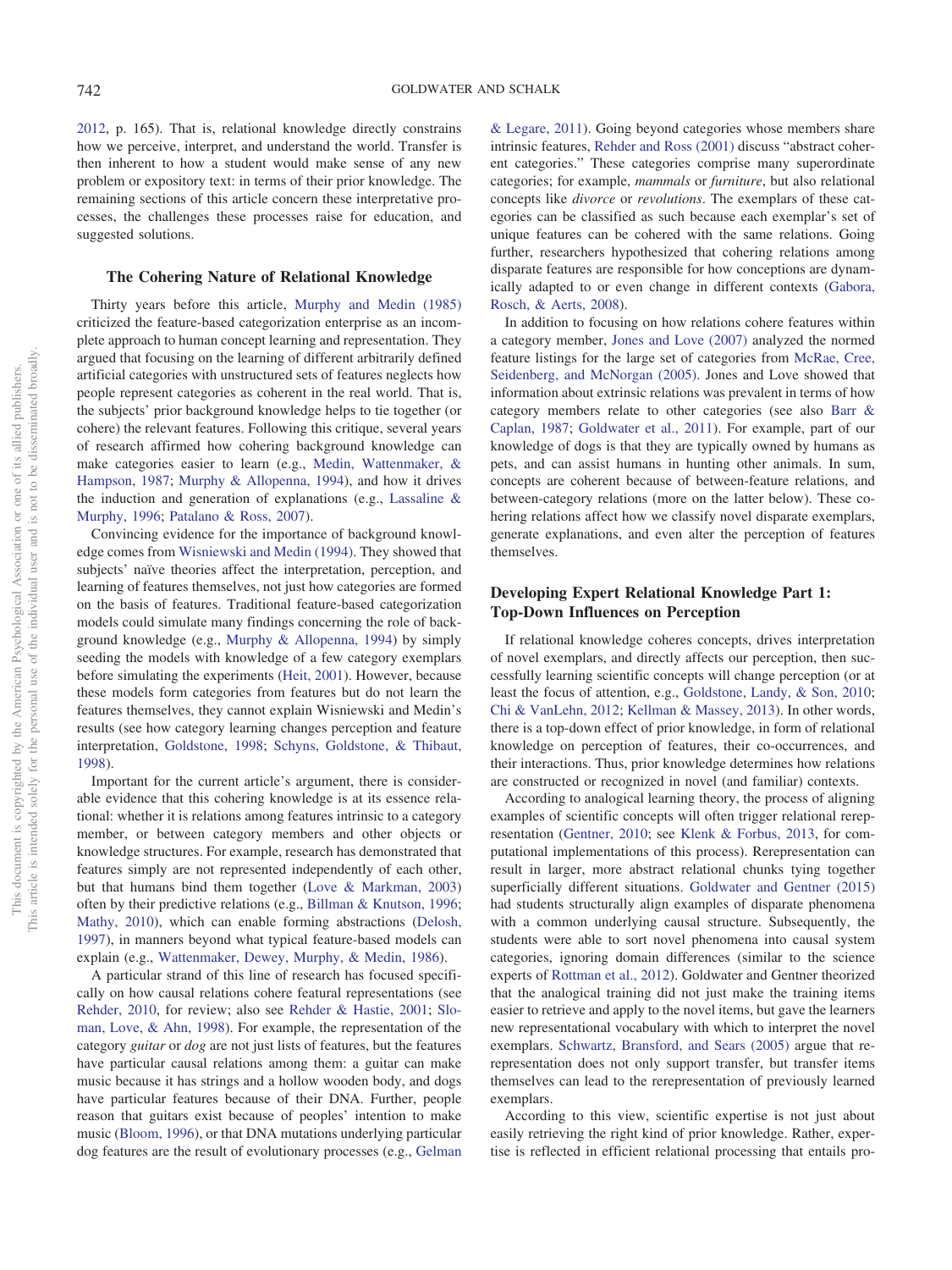2012, p. 165). That is, relational knowledge directly constrains how we perceive, interpret, and understand the world. Transfer is then inherent to how a student would make sense of any new problem or expository text: in terms of their prior knowledge. The remaining sections of this article concern these interpretative processes, the challenges these processes raise for education, and suggested solutions.

## The Cohering Nature of Relational Knowledge

Thirty years before this article, Murphy and Medin (1985) criticized the feature-based categorization enterprise as an incomplete approach to human concept learning and representation. They argued that focusing on the learning of different arbitrarily defined artificial categories with unstructured sets of features neglects how people represent categories as coherent in the real world. That is, the subjects' prior background knowledge helps to tie together (or cohere) the relevant features. Following this critique, several years of research affirmed how cohering background knowledge can make categories easier to learn (e.g., Medin, Wattenmaker, & Hampson, 1987; Murphy & Allopenna, 1994), and how it drives the induction and generation of explanations (e.g., Lassaline & Murphy, 1996; Patalano & Ross, 2007).

Convincing evidence for the importance of background knowledge comes from Wisniewski and Medin (1994). They showed that subjects' naïve theories affect the interpretation, perception, and learning of features themselves, not just how categories are formed on the basis of features. Traditional feature-based categorization models could simulate many findings concerning the role of background knowledge (e.g., Murphy & Allopenna, 1994) by simply seeding the models with knowledge of a few category exemplars before simulating the experiments (Heit, 2001). However, because these models form categories from features but do not learn the features themselves, they cannot explain Wisniewski and Medin's results (see how category learning changes perception and feature interpretation, Goldstone, 1998; Schyns, Goldstone, & Thibaut, 1998).

Important for the current article's argument, there is considerable evidence that this cohering knowledge is at its essence relational: whether it is relations among features intrinsic to a category member, or between category members and other objects or knowledge structures. For example, research has demonstrated that features simply are not represented independently of each other, but that humans bind them together (Love & Markman, 2003) often by their predictive relations (e.g., Billman & Knutson, 1996; Mathy, 2010), which can enable forming abstractions (Delosh, 1997), in manners beyond what typical feature-based models can explain (e.g., Wattenmaker, Dewey, Murphy, & Medin, 1986).

A particular strand of this line of research has focused specifically on how causal relations cohere featural representations (see Rehder, 2010, for review; also see Rehder & Hastie, 2001; Sloman, Love, & Ahn, 1998). For example, the representation of the category *guitar* or *dog* are not just lists of features, but the features have particular causal relations among them: a guitar can make music because it has strings and a hollow wooden body, and dogs have particular features because of their DNA. Further, people reason that guitars exist because of peoples' intention to make music (Bloom, 1996), or that DNA mutations underlying particular dog features are the result of evolutionary processes (e.g., Gelman & Legare, 2011). Going beyond categories whose members share intrinsic features, Rehder and Ross (2001) discuss "abstract coherent categories." These categories comprise many superordinate categories; for example, *mammals* or *furniture*, but also relational concepts like *divorce* or *revolutions*. The exemplars of these categories can be classified as such because each exemplar's set of unique features can be cohered with the same relations. Going further, researchers hypothesized that cohering relations among disparate features are responsible for how conceptions are dynamically adapted to or even change in different contexts (Gabora, Rosch, & Aerts, 2008).

In addition to focusing on how relations cohere features within a category member, Jones and Love (2007) analyzed the normed feature listings for the large set of categories from McRae, Cree, Seidenberg, and McNorgan (2005). Jones and Love showed that information about extrinsic relations was prevalent in terms of how category members relate to other categories (see also Barr & Caplan, 1987; Goldwater et al., 2011). For example, part of our knowledge of dogs is that they are typically owned by humans as pets, and can assist humans in hunting other animals. In sum, concepts are coherent because of between-feature relations, and between-category relations (more on the latter below). These cohering relations affect how we classify novel disparate exemplars, generate explanations, and even alter the perception of features themselves.

## Developing Expert Relational Knowledge Part 1: Top-Down Influences on Perception

If relational knowledge coheres concepts, drives interpretation of novel exemplars, and directly affects our perception, then successfully learning scientific concepts will change perception (or at least the focus of attention, e.g., Goldstone, Landy, & Son, 2010; Chi & VanLehn, 2012; Kellman & Massey, 2013). In other words, there is a top-down effect of prior knowledge, in form of relational knowledge on perception of features, their co-occurrences, and their interactions. Thus, prior knowledge determines how relations are constructed or recognized in novel (and familiar) contexts.

According to analogical learning theory, the process of aligning examples of scientific concepts will often trigger relational rerepresentation (Gentner, 2010; see Klenk & Forbus, 2013, for computational implementations of this process). Rerepresentation can result in larger, more abstract relational chunks tying together superficially different situations. Goldwater and Gentner (2015) had students structurally align examples of disparate phenomena with a common underlying causal structure. Subsequently, the students were able to sort novel phenomena into causal system categories, ignoring domain differences (similar to the science experts of Rottman et al., 2012). Goldwater and Gentner theorized that the analogical training did not just make the training items easier to retrieve and apply to the novel items, but gave the learners new representational vocabulary with which to interpret the novel exemplars. Schwartz, Bransford, and Sears (2005) argue that rerepresentation does not only support transfer, but transfer items themselves can lead to the rerepresentation of previously learned exemplars.

According to this view, scientific expertise is not just about easily retrieving the right kind of prior knowledge. Rather, expertise is reflected in efficient relational processing that entails pro-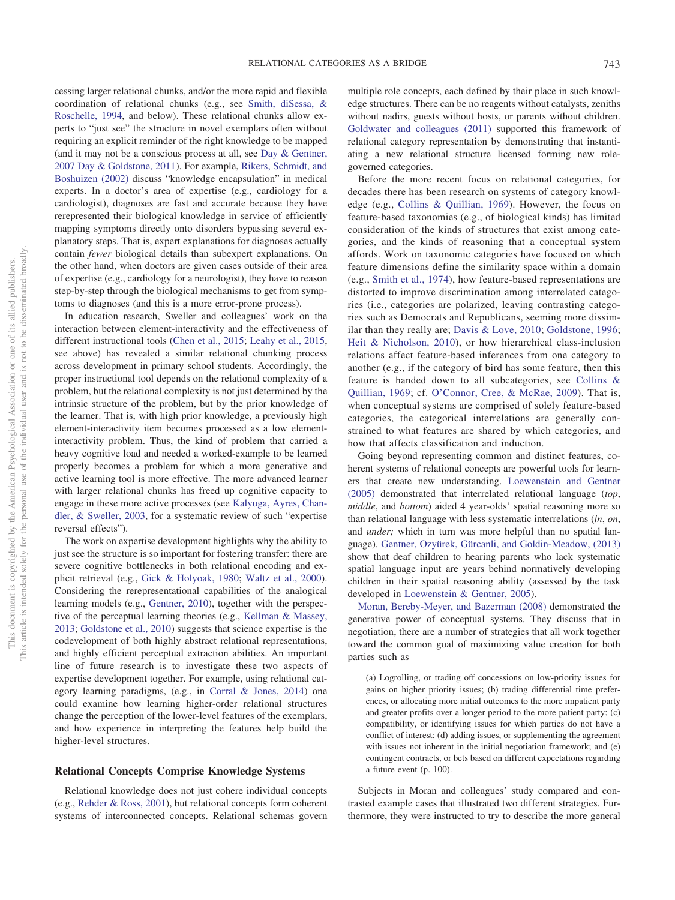cessing larger relational chunks, and/or the more rapid and flexible coordination of relational chunks (e.g., see Smith, diSessa, & Roschelle, 1994, and below). These relational chunks allow experts to "just see" the structure in novel exemplars often without requiring an explicit reminder of the right knowledge to be mapped (and it may not be a conscious process at all, see Day & Gentner, 2007 Day & Goldstone, 2011). For example, Rikers, Schmidt, and Boshuizen (2002) discuss "knowledge encapsulation" in medical experts. In a doctor's area of expertise (e.g., cardiology for a cardiologist), diagnoses are fast and accurate because they have rerepresented their biological knowledge in service of efficiently mapping symptoms directly onto disorders bypassing several explanatory steps. That is, expert explanations for diagnoses actually contain *fewer* biological details than subexpert explanations. On the other hand, when doctors are given cases outside of their area of expertise (e.g., cardiology for a neurologist), they have to reason step-by-step through the biological mechanisms to get from symptoms to diagnoses (and this is a more error-prone process).

In education research, Sweller and colleagues' work on the interaction between element-interactivity and the effectiveness of different instructional tools (Chen et al., 2015; Leahy et al., 2015, see above) has revealed a similar relational chunking process across development in primary school students. Accordingly, the proper instructional tool depends on the relational complexity of a problem, but the relational complexity is not just determined by the intrinsic structure of the problem, but by the prior knowledge of the learner. That is, with high prior knowledge, a previously high element-interactivity item becomes processed as a low element-interactivity problem. Thus, the kind of problem that carried a heavy cognitive load and needed a worked-example to be learned properly becomes a problem for which a more generative and active learning tool is more effective. The more advanced learner with larger relational chunks has freed up cognitive capacity to engage in these more active processes (see Kalyuga, Ayres, Chandler, & Sweller, 2003, for a systematic review of such "expertise reversal effects").

The work on expertise development highlights why the ability to just see the structure is so important for fostering transfer: there are severe cognitive bottlenecks in both relational encoding and explicit retrieval (e.g., Gick & Holyoak, 1980; Waltz et al., 2000). Considering the rerepresentational capabilities of the analogical learning models (e.g., Gentner, 2010), together with the perspective of the perceptual learning theories (e.g., Kellman & Massey, 2013; Goldstone et al., 2010) suggests that science expertise is the codevelopment of both highly abstract relational representations, and highly efficient perceptual extraction abilities. An important line of future research is to investigate these two aspects of expertise development together. For example, using relational category learning paradigms, (e.g., in Corral & Jones, 2014) one could examine how learning higher-order relational structures change the perception of the lower-level features of the exemplars, and how experience in interpreting the features help build the higher-level structures.

## Relational Concepts Comprise Knowledge Systems

Relational knowledge does not just cohere individual concepts (e.g., Rehder & Ross, 2001), but relational concepts form coherent systems of interconnected concepts. Relational schemas govern multiple role concepts, each defined by their place in such knowledge structures. There can be no reagents without catalysts, zeniths without nadirs, guests without hosts, or parents without children. Goldwater and colleagues (2011) supported this framework of relational category representation by demonstrating that instantiating a new relational structure licensed forming new role-governed categories.

Before the more recent focus on relational categories, for decades there has been research on systems of category knowledge (e.g., Collins & Quillian, 1969). However, the focus on feature-based taxonomies (e.g., of biological kinds) has limited consideration of the kinds of structures that exist among categories, and the kinds of reasoning that a conceptual system affords. Work on taxonomic categories have focused on which feature dimensions define the similarity space within a domain (e.g., Smith et al., 1974), how feature-based representations are distorted to improve discrimination among interrelated categories (i.e., categories are polarized, leaving contrasting categories such as Democrats and Republicans, seeming more dissimilar than they really are; Davis & Love, 2010; Goldstone, 1996; Heit & Nicholson, 2010), or how hierarchical class-inclusion relations affect feature-based inferences from one category to another (e.g., if the category of bird has some feature, then this feature is handed down to all subcategories, see Collins & Quillian, 1969; cf. O'Connor, Cree, & McRae, 2009). That is, when conceptual systems are comprised of solely feature-based categories, the categorical interrelations are generally constrained to what features are shared by which categories, and how that affects classification and induction.

Going beyond representing common and distinct features, coherent systems of relational concepts are powerful tools for learners that create new understanding. Loewenstein and Gentner (2005) demonstrated that interrelated relational language (*top*, *middle*, and *bottom*) aided 4 year-olds' spatial reasoning more so than relational language with less systematic interrelations (*in*, *on*, and *under;* which in turn was more helpful than no spatial language). Gentner, Ozyürek, Gürcanli, and Goldin-Meadow, (2013) show that deaf children to hearing parents who lack systematic spatial language input are years behind normatively developing children in their spatial reasoning ability (assessed by the task developed in Loewenstein & Gentner, 2005).

Moran, Bereby-Meyer, and Bazerman (2008) demonstrated the generative power of conceptual systems. They discuss that in negotiation, there are a number of strategies that all work together toward the common goal of maximizing value creation for both parties such as

> (a) Logrolling, or trading off concessions on low-priority issues for gains on higher priority issues; (b) trading differential time preferences, or allocating more initial outcomes to the more impatient party and greater profits over a longer period to the more patient party; (c) compatibility, or identifying issues for which parties do not have a conflict of interest; (d) adding issues, or supplementing the agreement with issues not inherent in the initial negotiation framework; and (e) contingent contracts, or bets based on different expectations regarding a future event (p. 100).

Subjects in Moran and colleagues' study compared and contrasted example cases that illustrated two different strategies. Furthermore, they were instructed to try to describe the more general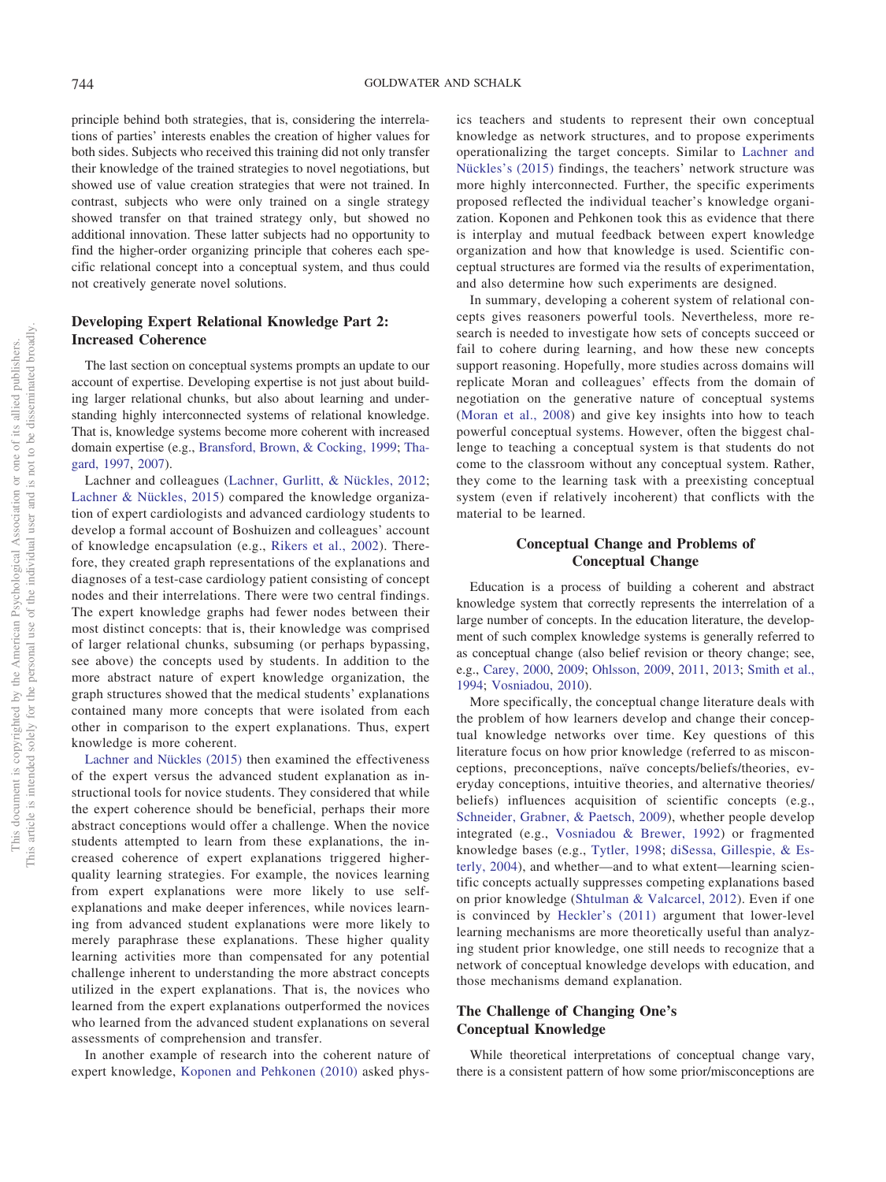principle behind both strategies, that is, considering the interrelations of parties' interests enables the creation of higher values for both sides. Subjects who received this training did not only transfer their knowledge of the trained strategies to novel negotiations, but showed use of value creation strategies that were not trained. In contrast, subjects who were only trained on a single strategy showed transfer on that trained strategy only, but showed no additional innovation. These latter subjects had no opportunity to find the higher-order organizing principle that coheres each specific relational concept into a conceptual system, and thus could not creatively generate novel solutions.

## Developing Expert Relational Knowledge Part 2: Increased Coherence

The last section on conceptual systems prompts an update to our account of expertise. Developing expertise is not just about building larger relational chunks, but also about learning and understanding highly interconnected systems of relational knowledge. That is, knowledge systems become more coherent with increased domain expertise (e.g., Bransford, Brown, & Cocking, 1999; Thagard, 1997, 2007).

Lachner and colleagues (Lachner, Gurlitt, & Nückles, 2012; Lachner & Nückles, 2015) compared the knowledge organization of expert cardiologists and advanced cardiology students to develop a formal account of Boshuizen and colleagues' account of knowledge encapsulation (e.g., Rikers et al., 2002). Therefore, they created graph representations of the explanations and diagnoses of a test-case cardiology patient consisting of concept nodes and their interrelations. There were two central findings. The expert knowledge graphs had fewer nodes between their most distinct concepts: that is, their knowledge was comprised of larger relational chunks, subsuming (or perhaps bypassing, see above) the concepts used by students. In addition to the more abstract nature of expert knowledge organization, the graph structures showed that the medical students' explanations contained many more concepts that were isolated from each other in comparison to the expert explanations. Thus, expert knowledge is more coherent.

Lachner and Nückles (2015) then examined the effectiveness of the expert versus the advanced student explanation as instructional tools for novice students. They considered that while the expert coherence should be beneficial, perhaps their more abstract conceptions would offer a challenge. When the novice students attempted to learn from these explanations, the increased coherence of expert explanations triggered higher-quality learning strategies. For example, the novices learning from expert explanations were more likely to use self-explanations and make deeper inferences, while novices learning from advanced student explanations were more likely to merely paraphrase these explanations. These higher quality learning activities more than compensated for any potential challenge inherent to understanding the more abstract concepts utilized in the expert explanations. That is, the novices who learned from the expert explanations outperformed the novices who learned from the advanced student explanations on several assessments of comprehension and transfer.

In another example of research into the coherent nature of expert knowledge, Koponen and Pehkonen (2010) asked physics teachers and students to represent their own conceptual knowledge as network structures, and to propose experiments operationalizing the target concepts. Similar to Lachner and Nückles's (2015) findings, the teachers' network structure was more highly interconnected. Further, the specific experiments proposed reflected the individual teacher's knowledge organization. Koponen and Pehkonen took this as evidence that there is interplay and mutual feedback between expert knowledge organization and how that knowledge is used. Scientific conceptual structures are formed via the results of experimentation, and also determine how such experiments are designed.

In summary, developing a coherent system of relational concepts gives reasoners powerful tools. Nevertheless, more research is needed to investigate how sets of concepts succeed or fail to cohere during learning, and how these new concepts support reasoning. Hopefully, more studies across domains will replicate Moran and colleagues' effects from the domain of negotiation on the generative nature of conceptual systems (Moran et al., 2008) and give key insights into how to teach powerful conceptual systems. However, often the biggest challenge to teaching a conceptual system is that students do not come to the classroom without any conceptual system. Rather, they come to the learning task with a preexisting conceptual system (even if relatively incoherent) that conflicts with the material to be learned.

# Conceptual Change and Problems of Conceptual Change

Education is a process of building a coherent and abstract knowledge system that correctly represents the interrelation of a large number of concepts. In the education literature, the development of such complex knowledge systems is generally referred to as conceptual change (also belief revision or theory change; see, e.g., Carey, 2000, 2009; Ohlsson, 2009, 2011, 2013; Smith et al., 1994; Vosniadou, 2010).

More specifically, the conceptual change literature deals with the problem of how learners develop and change their conceptual knowledge networks over time. Key questions of this literature focus on how prior knowledge (referred to as misconceptions, preconceptions, naïve concepts/beliefs/theories, everyday conceptions, intuitive theories, and alternative theories/beliefs) influences acquisition of scientific concepts (e.g., Schneider, Grabner, & Paetsch, 2009), whether people develop integrated (e.g., Vosniadou & Brewer, 1992) or fragmented knowledge bases (e.g., Tytler, 1998; diSessa, Gillespie, & Esterly, 2004), and whether—and to what extent—learning scientific concepts actually suppresses competing explanations based on prior knowledge (Shtulman & Valcarcel, 2012). Even if one is convinced by Heckler's (2011) argument that lower-level learning mechanisms are more theoretically useful than analyzing student prior knowledge, one still needs to recognize that a network of conceptual knowledge develops with education, and those mechanisms demand explanation.

## The Challenge of Changing One's Conceptual Knowledge

While theoretical interpretations of conceptual change vary, there is a consistent pattern of how some prior/misconceptions are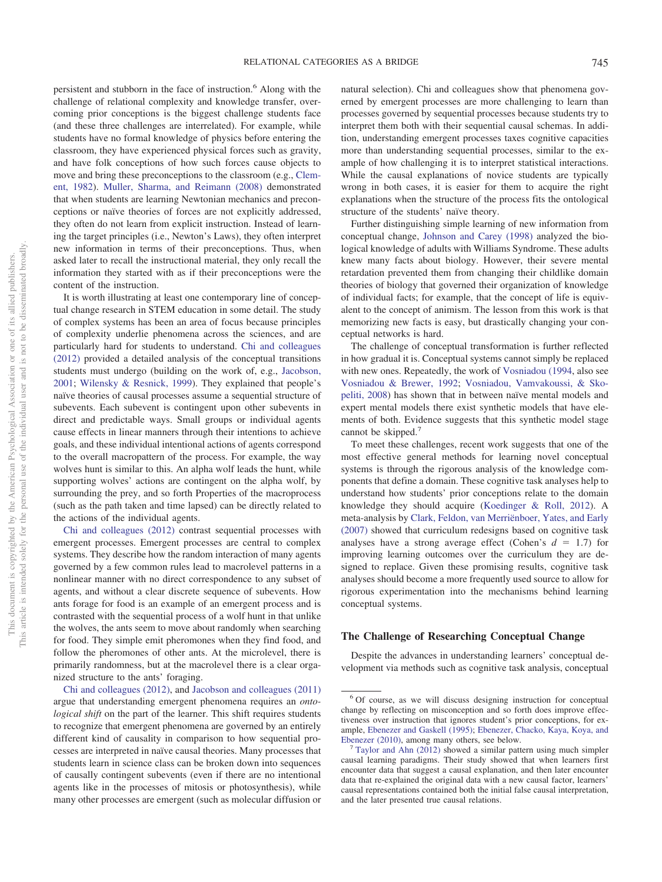persistent and stubborn in the face of instruction.[6] Along with the challenge of relational complexity and knowledge transfer, overcoming prior conceptions is the biggest challenge students face (and these three challenges are interrelated). For example, while students have no formal knowledge of physics before entering the classroom, they have experienced physical forces such as gravity, and have folk conceptions of how such forces cause objects to move and bring these preconceptions to the classroom (e.g., Clement, 1982). Muller, Sharma, and Reimann (2008) demonstrated that when students are learning Newtonian mechanics and preconceptions or naïve theories of forces are not explicitly addressed, they often do not learn from explicit instruction. Instead of learning the target principles (i.e., Newton's Laws), they often interpret new information in terms of their preconceptions. Thus, when asked later to recall the instructional material, they only recall the information they started with as if their preconceptions were the content of the instruction.

It is worth illustrating at least one contemporary line of conceptual change research in STEM education in some detail. The study of complex systems has been an area of focus because principles of complexity underlie phenomena across the sciences, and are particularly hard for students to understand. Chi and colleagues (2012) provided a detailed analysis of the conceptual transitions students must undergo (building on the work of, e.g., Jacobson, 2001; Wilensky & Resnick, 1999). They explained that people's naïve theories of causal processes assume a sequential structure of subevents. Each subevent is contingent upon other subevents in direct and predictable ways. Small groups or individual agents cause effects in linear manners through their intentions to achieve goals, and these individual intentional actions of agents correspond to the overall macropattern of the process. For example, the way wolves hunt is similar to this. An alpha wolf leads the hunt, while supporting wolves' actions are contingent on the alpha wolf, by surrounding the prey, and so forth Properties of the macroprocess (such as the path taken and time lapsed) can be directly related to the actions of the individual agents.

Chi and colleagues (2012) contrast sequential processes with emergent processes. Emergent processes are central to complex systems. They describe how the random interaction of many agents governed by a few common rules lead to macrolevel patterns in a nonlinear manner with no direct correspondence to any subset of agents, and without a clear discrete sequence of subevents. How ants forage for food is an example of an emergent process and is contrasted with the sequential process of a wolf hunt in that unlike the wolves, the ants seem to move about randomly when searching for food. They simple emit pheromones when they find food, and follow the pheromones of other ants. At the microlevel, there is primarily randomness, but at the macrolevel there is a clear organized structure to the ants' foraging.

Chi and colleagues (2012), and Jacobson and colleagues (2011) argue that understanding emergent phenomena requires an *ontological shift* on the part of the learner. This shift requires students to recognize that emergent phenomena are governed by an entirely different kind of causality in comparison to how sequential processes are interpreted in naïve causal theories. Many processes that students learn in science class can be broken down into sequences of causally contingent subevents (even if there are no intentional agents like in the processes of mitosis or photosynthesis), while many other processes are emergent (such as molecular diffusion or natural selection). Chi and colleagues show that phenomena governed by emergent processes are more challenging to learn than processes governed by sequential processes because students try to interpret them both with their sequential causal schemas. In addition, understanding emergent processes taxes cognitive capacities more than understanding sequential processes, similar to the example of how challenging it is to interpret statistical interactions. While the causal explanations of novice students are typically wrong in both cases, it is easier for them to acquire the right explanations when the structure of the process fits the ontological structure of the students' naïve theory.

Further distinguishing simple learning of new information from conceptual change, Johnson and Carey (1998) analyzed the biological knowledge of adults with Williams Syndrome. These adults knew many facts about biology. However, their severe mental retardation prevented them from changing their childlike domain theories of biology that governed their organization of knowledge of individual facts; for example, that the concept of life is equivalent to the concept of animism. The lesson from this work is that memorizing new facts is easy, but drastically changing your conceptual networks is hard.

The challenge of conceptual transformation is further reflected in how gradual it is. Conceptual systems cannot simply be replaced with new ones. Repeatedly, the work of Vosniadou (1994, also see Vosniadou & Brewer, 1992; Vosniadou, Vamvakoussi, & Skopeliti, 2008) has shown that in between naïve mental models and expert mental models there exist synthetic models that have elements of both. Evidence suggests that this synthetic model stage cannot be skipped.[7]

To meet these challenges, recent work suggests that one of the most effective general methods for learning novel conceptual systems is through the rigorous analysis of the knowledge components that define a domain. These cognitive task analyses help to understand how students' prior conceptions relate to the domain knowledge they should acquire (Koedinger & Roll, 2012). A meta-analysis by Clark, Feldon, van Merriënboer, Yates, and Early (2007) showed that curriculum redesigns based on cognitive task analyses have a strong average effect (Cohen's $d = 1.7$) for improving learning outcomes over the curriculum they are designed to replace. Given these promising results, cognitive task analyses should become a more frequently used source to allow for rigorous experimentation into the mechanisms behind learning conceptual systems.

## The Challenge of Researching Conceptual Change

Despite the advances in understanding learners' conceptual development via methods such as cognitive task analysis, conceptual

[6] Of course, as we will discuss designing instruction for conceptual change by reflecting on misconception and so forth does improve effectiveness over instruction that ignores student's prior conceptions, for example, Ebenezer and Gaskell (1995); Ebenezer, Chacko, Kaya, Koya, and Ebenezer (2010), among many others, see below.

[7] Taylor and Ahn (2012) showed a similar pattern using much simpler causal learning paradigms. Their study showed that when learners first encounter data that suggest a causal explanation, and then later encounter data that re-explained the original data with a new causal factor, learners' causal representations contained both the initial false causal interpretation, and the later presented true causal relations.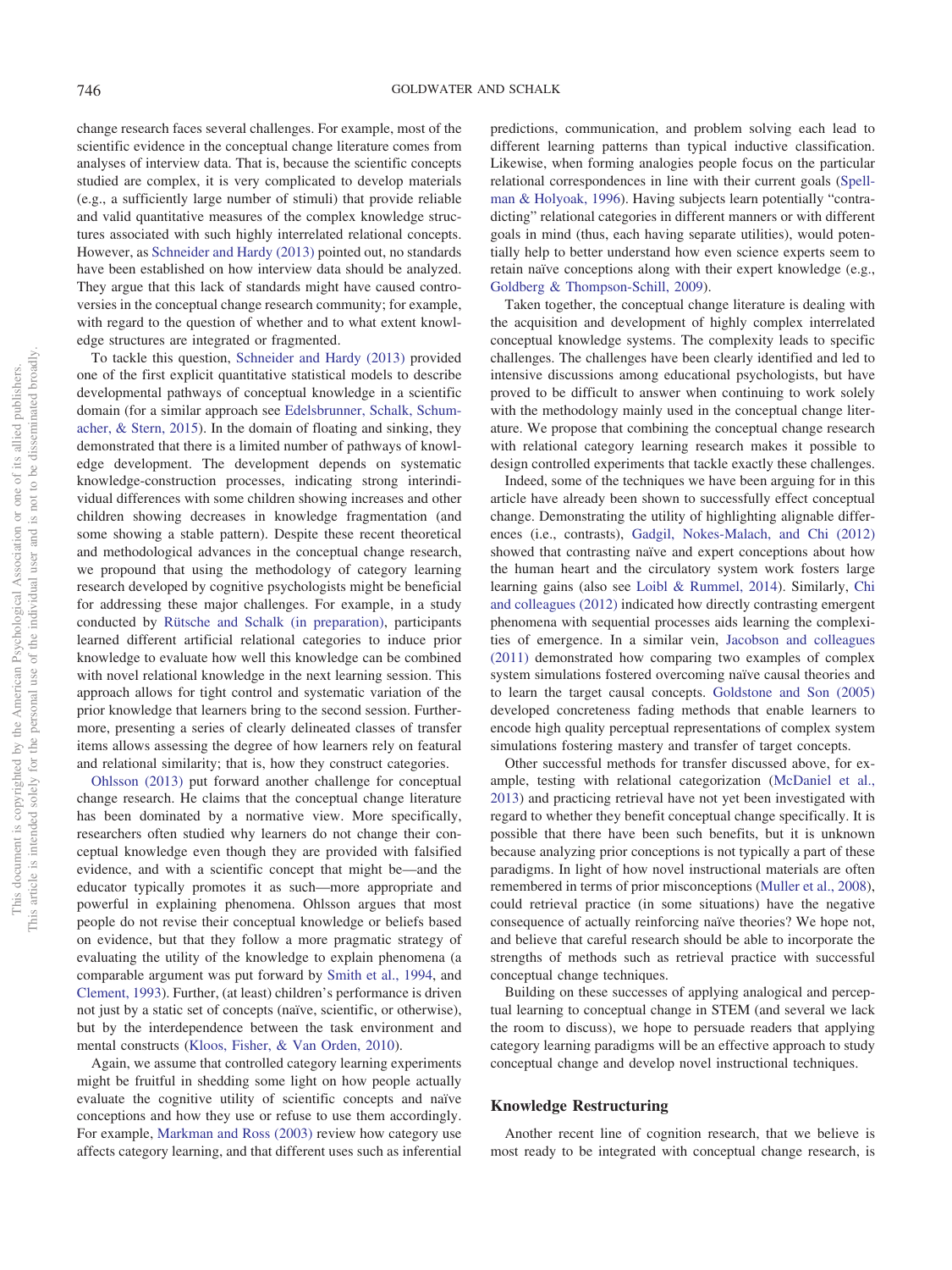change research faces several challenges. For example, most of the scientific evidence in the conceptual change literature comes from analyses of interview data. That is, because the scientific concepts studied are complex, it is very complicated to develop materials (e.g., a sufficiently large number of stimuli) that provide reliable and valid quantitative measures of the complex knowledge structures associated with such highly interrelated relational concepts. However, as Schneider and Hardy (2013) pointed out, no standards have been established on how interview data should be analyzed. They argue that this lack of standards might have caused controversies in the conceptual change research community; for example, with regard to the question of whether and to what extent knowledge structures are integrated or fragmented.

To tackle this question, Schneider and Hardy (2013) provided one of the first explicit quantitative statistical models to describe developmental pathways of conceptual knowledge in a scientific domain (for a similar approach see Edelsbrunner, Schalk, Schumacher, & Stern, 2015). In the domain of floating and sinking, they demonstrated that there is a limited number of pathways of knowledge development. The development depends on systematic knowledge-construction processes, indicating strong interindividual differences with some children showing increases and other children showing decreases in knowledge fragmentation (and some showing a stable pattern). Despite these recent theoretical and methodological advances in the conceptual change research, we propound that using the methodology of category learning research developed by cognitive psychologists might be beneficial for addressing these major challenges. For example, in a study conducted by Rütsche and Schalk (in preparation), participants learned different artificial relational categories to induce prior knowledge to evaluate how well this knowledge can be combined with novel relational knowledge in the next learning session. This approach allows for tight control and systematic variation of the prior knowledge that learners bring to the second session. Furthermore, presenting a series of clearly delineated classes of transfer items allows assessing the degree of how learners rely on featural and relational similarity; that is, how they construct categories.

Ohlsson (2013) put forward another challenge for conceptual change research. He claims that the conceptual change literature has been dominated by a normative view. More specifically, researchers often studied why learners do not change their conceptual knowledge even though they are provided with falsified evidence, and with a scientific concept that might be—and the educator typically promotes it as such—more appropriate and powerful in explaining phenomena. Ohlsson argues that most people do not revise their conceptual knowledge or beliefs based on evidence, but that they follow a more pragmatic strategy of evaluating the utility of the knowledge to explain phenomena (a comparable argument was put forward by Smith et al., 1994, and Clement, 1993). Further, (at least) children's performance is driven not just by a static set of concepts (naïve, scientific, or otherwise), but by the interdependence between the task environment and mental constructs (Kloos, Fisher, & Van Orden, 2010).

Again, we assume that controlled category learning experiments might be fruitful in shedding some light on how people actually evaluate the cognitive utility of scientific concepts and naïve conceptions and how they use or refuse to use them accordingly. For example, Markman and Ross (2003) review how category use affects category learning, and that different uses such as inferential predictions, communication, and problem solving each lead to different learning patterns than typical inductive classification. Likewise, when forming analogies people focus on the particular relational correspondences in line with their current goals (Spellman & Holyoak, 1996). Having subjects learn potentially "contradicting" relational categories in different manners or with different goals in mind (thus, each having separate utilities), would potentially help to better understand how even science experts seem to retain naïve conceptions along with their expert knowledge (e.g., Goldberg & Thompson-Schill, 2009).

Taken together, the conceptual change literature is dealing with the acquisition and development of highly complex interrelated conceptual knowledge systems. The complexity leads to specific challenges. The challenges have been clearly identified and led to intensive discussions among educational psychologists, but have proved to be difficult to answer when continuing to work solely with the methodology mainly used in the conceptual change literature. We propose that combining the conceptual change research with relational category learning research makes it possible to design controlled experiments that tackle exactly these challenges.

Indeed, some of the techniques we have been arguing for in this article have already been shown to successfully effect conceptual change. Demonstrating the utility of highlighting alignable differences (i.e., contrasts), Gadgil, Nokes-Malach, and Chi (2012) showed that contrasting naïve and expert conceptions about how the human heart and the circulatory system work fosters large learning gains (also see Loibl & Rummel, 2014). Similarly, Chi and colleagues (2012) indicated how directly contrasting emergent phenomena with sequential processes aids learning the complexities of emergence. In a similar vein, Jacobson and colleagues (2011) demonstrated how comparing two examples of complex system simulations fostered overcoming naïve causal theories and to learn the target causal concepts. Goldstone and Son (2005) developed concreteness fading methods that enable learners to encode high quality perceptual representations of complex system simulations fostering mastery and transfer of target concepts.

Other successful methods for transfer discussed above, for example, testing with relational categorization (McDaniel et al., 2013) and practicing retrieval have not yet been investigated with regard to whether they benefit conceptual change specifically. It is possible that there have been such benefits, but it is unknown because analyzing prior conceptions is not typically a part of these paradigms. In light of how novel instructional materials are often remembered in terms of prior misconceptions (Muller et al., 2008), could retrieval practice (in some situations) have the negative consequence of actually reinforcing naïve theories? We hope not, and believe that careful research should be able to incorporate the strengths of methods such as retrieval practice with successful conceptual change techniques.

Building on these successes of applying analogical and perceptual learning to conceptual change in STEM (and several we lack the room to discuss), we hope to persuade readers that applying category learning paradigms will be an effective approach to study conceptual change and develop novel instructional techniques.

## Knowledge Restructuring

Another recent line of cognition research, that we believe is most ready to be integrated with conceptual change research, is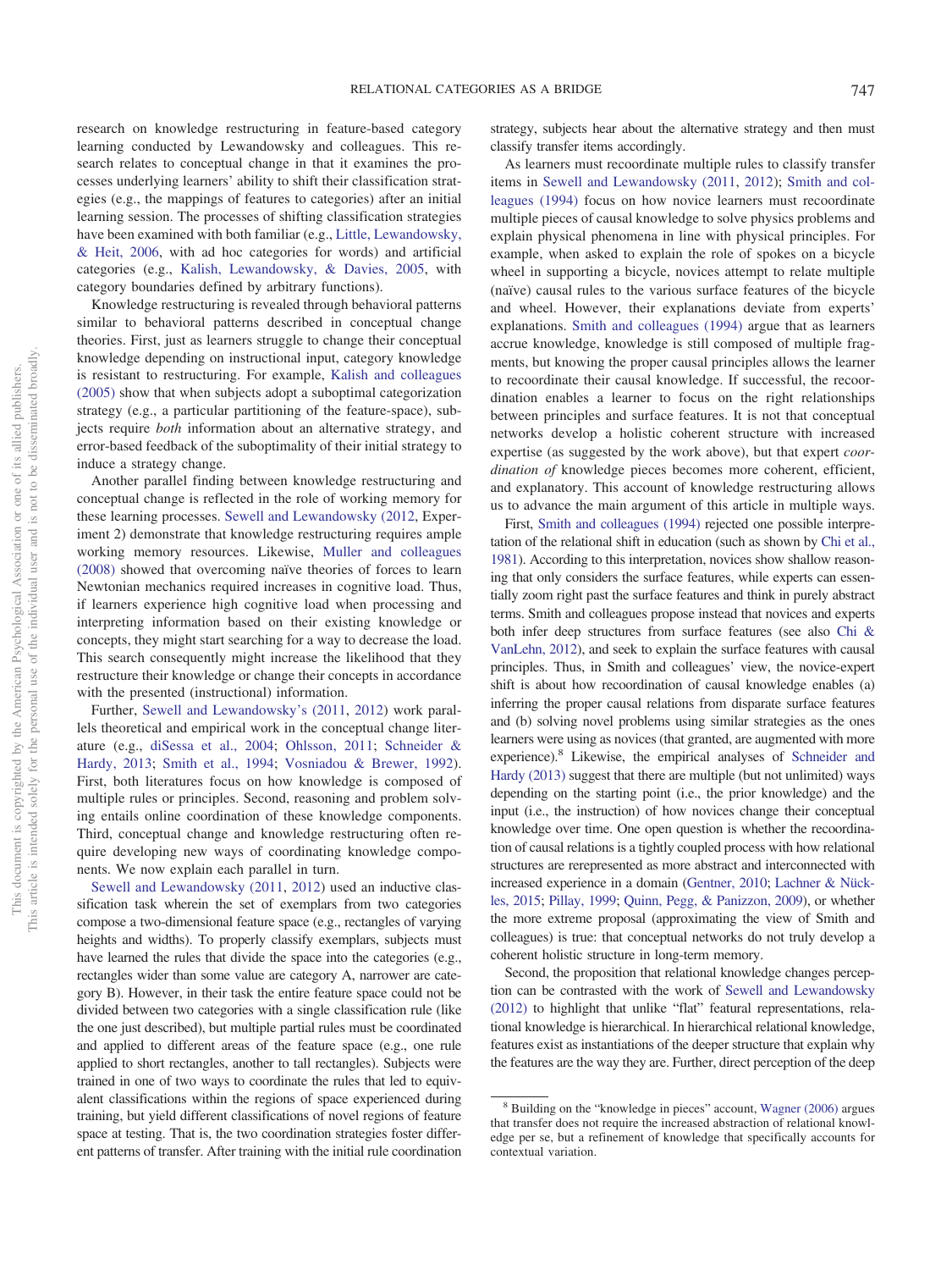research on knowledge restructuring in feature-based category learning conducted by Lewandowsky and colleagues. This research relates to conceptual change in that it examines the processes underlying learners' ability to shift their classification strategies (e.g., the mappings of features to categories) after an initial learning session. The processes of shifting classification strategies have been examined with both familiar (e.g., Little, Lewandowsky, & Heit, 2006, with ad hoc categories for words) and artificial categories (e.g., Kalish, Lewandowsky, & Davies, 2005, with category boundaries defined by arbitrary functions).

Knowledge restructuring is revealed through behavioral patterns similar to behavioral patterns described in conceptual change theories. First, just as learners struggle to change their conceptual knowledge depending on instructional input, category knowledge is resistant to restructuring. For example, Kalish and colleagues (2005) show that when subjects adopt a suboptimal categorization strategy (e.g., a particular partitioning of the feature-space), subjects require *both* information about an alternative strategy, and error-based feedback of the suboptimality of their initial strategy to induce a strategy change.

Another parallel finding between knowledge restructuring and conceptual change is reflected in the role of working memory for these learning processes. Sewell and Lewandowsky (2012, Experiment 2) demonstrate that knowledge restructuring requires ample working memory resources. Likewise, Muller and colleagues (2008) showed that overcoming naïve theories of forces to learn Newtonian mechanics required increases in cognitive load. Thus, if learners experience high cognitive load when processing and interpreting information based on their existing knowledge or concepts, they might start searching for a way to decrease the load. This search consequently might increase the likelihood that they restructure their knowledge or change their concepts in accordance with the presented (instructional) information.

Further, Sewell and Lewandowsky's (2011, 2012) work parallels theoretical and empirical work in the conceptual change literature (e.g., diSessa et al., 2004; Ohlsson, 2011; Schneider & Hardy, 2013; Smith et al., 1994; Vosniadou & Brewer, 1992). First, both literatures focus on how knowledge is composed of multiple rules or principles. Second, reasoning and problem solving entails online coordination of these knowledge components. Third, conceptual change and knowledge restructuring often require developing new ways of coordinating knowledge components. We now explain each parallel in turn.

Sewell and Lewandowsky (2011, 2012) used an inductive classification task wherein the set of exemplars from two categories compose a two-dimensional feature space (e.g., rectangles of varying heights and widths). To properly classify exemplars, subjects must have learned the rules that divide the space into the categories (e.g., rectangles wider than some value are category A, narrower are category B). However, in their task the entire feature space could not be divided between two categories with a single classification rule (like the one just described), but multiple partial rules must be coordinated and applied to different areas of the feature space (e.g., one rule applied to short rectangles, another to tall rectangles). Subjects were trained in one of two ways to coordinate the rules that led to equivalent classifications within the regions of space experienced during training, but yield different classifications of novel regions of feature space at testing. That is, the two coordination strategies foster different patterns of transfer. After training with the initial rule coordination strategy, subjects hear about the alternative strategy and then must classify transfer items accordingly.

As learners must recoordinate multiple rules to classify transfer items in Sewell and Lewandowsky (2011, 2012); Smith and colleagues (1994) focus on how novice learners must recoordinate multiple pieces of causal knowledge to solve physics problems and explain physical phenomena in line with physical principles. For example, when asked to explain the role of spokes on a bicycle wheel in supporting a bicycle, novices attempt to relate multiple (naïve) causal rules to the various surface features of the bicycle and wheel. However, their explanations deviate from experts' explanations. Smith and colleagues (1994) argue that as learners accrue knowledge, knowledge is still composed of multiple fragments, but knowing the proper causal principles allows the learner to recoordinate their causal knowledge. If successful, the recoordination enables a learner to focus on the right relationships between principles and surface features. It is not that conceptual networks develop a holistic coherent structure with increased expertise (as suggested by the work above), but that expert *coordination of* knowledge pieces becomes more coherent, efficient, and explanatory. This account of knowledge restructuring allows us to advance the main argument of this article in multiple ways.

First, Smith and colleagues (1994) rejected one possible interpretation of the relational shift in education (such as shown by Chi et al., 1981). According to this interpretation, novices show shallow reasoning that only considers the surface features, while experts can essentially zoom right past the surface features and think in purely abstract terms. Smith and colleagues propose instead that novices and experts both infer deep structures from surface features (see also Chi & VanLehn, 2012), and seek to explain the surface features with causal principles. Thus, in Smith and colleagues' view, the novice-expert shift is about how recoordination of causal knowledge enables (a) inferring the proper causal relations from disparate surface features and (b) solving novel problems using similar strategies as the ones learners were using as novices (that granted, are augmented with more experience).[8] Likewise, the empirical analyses of Schneider and Hardy (2013) suggest that there are multiple (but not unlimited) ways depending on the starting point (i.e., the prior knowledge) and the input (i.e., the instruction) of how novices change their conceptual knowledge over time. One open question is whether the recoordination of causal relations is a tightly coupled process with how relational structures are rerepresented as more abstract and interconnected with increased experience in a domain (Gentner, 2010; Lachner & Nückles, 2015; Pillay, 1999; Quinn, Pegg, & Panizzon, 2009), or whether the more extreme proposal (approximating the view of Smith and colleagues) is true: that conceptual networks do not truly develop a coherent holistic structure in long-term memory.

Second, the proposition that relational knowledge changes perception can be contrasted with the work of Sewell and Lewandowsky (2012) to highlight that unlike "flat" featural representations, relational knowledge is hierarchical. In hierarchical relational knowledge, features exist as instantiations of the deeper structure that explain why the features are the way they are. Further, direct perception of the deep

[8] Building on the "knowledge in pieces" account, Wagner (2006) argues that transfer does not require the increased abstraction of relational knowledge per se, but a refinement of knowledge that specifically accounts for contextual variation.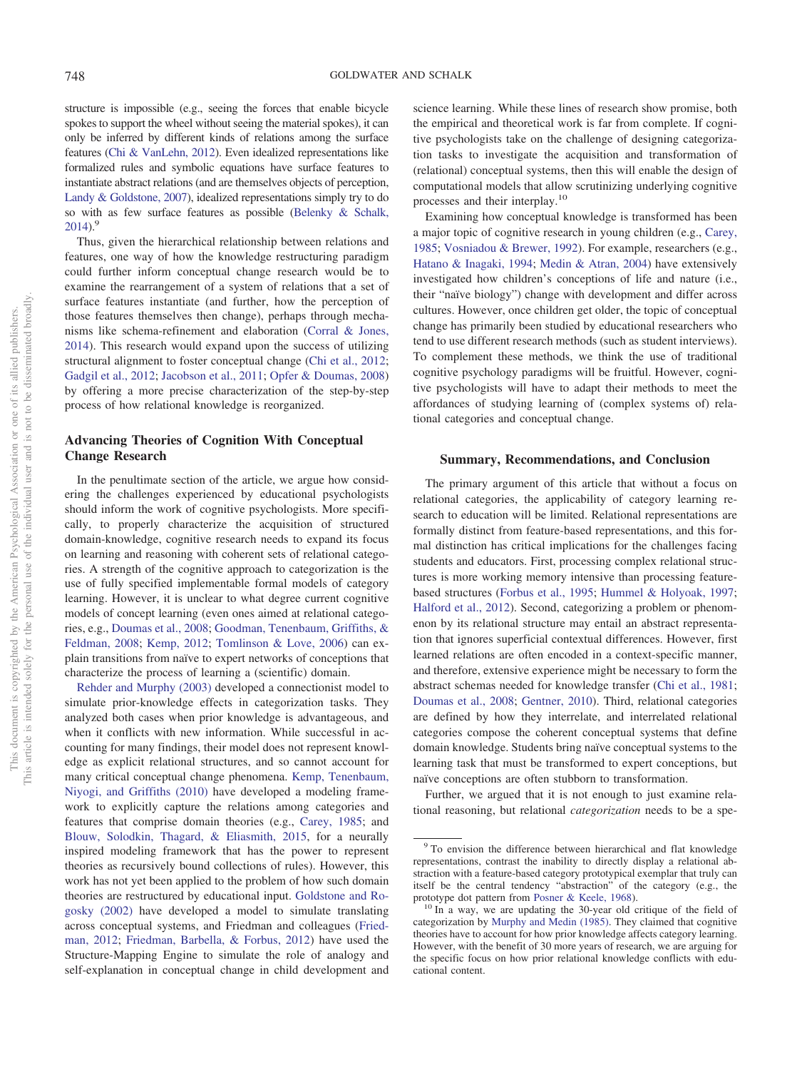structure is impossible (e.g., seeing the forces that enable bicycle spokes to support the wheel without seeing the material spokes), it can only be inferred by different kinds of relations among the surface features (Chi & VanLehn, 2012). Even idealized representations like formalized rules and symbolic equations have surface features to instantiate abstract relations (and are themselves objects of perception, Landy & Goldstone, 2007), idealized representations simply try to do so with as few surface features as possible (Belenky & Schalk, 2014).[9]

Thus, given the hierarchical relationship between relations and features, one way of how the knowledge restructuring paradigm could further inform conceptual change research would be to examine the rearrangement of a system of relations that a set of surface features instantiate (and further, how the perception of those features themselves then change), perhaps through mechanisms like schema-refinement and elaboration (Corral & Jones, 2014). This research would expand upon the success of utilizing structural alignment to foster conceptual change (Chi et al., 2012; Gadgil et al., 2012; Jacobson et al., 2011; Opfer & Doumas, 2008) by offering a more precise characterization of the step-by-step process of how relational knowledge is reorganized.

## Advancing Theories of Cognition With Conceptual Change Research

In the penultimate section of the article, we argue how considering the challenges experienced by educational psychologists should inform the work of cognitive psychologists. More specifically, to properly characterize the acquisition of structured domain-knowledge, cognitive research needs to expand its focus on learning and reasoning with coherent sets of relational categories. A strength of the cognitive approach to categorization is the use of fully specified implementable formal models of category learning. However, it is unclear to what degree current cognitive models of concept learning (even ones aimed at relational categories, e.g., Doumas et al., 2008; Goodman, Tenenbaum, Griffiths, & Feldman, 2008; Kemp, 2012; Tomlinson & Love, 2006) can explain transitions from naïve to expert networks of conceptions that characterize the process of learning a (scientific) domain.

Rehder and Murphy (2003) developed a connectionist model to simulate prior-knowledge effects in categorization tasks. They analyzed both cases when prior knowledge is advantageous, and when it conflicts with new information. While successful in accounting for many findings, their model does not represent knowledge as explicit relational structures, and so cannot account for many critical conceptual change phenomena. Kemp, Tenenbaum, Niyogi, and Griffiths (2010) have developed a modeling framework to explicitly capture the relations among categories and features that comprise domain theories (e.g., Carey, 1985; and Blouw, Solodkin, Thagard, & Eliasmith, 2015, for a neurally inspired modeling framework that has the power to represent theories as recursively bound collections of rules). However, this work has not yet been applied to the problem of how such domain theories are restructured by educational input. Goldstone and Rogosky (2002) have developed a model to simulate translating across conceptual systems, and Friedman and colleagues (Friedman, 2012; Friedman, Barbella, & Forbus, 2012) have used the Structure-Mapping Engine to simulate the role of analogy and self-explanation in conceptual change in child development and science learning. While these lines of research show promise, both the empirical and theoretical work is far from complete. If cognitive psychologists take on the challenge of designing categorization tasks to investigate the acquisition and transformation of (relational) conceptual systems, then this will enable the design of computational models that allow scrutinizing underlying cognitive processes and their interplay.[10]

Examining how conceptual knowledge is transformed has been a major topic of cognitive research in young children (e.g., Carey, 1985; Vosniadou & Brewer, 1992). For example, researchers (e.g., Hatano & Inagaki, 1994; Medin & Atran, 2004) have extensively investigated how children's conceptions of life and nature (i.e., their "naïve biology") change with development and differ across cultures. However, once children get older, the topic of conceptual change has primarily been studied by educational researchers who tend to use different research methods (such as student interviews). To complement these methods, we think the use of traditional cognitive psychology paradigms will be fruitful. However, cognitive psychologists will have to adapt their methods to meet the affordances of studying learning of (complex systems of) relational categories and conceptual change.

## Summary, Recommendations, and Conclusion

The primary argument of this article that without a focus on relational categories, the applicability of category learning research to education will be limited. Relational representations are formally distinct from feature-based representations, and this formal distinction has critical implications for the challenges facing students and educators. First, processing complex relational structures is more working memory intensive than processing feature-based structures (Forbus et al., 1995; Hummel & Holyoak, 1997; Halford et al., 2012). Second, categorizing a problem or phenomenon by its relational structure may entail an abstract representation that ignores superficial contextual differences. However, first learned relations are often encoded in a context-specific manner, and therefore, extensive experience might be necessary to form the abstract schemas needed for knowledge transfer (Chi et al., 1981; Doumas et al., 2008; Gentner, 2010). Third, relational categories are defined by how they interrelate, and interrelated relational categories compose the coherent conceptual systems that define domain knowledge. Students bring naïve conceptual systems to the learning task that must be transformed to expert conceptions, but naïve conceptions are often stubborn to transformation.

Further, we argued that it is not enough to just examine relational reasoning, but relational *categorization* needs to be a spe-

[9] To envision the difference between hierarchical and flat knowledge representations, contrast the inability to directly display a relational abstraction with a feature-based category prototypical exemplar that truly can itself be the central tendency "abstraction" of the category (e.g., the prototype dot pattern from Posner & Keele, 1968).

[10] In a way, we are updating the 30-year old critique of the field of categorization by Murphy and Medin (1985). They claimed that cognitive theories have to account for how prior knowledge affects category learning. However, with the benefit of 30 more years of research, we are arguing for the specific focus on how prior relational knowledge conflicts with educational content.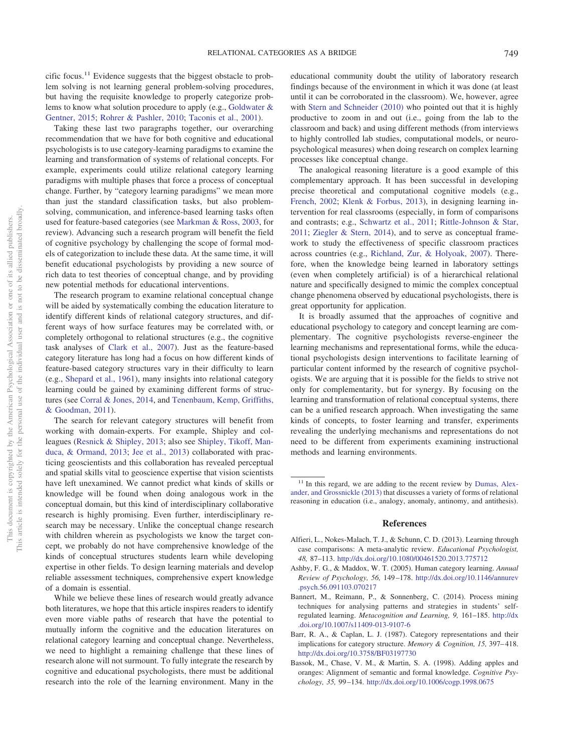cific focus.[11] Evidence suggests that the biggest obstacle to problem solving is not learning general problem-solving procedures, but having the requisite knowledge to properly categorize problems to know what solution procedure to apply (e.g., Goldwater & Gentner, 2015; Rohrer & Pashler, 2010; Taconis et al., 2001).

Taking these last two paragraphs together, our overarching recommendation that we have for both cognitive and educational psychologists is to use category-learning paradigms to examine the learning and transformation of systems of relational concepts. For example, experiments could utilize relational category learning paradigms with multiple phases that force a process of conceptual change. Further, by "category learning paradigms" we mean more than just the standard classification tasks, but also problem-solving, communication, and inference-based learning tasks often used for feature-based categories (see Markman & Ross, 2003, for review). Advancing such a research program will benefit the field of cognitive psychology by challenging the scope of formal models of categorization to include these data. At the same time, it will benefit educational psychologists by providing a new source of rich data to test theories of conceptual change, and by providing new potential methods for educational interventions.

The research program to examine relational conceptual change will be aided by systematically combing the education literature to identify different kinds of relational category structures, and different ways of how surface features may be correlated with, or completely orthogonal to relational structures (e.g., the cognitive task analyses of Clark et al., 2007). Just as the feature-based category literature has long had a focus on how different kinds of feature-based category structures vary in their difficulty to learn (e.g., Shepard et al., 1961), many insights into relational category learning could be gained by examining different forms of structures (see Corral & Jones, 2014, and Tenenbaum, Kemp, Griffiths, & Goodman, 2011).

The search for relevant category structures will benefit from working with domain-experts. For example, Shipley and colleagues (Resnick & Shipley, 2013; also see Shipley, Tikoff, Manduca, & Ormand, 2013; Jee et al., 2013) collaborated with practicing geoscientists and this collaboration has revealed perceptual and spatial skills vital to geoscience expertise that vision scientists have left unexamined. We cannot predict what kinds of skills or knowledge will be found when doing analogous work in the conceptual domain, but this kind of interdisciplinary collaborative research is highly promising. Even further, interdisciplinary research may be necessary. Unlike the conceptual change research with children wherein as psychologists we know the target concept, we probably do not have comprehensive knowledge of the kinds of conceptual structures students learn while developing expertise in other fields. To design learning materials and develop reliable assessment techniques, comprehensive expert knowledge of a domain is essential.

While we believe these lines of research would greatly advance both literatures, we hope that this article inspires readers to identify even more viable paths of research that have the potential to mutually inform the cognitive and the education literatures on relational category learning and conceptual change. Nevertheless, we need to highlight a remaining challenge that these lines of research alone will not surmount. To fully integrate the research by cognitive and educational psychologists, there must be additional research into the role of the learning environment. Many in the educational community doubt the utility of laboratory research findings because of the environment in which it was done (at least until it can be corroborated in the classroom). We, however, agree with Stern and Schneider (2010) who pointed out that it is highly productive to zoom in and out (i.e., going from the lab to the classroom and back) and using different methods (from interviews to highly controlled lab studies, computational models, or neuropsychological measures) when doing research on complex learning processes like conceptual change.

The analogical reasoning literature is a good example of this complementary approach. It has been successful in developing precise theoretical and computational cognitive models (e.g., French, 2002; Klenk & Forbus, 2013), in designing learning intervention for real classrooms (especially, in form of comparisons and contrasts; e.g., Schwartz et al., 2011; Rittle-Johnson & Star, 2011; Ziegler & Stern, 2014), and to serve as conceptual framework to study the effectiveness of specific classroom practices across countries (e.g., Richland, Zur, & Holyoak, 2007). Therefore, when the knowledge being learned in laboratory settings (even when completely artificial) is of a hierarchical relational nature and specifically designed to mimic the complex conceptual change phenomena observed by educational psychologists, there is great opportunity for application.

It is broadly assumed that the approaches of cognitive and educational psychology to category and concept learning are complementary. The cognitive psychologists reverse-engineer the learning mechanisms and representational forms, while the educational psychologists design interventions to facilitate learning of particular content informed by the research of cognitive psychologists. We are arguing that it is possible for the fields to strive not only for complementarity, but for synergy. By focusing on the learning and transformation of relational conceptual systems, there can be a unified research approach. When investigating the same kinds of concepts, to foster learning and transfer, experiments revealing the underlying mechanisms and representations do not need to be different from experiments examining instructional methods and learning environments.

[11] In this regard, we are adding to the recent review by Dumas, Alexander, and Grossnickle (2013) that discusses a variety of forms of relational reasoning in education (i.e., analogy, anomaly, antinomy, and antithesis).

## References

Alfieri, L., Nokes-Malach, T. J., & Schunn, C. D. (2013). Learning through case comparisons: A meta-analytic review. *Educational Psychologist, 48,* 87–113. http://dx.doi.org/10.1080/00461520.2013.775712

Ashby, F. G., & Maddox, W. T. (2005). Human category learning. *Annual Review of Psychology, 56,* 149–178. http://dx.doi.org/10.1146/annurev.psych.56.091103.070217

Bannert, M., Reimann, P., & Sonnenberg, C. (2014). Process mining techniques for analysing patterns and strategies in students' self-regulated learning. *Metacognition and Learning, 9,* 161–185. http://dx.doi.org/10.1007/s11409-013-9107-6

Barr, R. A., & Caplan, L. J. (1987). Category representations and their implications for category structure. *Memory & Cognition, 15,* 397–418. http://dx.doi.org/10.3758/BF03197730

Bassok, M., Chase, V. M., & Martin, S. A. (1998). Adding apples and oranges: Alignment of semantic and formal knowledge. *Cognitive Psychology, 35,* 99–134. http://dx.doi.org/10.1006/cogp.1998.0675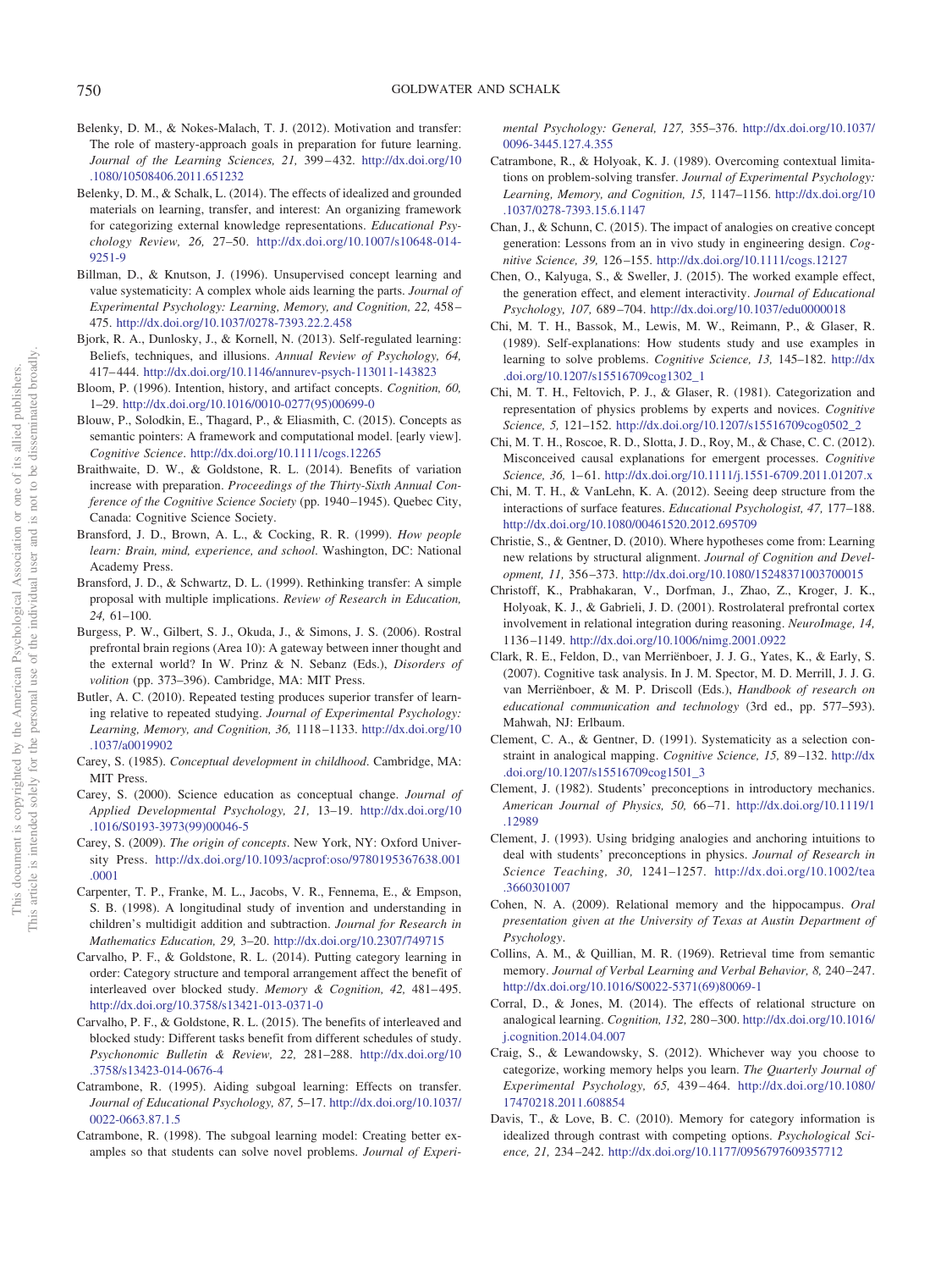Belenky, D. M., & Nokes-Malach, T. J. (2012). Motivation and transfer: The role of mastery-approach goals in preparation for future learning. *Journal of the Learning Sciences, 21,* 399–432. http://dx.doi.org/10.1080/10508406.2011.651232

Belenky, D. M., & Schalk, L. (2014). The effects of idealized and grounded materials on learning, transfer, and interest: An organizing framework for categorizing external knowledge representations. *Educational Psychology Review, 26,* 27–50. http://dx.doi.org/10.1007/s10648-014-9251-9

Billman, D., & Knutson, J. (1996). Unsupervised concept learning and value systematicity: A complex whole aids learning the parts. *Journal of Experimental Psychology: Learning, Memory, and Cognition, 22,* 458–475. http://dx.doi.org/10.1037/0278-7393.22.2.458

Bjork, R. A., Dunlosky, J., & Kornell, N. (2013). Self-regulated learning: Beliefs, techniques, and illusions. *Annual Review of Psychology, 64,* 417–444. http://dx.doi.org/10.1146/annurev-psych-113011-143823

Bloom, P. (1996). Intention, history, and artifact concepts. *Cognition, 60,* 1–29. http://dx.doi.org/10.1016/0010-0277(95)00699-0

Blouw, P., Solodkin, E., Thagard, P., & Eliasmith, C. (2015). Concepts as semantic pointers: A framework and computational model. [early view]. *Cognitive Science*. http://dx.doi.org/10.1111/cogs.12265

Braithwaite, D. W., & Goldstone, R. L. (2014). Benefits of variation increase with preparation. *Proceedings of the Thirty-Sixth Annual Conference of the Cognitive Science Society* (pp. 1940–1945). Quebec City, Canada: Cognitive Science Society.

Bransford, J. D., Brown, A. L., & Cocking, R. R. (1999). *How people learn: Brain, mind, experience, and school*. Washington, DC: National Academy Press.

Bransford, J. D., & Schwartz, D. L. (1999). Rethinking transfer: A simple proposal with multiple implications. *Review of Research in Education, 24,* 61–100.

Burgess, P. W., Gilbert, S. J., Okuda, J., & Simons, J. S. (2006). Rostral prefrontal brain regions (Area 10): A gateway between inner thought and the external world? In W. Prinz & N. Sebanz (Eds.), *Disorders of volition* (pp. 373–396). Cambridge, MA: MIT Press.

Butler, A. C. (2010). Repeated testing produces superior transfer of learning relative to repeated studying. *Journal of Experimental Psychology: Learning, Memory, and Cognition, 36,* 1118–1133. http://dx.doi.org/10.1037/a0019902

Carey, S. (1985). *Conceptual development in childhood*. Cambridge, MA: MIT Press.

Carey, S. (2000). Science education as conceptual change. *Journal of Applied Developmental Psychology, 21,* 13–19. http://dx.doi.org/10.1016/S0193-3973(99)00046-5

Carey, S. (2009). *The origin of concepts*. New York, NY: Oxford University Press. http://dx.doi.org/10.1093/acprof:oso/9780195367638.001.0001

Carpenter, T. P., Franke, M. L., Jacobs, V. R., Fennema, E., & Empson, S. B. (1998). A longitudinal study of invention and understanding in children's multidigit addition and subtraction. *Journal for Research in Mathematics Education, 29,* 3–20. http://dx.doi.org/10.2307/749715

Carvalho, P. F., & Goldstone, R. L. (2014). Putting category learning in order: Category structure and temporal arrangement affect the benefit of interleaved over blocked study. *Memory & Cognition, 42,* 481–495. http://dx.doi.org/10.3758/s13421-013-0371-0

Carvalho, P. F., & Goldstone, R. L. (2015). The benefits of interleaved and blocked study: Different tasks benefit from different schedules of study. *Psychonomic Bulletin & Review, 22,* 281–288. http://dx.doi.org/10.3758/s13423-014-0676-4

Catrambone, R. (1995). Aiding subgoal learning: Effects on transfer. *Journal of Educational Psychology, 87,* 5–17. http://dx.doi.org/10.1037/0022-0663.87.1.5

Catrambone, R. (1998). The subgoal learning model: Creating better examples so that students can solve novel problems. *Journal of Experimental Psychology: General, 127,* 355–376. http://dx.doi.org/10.1037/0096-3445.127.4.355

Catrambone, R., & Holyoak, K. J. (1989). Overcoming contextual limitations on problem-solving transfer. *Journal of Experimental Psychology: Learning, Memory, and Cognition, 15,* 1147–1156. http://dx.doi.org/10.1037/0278-7393.15.6.1147

Chan, J., & Schunn, C. (2015). The impact of analogies on creative concept generation: Lessons from an in vivo study in engineering design. *Cognitive Science, 39,* 126–155. http://dx.doi.org/10.1111/cogs.12127

Chen, O., Kalyuga, S., & Sweller, J. (2015). The worked example effect, the generation effect, and element interactivity. *Journal of Educational Psychology, 107,* 689–704. http://dx.doi.org/10.1037/edu0000018

Chi, M. T. H., Bassok, M., Lewis, M. W., Reimann, P., & Glaser, R. (1989). Self-explanations: How students study and use examples in learning to solve problems. *Cognitive Science, 13,* 145–182. http://dx.doi.org/10.1207/s15516709cog1302_1

Chi, M. T. H., Feltovich, P. J., & Glaser, R. (1981). Categorization and representation of physics problems by experts and novices. *Cognitive Science, 5,* 121–152. http://dx.doi.org/10.1207/s15516709cog0502_2

Chi, M. T. H., Roscoe, R. D., Slotta, J. D., Roy, M., & Chase, C. C. (2012). Misconceived causal explanations for emergent processes. *Cognitive Science, 36,* 1–61. http://dx.doi.org/10.1111/j.1551-6709.2011.01207.x

Chi, M. T. H., & VanLehn, K. A. (2012). Seeing deep structure from the interactions of surface features. *Educational Psychologist, 47,* 177–188. http://dx.doi.org/10.1080/00461520.2012.695709

Christie, S., & Gentner, D. (2010). Where hypotheses come from: Learning new relations by structural alignment. *Journal of Cognition and Development, 11,* 356–373. http://dx.doi.org/10.1080/15248371003700015

Christoff, K., Prabhakaran, V., Dorfman, J., Zhao, Z., Kroger, J. K., Holyoak, K. J., & Gabrieli, J. D. (2001). Rostrolateral prefrontal cortex involvement in relational integration during reasoning. *NeuroImage, 14,* 1136–1149. http://dx.doi.org/10.1006/nimg.2001.0922

Clark, R. E., Feldon, D., van Merriënboer, J. J. G., Yates, K., & Early, S. (2007). Cognitive task analysis. In J. M. Spector, M. D. Merrill, J. J. G. van Merriënboer, & M. P. Driscoll (Eds.), *Handbook of research on educational communication and technology* (3rd ed., pp. 577–593). Mahwah, NJ: Erlbaum.

Clement, C. A., & Gentner, D. (1991). Systematicity as a selection constraint in analogical mapping. *Cognitive Science, 15,* 89–132. http://dx.doi.org/10.1207/s15516709cog1501_3

Clement, J. (1982). Students' preconceptions in introductory mechanics. *American Journal of Physics, 50,* 66–71. http://dx.doi.org/10.1119/1.12989

Clement, J. (1993). Using bridging analogies and anchoring intuitions to deal with students' preconceptions in physics. *Journal of Research in Science Teaching, 30,* 1241–1257. http://dx.doi.org/10.1002/tea.3660301007

Cohen, N. A. (2009). Relational memory and the hippocampus. *Oral presentation given at the University of Texas at Austin Department of Psychology*.

Collins, A. M., & Quillian, M. R. (1969). Retrieval time from semantic memory. *Journal of Verbal Learning and Verbal Behavior, 8,* 240–247. http://dx.doi.org/10.1016/S0022-5371(69)80069-1

Corral, D., & Jones, M. (2014). The effects of relational structure on analogical learning. *Cognition, 132,* 280–300. http://dx.doi.org/10.1016/j.cognition.2014.04.007

Craig, S., & Lewandowsky, S. (2012). Whichever way you choose to categorize, working memory helps you learn. *The Quarterly Journal of Experimental Psychology, 65,* 439–464. http://dx.doi.org/10.1080/17470218.2011.608854

Davis, T., & Love, B. C. (2010). Memory for category information is idealized through contrast with competing options. *Psychological Science, 21,* 234–242. http://dx.doi.org/10.1177/0956797609357712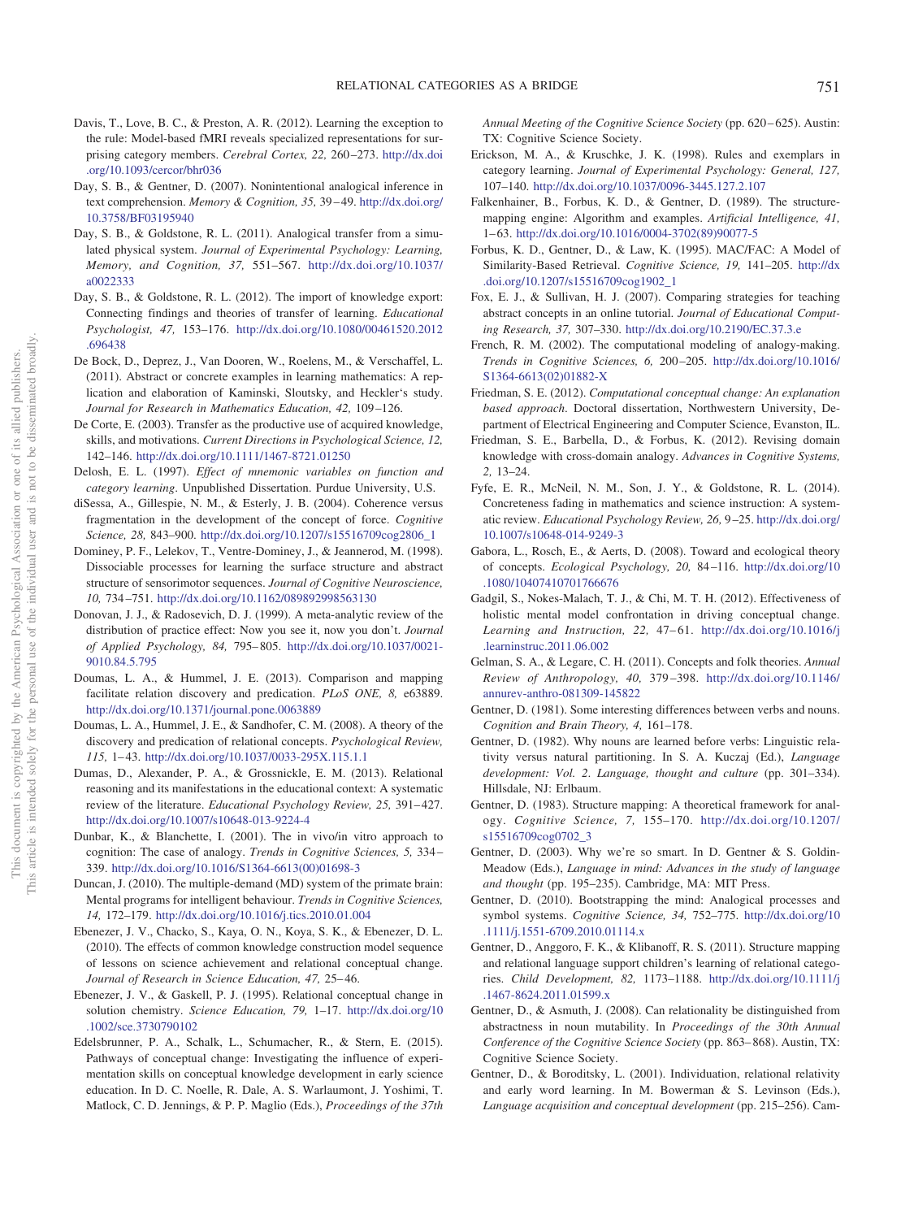Davis, T., Love, B. C., & Preston, A. R. (2012). Learning the exception to the rule: Model-based fMRI reveals specialized representations for surprising category members. *Cerebral Cortex, 22,* 260–273. http://dx.doi.org/10.1093/cercor/bhr036

Day, S. B., & Gentner, D. (2007). Nonintentional analogical inference in text comprehension. *Memory & Cognition, 35,* 39–49. http://dx.doi.org/10.3758/BF03195940

Day, S. B., & Goldstone, R. L. (2011). Analogical transfer from a simulated physical system. *Journal of Experimental Psychology: Learning, Memory, and Cognition, 37,* 551–567. http://dx.doi.org/10.1037/a0022333

Day, S. B., & Goldstone, R. L. (2012). The import of knowledge export: Connecting findings and theories of transfer of learning. *Educational Psychologist, 47,* 153–176. http://dx.doi.org/10.1080/00461520.2012.696438

De Bock, D., Deprez, J., Van Dooren, W., Roelens, M., & Verschaffel, L. (2011). Abstract or concrete examples in learning mathematics: A replication and elaboration of Kaminski, Sloutsky, and Heckler's study. *Journal for Research in Mathematics Education, 42,* 109–126.

De Corte, E. (2003). Transfer as the productive use of acquired knowledge, skills, and motivations. *Current Directions in Psychological Science, 12,* 142–146. http://dx.doi.org/10.1111/1467-8721.01250

Delosh, E. L. (1997). *Effect of mnemonic variables on function and category learning*. Unpublished Dissertation. Purdue University, U.S.

diSessa, A., Gillespie, N. M., & Esterly, J. B. (2004). Coherence versus fragmentation in the development of the concept of force. *Cognitive Science, 28,* 843–900. http://dx.doi.org/10.1207/s15516709cog2806_1

Dominey, P. F., Lelekov, T., Ventre-Dominey, J., & Jeannerod, M. (1998). Dissociable processes for learning the surface structure and abstract structure of sensorimotor sequences. *Journal of Cognitive Neuroscience, 10,* 734–751. http://dx.doi.org/10.1162/089892998563130

Donovan, J. J., & Radosevich, D. J. (1999). A meta-analytic review of the distribution of practice effect: Now you see it, now you don't. *Journal of Applied Psychology, 84,* 795–805. http://dx.doi.org/10.1037/0021-9010.84.5.795

Doumas, L. A., & Hummel, J. E. (2013). Comparison and mapping facilitate relation discovery and predication. *PLoS ONE, 8,* e63889. http://dx.doi.org/10.1371/journal.pone.0063889

Doumas, L. A., Hummel, J. E., & Sandhofer, C. M. (2008). A theory of the discovery and predication of relational concepts. *Psychological Review, 115,* 1–43. http://dx.doi.org/10.1037/0033-295X.115.1.1

Dumas, D., Alexander, P. A., & Grossnickle, E. M. (2013). Relational reasoning and its manifestations in the educational context: A systematic review of the literature. *Educational Psychology Review, 25,* 391–427. http://dx.doi.org/10.1007/s10648-013-9224-4

Dunbar, K., & Blanchette, I. (2001). The in vivo/in vitro approach to cognition: The case of analogy. *Trends in Cognitive Sciences, 5,* 334–339. http://dx.doi.org/10.1016/S1364-6613(00)01698-3

Duncan, J. (2010). The multiple-demand (MD) system of the primate brain: Mental programs for intelligent behaviour. *Trends in Cognitive Sciences, 14,* 172–179. http://dx.doi.org/10.1016/j.tics.2010.01.004

Ebenezer, J. V., Chacko, S., Kaya, O. N., Koya, S. K., & Ebenezer, D. L. (2010). The effects of common knowledge construction model sequence of lessons on science achievement and relational conceptual change. *Journal of Research in Science Education, 47,* 25–46.

Ebenezer, J. V., & Gaskell, P. J. (1995). Relational conceptual change in solution chemistry. *Science Education, 79,* 1–17. http://dx.doi.org/10.1002/sce.3730790102

Edelsbrunner, P. A., Schalk, L., Schumacher, R., & Stern, E. (2015). Pathways of conceptual change: Investigating the influence of experimentation skills on conceptual knowledge development in early science education. In D. C. Noelle, R. Dale, A. S. Warlaumont, J. Yoshimi, T. Matlock, C. D. Jennings, & P. P. Maglio (Eds.), *Proceedings of the 37th Annual Meeting of the Cognitive Science Society* (pp. 620–625). Austin: TX: Cognitive Science Society.

Erickson, M. A., & Kruschke, J. K. (1998). Rules and exemplars in category learning. *Journal of Experimental Psychology: General, 127,* 107–140. http://dx.doi.org/10.1037/0096-3445.127.2.107

Falkenhainer, B., Forbus, K. D., & Gentner, D. (1989). The structure-mapping engine: Algorithm and examples. *Artificial Intelligence, 41,* 1–63. http://dx.doi.org/10.1016/0004-3702(89)90077-5

Forbus, K. D., Gentner, D., & Law, K. (1995). MAC/FAC: A Model of Similarity-Based Retrieval. *Cognitive Science, 19,* 141–205. http://dx.doi.org/10.1207/s15516709cog1902_1

Fox, E. J., & Sullivan, H. J. (2007). Comparing strategies for teaching abstract concepts in an online tutorial. *Journal of Educational Computing Research, 37,* 307–330. http://dx.doi.org/10.2190/EC.37.3.e

French, R. M. (2002). The computational modeling of analogy-making. *Trends in Cognitive Sciences, 6,* 200–205. http://dx.doi.org/10.1016/S1364-6613(02)01882-X

Friedman, S. E. (2012). *Computational conceptual change: An explanation based approach*. Doctoral dissertation, Northwestern University, Department of Electrical Engineering and Computer Science, Evanston, IL.

Friedman, S. E., Barbella, D., & Forbus, K. (2012). Revising domain knowledge with cross-domain analogy. *Advances in Cognitive Systems, 2,* 13–24.

Fyfe, E. R., McNeil, N. M., Son, J. Y., & Goldstone, R. L. (2014). Concreteness fading in mathematics and science instruction: A systematic review. *Educational Psychology Review, 26,* 9–25. http://dx.doi.org/10.1007/s10648-014-9249-3

Gabora, L., Rosch, E., & Aerts, D. (2008). Toward and ecological theory of concepts. *Ecological Psychology, 20,* 84–116. http://dx.doi.org/10.1080/10407410701766676

Gadgil, S., Nokes-Malach, T. J., & Chi, M. T. H. (2012). Effectiveness of holistic mental model confrontation in driving conceptual change. *Learning and Instruction, 22,* 47–61. http://dx.doi.org/10.1016/j.learninstruc.2011.06.002

Gelman, S. A., & Legare, C. H. (2011). Concepts and folk theories. *Annual Review of Anthropology, 40,* 379–398. http://dx.doi.org/10.1146/annurev-anthro-081309-145822

Gentner, D. (1981). Some interesting differences between verbs and nouns. *Cognition and Brain Theory, 4,* 161–178.

Gentner, D. (1982). Why nouns are learned before verbs: Linguistic relativity versus natural partitioning. In S. A. Kuczaj (Ed.), *Language development: Vol. 2. Language, thought and culture* (pp. 301–334). Hillsdale, NJ: Erlbaum.

Gentner, D. (1983). Structure mapping: A theoretical framework for analogy. *Cognitive Science, 7,* 155–170. http://dx.doi.org/10.1207/s15516709cog0702_3

Gentner, D. (2003). Why we're so smart. In D. Gentner & S. Goldin-Meadow (Eds.), *Language in mind: Advances in the study of language and thought* (pp. 195–235). Cambridge, MA: MIT Press.

Gentner, D. (2010). Bootstrapping the mind: Analogical processes and symbol systems. *Cognitive Science, 34,* 752–775. http://dx.doi.org/10.1111/j.1551-6709.2010.01114.x

Gentner, D., Anggoro, F. K., & Klibanoff, R. S. (2011). Structure mapping and relational language support children's learning of relational categories. *Child Development, 82,* 1173–1188. http://dx.doi.org/10.1111/j.1467-8624.2011.01599.x

Gentner, D., & Asmuth, J. (2008). Can relationality be distinguished from abstractness in noun mutability. In *Proceedings of the 30th Annual Conference of the Cognitive Science Society* (pp. 863–868). Austin, TX: Cognitive Science Society.

Gentner, D., & Boroditsky, L. (2001). Individuation, relational relativity and early word learning. In M. Bowerman & S. Levinson (Eds.), *Language acquisition and conceptual development* (pp. 215–256). Cam-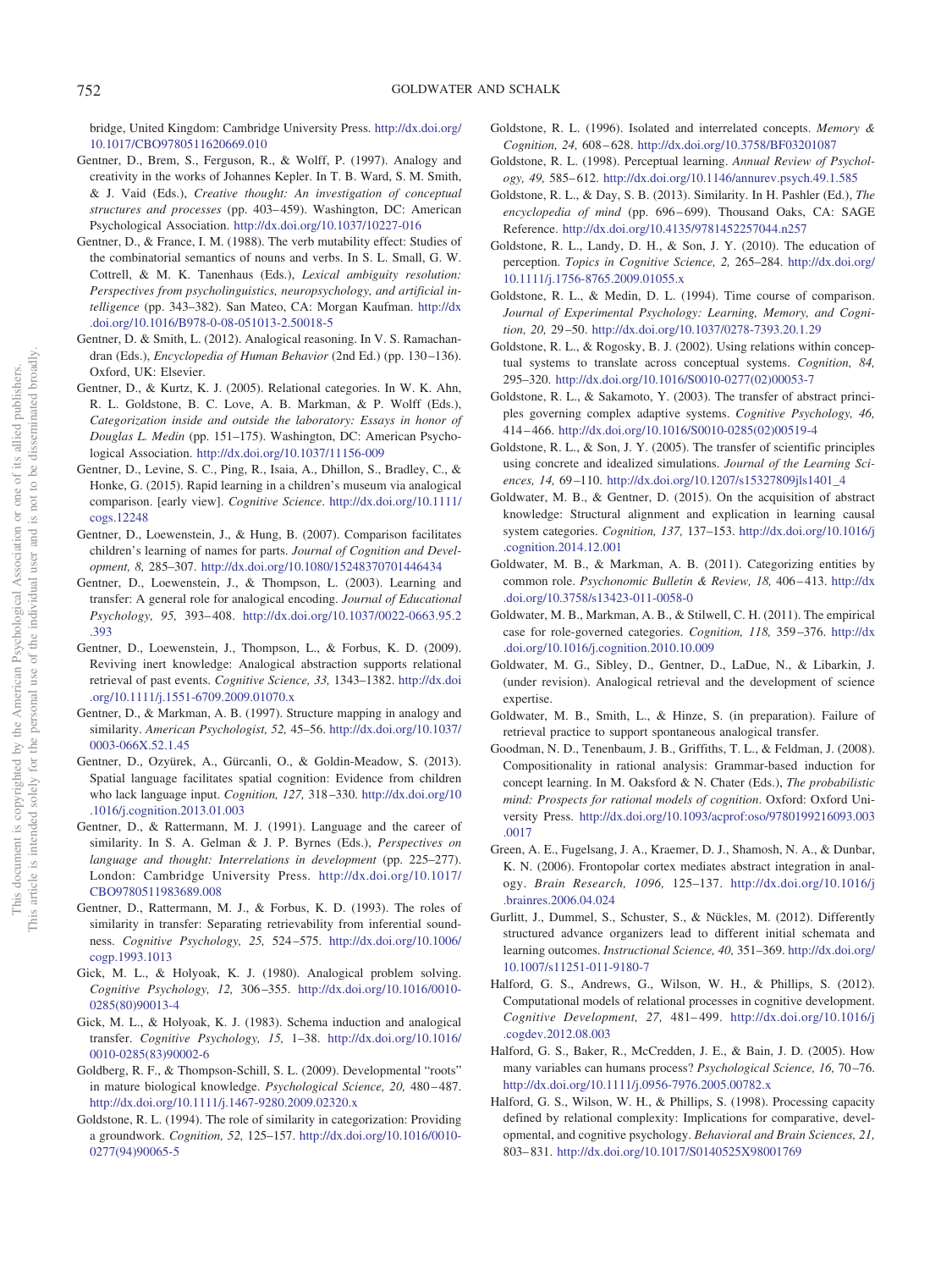bridge, United Kingdom: Cambridge University Press. http://dx.doi.org/10.1017/CBO9780511620669.010

Gentner, D., Brem, S., Ferguson, R., & Wolff, P. (1997). Analogy and creativity in the works of Johannes Kepler. In T. B. Ward, S. M. Smith, & J. Vaid (Eds.), *Creative thought: An investigation of conceptual structures and processes* (pp. 403–459). Washington, DC: American Psychological Association. http://dx.doi.org/10.1037/10227-016

Gentner, D., & France, I. M. (1988). The verb mutability effect: Studies of the combinatorial semantics of nouns and verbs. In S. L. Small, G. W. Cottrell, & M. K. Tanenhaus (Eds.), *Lexical ambiguity resolution: Perspectives from psycholinguistics, neuropsychology, and artificial intelligence* (pp. 343–382). San Mateo, CA: Morgan Kaufman. http://dx.doi.org/10.1016/B978-0-08-051013-2.50018-5

Gentner, D. & Smith, L. (2012). Analogical reasoning. In V. S. Ramachandran (Eds.), *Encyclopedia of Human Behavior* (2nd Ed.) (pp. 130–136). Oxford, UK: Elsevier.

Gentner, D., & Kurtz, K. J. (2005). Relational categories. In W. K. Ahn, R. L. Goldstone, B. C. Love, A. B. Markman, & P. Wolff (Eds.), *Categorization inside and outside the laboratory: Essays in honor of Douglas L. Medin* (pp. 151–175). Washington, DC: American Psychological Association. http://dx.doi.org/10.1037/11156-009

Gentner, D., Levine, S. C., Ping, R., Isaia, A., Dhillon, S., Bradley, C., & Honke, G. (2015). Rapid learning in a children's museum via analogical comparison. [early view]. *Cognitive Science*. http://dx.doi.org/10.1111/cogs.12248

Gentner, D., Loewenstein, J., & Hung, B. (2007). Comparison facilitates children's learning of names for parts. *Journal of Cognition and Development, 8,* 285–307. http://dx.doi.org/10.1080/15248370701446434

Gentner, D., Loewenstein, J., & Thompson, L. (2003). Learning and transfer: A general role for analogical encoding. *Journal of Educational Psychology, 95,* 393–408. http://dx.doi.org/10.1037/0022-0663.95.2.393

Gentner, D., Loewenstein, J., Thompson, L., & Forbus, K. D. (2009). Reviving inert knowledge: Analogical abstraction supports relational retrieval of past events. *Cognitive Science, 33,* 1343–1382. http://dx.doi.org/10.1111/j.1551-6709.2009.01070.x

Gentner, D., & Markman, A. B. (1997). Structure mapping in analogy and similarity. *American Psychologist, 52,* 45–56. http://dx.doi.org/10.1037/0003-066X.52.1.45

Gentner, D., Ozyürek, A., Gürcanli, O., & Goldin-Meadow, S. (2013). Spatial language facilitates spatial cognition: Evidence from children who lack language input. *Cognition, 127,* 318–330. http://dx.doi.org/10.1016/j.cognition.2013.01.003

Gentner, D., & Rattermann, M. J. (1991). Language and the career of similarity. In S. A. Gelman & J. P. Byrnes (Eds.), *Perspectives on language and thought: Interrelations in development* (pp. 225–277). London: Cambridge University Press. http://dx.doi.org/10.1017/CBO9780511983689.008

Gentner, D., Rattermann, M. J., & Forbus, K. D. (1993). The roles of similarity in transfer: Separating retrievability from inferential soundness. *Cognitive Psychology, 25,* 524–575. http://dx.doi.org/10.1006/cogp.1993.1013

Gick, M. L., & Holyoak, K. J. (1980). Analogical problem solving. *Cognitive Psychology, 12,* 306–355. http://dx.doi.org/10.1016/0010-0285(80)90013-4

Gick, M. L., & Holyoak, K. J. (1983). Schema induction and analogical transfer. *Cognitive Psychology, 15,* 1–38. http://dx.doi.org/10.1016/0010-0285(83)90002-6

Goldberg, R. F., & Thompson-Schill, S. L. (2009). Developmental "roots" in mature biological knowledge. *Psychological Science, 20,* 480–487. http://dx.doi.org/10.1111/j.1467-9280.2009.02320.x

Goldstone, R. L. (1994). The role of similarity in categorization: Providing a groundwork. *Cognition, 52,* 125–157. http://dx.doi.org/10.1016/0010-0277(94)90065-5

Goldstone, R. L. (1996). Isolated and interrelated concepts. *Memory & Cognition, 24,* 608–628. http://dx.doi.org/10.3758/BF03201087

Goldstone, R. L. (1998). Perceptual learning. *Annual Review of Psychology, 49,* 585–612. http://dx.doi.org/10.1146/annurev.psych.49.1.585

Goldstone, R. L., & Day, S. B. (2013). Similarity. In H. Pashler (Ed.), *The encyclopedia of mind* (pp. 696–699). Thousand Oaks, CA: SAGE Reference. http://dx.doi.org/10.4135/9781452257044.n257

Goldstone, R. L., Landy, D. H., & Son, J. Y. (2010). The education of perception. *Topics in Cognitive Science, 2,* 265–284. http://dx.doi.org/10.1111/j.1756-8765.2009.01055.x

Goldstone, R. L., & Medin, D. L. (1994). Time course of comparison. *Journal of Experimental Psychology: Learning, Memory, and Cognition, 20,* 29–50. http://dx.doi.org/10.1037/0278-7393.20.1.29

Goldstone, R. L., & Rogosky, B. J. (2002). Using relations within conceptual systems to translate across conceptual systems. *Cognition, 84,* 295–320. http://dx.doi.org/10.1016/S0010-0277(02)00053-7

Goldstone, R. L., & Sakamoto, Y. (2003). The transfer of abstract principles governing complex adaptive systems. *Cognitive Psychology, 46,* 414–466. http://dx.doi.org/10.1016/S0010-0285(02)00519-4

Goldstone, R. L., & Son, J. Y. (2005). The transfer of scientific principles using concrete and idealized simulations. *Journal of the Learning Sciences, 14,* 69–110. http://dx.doi.org/10.1207/s15327809jls1401_4

Goldwater, M. B., & Gentner, D. (2015). On the acquisition of abstract knowledge: Structural alignment and explication in learning causal system categories. *Cognition, 137,* 137–153. http://dx.doi.org/10.1016/j.cognition.2014.12.001

Goldwater, M. B., & Markman, A. B. (2011). Categorizing entities by common role. *Psychonomic Bulletin & Review, 18,* 406–413. http://dx.doi.org/10.3758/s13423-011-0058-0

Goldwater, M. B., Markman, A. B., & Stilwell, C. H. (2011). The empirical case for role-governed categories. *Cognition, 118,* 359–376. http://dx.doi.org/10.1016/j.cognition.2010.10.009

Goldwater, M. G., Sibley, D., Gentner, D., LaDue, N., & Libarkin, J. (under revision). Analogical retrieval and the development of science expertise.

Goldwater, M. B., Smith, L., & Hinze, S. (in preparation). Failure of retrieval practice to support spontaneous analogical transfer.

Goodman, N. D., Tenenbaum, J. B., Griffiths, T. L., & Feldman, J. (2008). Compositionality in rational analysis: Grammar-based induction for concept learning. In M. Oaksford & N. Chater (Eds.), *The probabilistic mind: Prospects for rational models of cognition*. Oxford: Oxford University Press. http://dx.doi.org/10.1093/acprof:oso/9780199216093.003.0017

Green, A. E., Fugelsang, J. A., Kraemer, D. J., Shamosh, N. A., & Dunbar, K. N. (2006). Frontopolar cortex mediates abstract integration in analogy. *Brain Research, 1096,* 125–137. http://dx.doi.org/10.1016/j.brainres.2006.04.024

Gurlitt, J., Dummel, S., Schuster, S., & Nückles, M. (2012). Differently structured advance organizers lead to different initial schemata and learning outcomes. *Instructional Science, 40,* 351–369. http://dx.doi.org/10.1007/s11251-011-9180-7

Halford, G. S., Andrews, G., Wilson, W. H., & Phillips, S. (2012). Computational models of relational processes in cognitive development. *Cognitive Development, 27,* 481–499. http://dx.doi.org/10.1016/j.cogdev.2012.08.003

Halford, G. S., Baker, R., McCredden, J. E., & Bain, J. D. (2005). How many variables can humans process? *Psychological Science, 16,* 70–76. http://dx.doi.org/10.1111/j.0956-7976.2005.00782.x

Halford, G. S., Wilson, W. H., & Phillips, S. (1998). Processing capacity defined by relational complexity: Implications for comparative, developmental, and cognitive psychology. *Behavioral and Brain Sciences, 21,* 803–831. http://dx.doi.org/10.1017/S0140525X98001769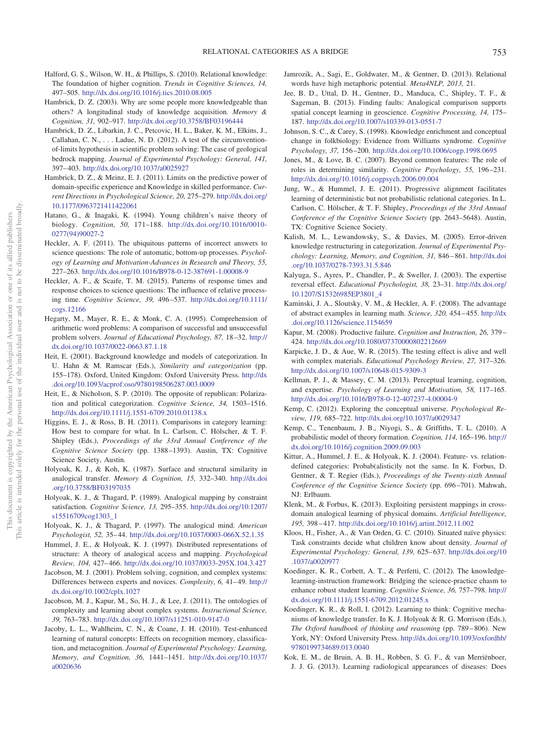Halford, G. S., Wilson, W. H., & Phillips, S. (2010). Relational knowledge: The foundation of higher cognition. *Trends in Cognitive Sciences, 14,* 497–505. http://dx.doi.org/10.1016/j.tics.2010.08.005

Hambrick, D. Z. (2003). Why are some people more knowledgeable than others? A longitudinal study of knowledge acquisition. *Memory & Cognition, 31,* 902–917. http://dx.doi.org/10.3758/BF03196444

Hambrick, D. Z., Libarkin, J. C., Petcovic, H. L., Baker, K. M., Elkins, J., Callahan, C. N., . . . Ladue, N. D. (2012). A test of the circumvention-of-limits hypothesis in scientific problem solving: The case of geological bedrock mapping. *Journal of Experimental Psychology: General, 141,* 397–403. http://dx.doi.org/10.1037/a0025927

Hambrick, D. Z., & Meinz, E. J. (2011). Limits on the predictive power of domain-specific experience and Knowledge in skilled performance. *Current Directions in Psychological Science, 20,* 275–279. http://dx.doi.org/10.1177/0963721411422061

Hatano, G., & Inagaki, K. (1994). Young children's naive theory of biology. *Cognition, 50,* 171–188. http://dx.doi.org/10.1016/0010-0277(94)90027-2

Heckler, A. F. (2011). The ubiquitous patterns of incorrect answers to science questions: The role of automatic, bottom-up processes. *Psychology of Learning and Motivation-Advances in Research and Theory, 55,* 227–263. http://dx.doi.org/10.1016/B978-0-12-387691-1.00008-9

Heckler, A. F., & Scaife, T. M. (2015). Patterns of response times and response choices to science questions: The influence of relative processing time. *Cognitive Science, 39,* 496–537. http://dx.doi.org/10.1111/cogs.12166

Hegarty, M., Mayer, R. E., & Monk, C. A. (1995). Comprehension of arithmetic word problems: A comparison of successful and unsuccessful problem solvers. *Journal of Educational Psychology, 87,* 18–32. http://dx.doi.org/10.1037/0022-0663.87.1.18

Heit, E. (2001). Background knowledge and models of categorization. In U. Hahn & M. Ramscar (Eds.), *Similarity and categorization* (pp. 155–178). Oxford, United Kingdom: Oxford University Press. http://dx.doi.org/10.1093/acprof:oso/9780198506287.003.0009

Heit, E., & Nicholson, S. P. (2010). The opposite of republican: Polarization and political categorization. *Cognitive Science, 34,* 1503–1516. http://dx.doi.org/10.1111/j.1551-6709.2010.01138.x

Higgins, E. J., & Ross, B. H. (2011). Comparisons in category learning: How best to compare for what. In L. Carlson, C. Hölscher, & T. F. Shipley (Eds.), *Proceedings of the 33rd Annual Conference of the Cognitive Science Society* (pp. 1388–1393). Austin, TX: Cognitive Science Society, Austin.

Holyoak, K. J., & Koh, K. (1987). Surface and structural similarity in analogical transfer. *Memory & Cognition, 15,* 332–340. http://dx.doi.org/10.3758/BF03197035

Holyoak, K. J., & Thagard, P. (1989). Analogical mapping by constraint satisfaction. *Cognitive Science, 13,* 295–355. http://dx.doi.org/10.1207/s15516709cog1303_1

Holyoak, K. J., & Thagard, P. (1997). The analogical mind. *American Psychologist, 52,* 35–44. http://dx.doi.org/10.1037/0003-066X.52.1.35

Hummel, J. E., & Holyoak, K. J. (1997). Distributed representations of structure: A theory of analogical access and mapping. *Psychological Review, 104,* 427–466. http://dx.doi.org/10.1037/0033-295X.104.3.427

Jacobson, M. J. (2001). Problem solving, cognition, and complex systems: Differences between experts and novices. *Complexity, 6,* 41–49. http://dx.doi.org/10.1002/cplx.1027

Jacobson, M. J., Kapur, M., So, H. J., & Lee, J. (2011). The ontologies of complexity and learning about complex systems. *Instructional Science, 39,* 763–783. http://dx.doi.org/10.1007/s11251-010-9147-0

Jacoby, L. L., Wahlheim, C. N., & Coane, J. H. (2010). Test-enhanced learning of natural concepts: Effects on recognition memory, classification, and metacognition. *Journal of Experimental Psychology: Learning, Memory, and Cognition, 36,* 1441–1451. http://dx.doi.org/10.1037/a0020636

Jamrozik, A., Sagi, E., Goldwater, M., & Gentner, D. (2013). Relational words have high metaphoric potential. *Meta4NLP, 2013,* 21.

Jee, B. D., Uttal, D. H., Gentner, D., Manduca, C., Shipley, T. F., & Sageman, B. (2013). Finding faults: Analogical comparison supports spatial concept learning in geoscience. *Cognitive Processing, 14,* 175–187. http://dx.doi.org/10.1007/s10339-013-0551-7

Johnson, S. C., & Carey, S. (1998). Knowledge enrichment and conceptual change in folkbiology: Evidence from Williams syndrome. *Cognitive Psychology, 37,* 156–200. http://dx.doi.org/10.1006/cogp.1998.0695

Jones, M., & Love, B. C. (2007). Beyond common features: The role of roles in determining similarity. *Cognitive Psychology, 55,* 196–231. http://dx.doi.org/10.1016/j.cogpsych.2006.09.004

Jung, W., & Hummel, J. E. (2011). Progressive alignment facilitates learning of deterministic but not probabilistic relational categories. In L. Carlson, C. Hölscher, & T. F. Shipley, *Proceedings of the 33rd Annual Conference of the Cognitive Science Society* (pp. 2643–5648). Austin, TX: Cognitive Science Society.

Kalish, M. L., Lewandowsky, S., & Davies, M. (2005). Error-driven knowledge restructuring in categorization. *Journal of Experimental Psychology: Learning, Memory, and Cognition, 31,* 846–861. http://dx.doi.org/10.1037/0278-7393.31.5.846

Kalyuga, S., Ayres, P., Chandler, P., & Sweller, J. (2003). The expertise reversal effect. *Educational Psychologist, 38,* 23–31. http://dx.doi.org/10.1207/S15326985EP3801_4

Kaminski, J. A., Sloutsky, V. M., & Heckler, A. F. (2008). The advantage of abstract examples in learning math. *Science, 320,* 454–455. http://dx.doi.org/10.1126/science.1154659

Kapur, M. (2008). Productive failure. *Cognition and Instruction, 26,* 379–424. http://dx.doi.org/10.1080/07370000802212669

Karpicke, J. D., & Aue, W. R. (2015). The testing effect is alive and well with complex materials. *Educational Psychology Review, 27,* 317–326. http://dx.doi.org/10.1007/s10648-015-9309-3

Kellman, P. J., & Massey, C. M. (2013). Perceptual learning, cognition, and expertise. *Psychology of Learning and Motivation, 58,* 117–165. http://dx.doi.org/10.1016/B978-0-12-407237-4.00004-9

Kemp, C. (2012). Exploring the conceptual universe. *Psychological Review, 119,* 685–722. http://dx.doi.org/10.1037/a0029347

Kemp, C., Tenenbaum, J. B., Niyogi, S., & Griffiths, T. L. (2010). A probabilistic model of theory formation. *Cognition, 114,* 165–196. http://dx.doi.org/10.1016/j.cognition.2009.09.003

Kittur, A., Hummel, J. E., & Holyoak, K. J. (2004). Feature- vs. relation-defined categories: Probab(alistic)ly not the same. In K. Forbus, D. Gentner, & T. Regier (Eds.), *Proceedings of the Twenty-sixth Annual Conference of the Cognitive Science Society* (pp. 696–701). Mahwah, NJ: Erlbaum.

Klenk, M., & Forbus, K. (2013). Exploiting persistent mappings in cross-domain analogical learning of physical domains. *Artificial Intelligence, 195,* 398–417. http://dx.doi.org/10.1016/j.artint.2012.11.002

Kloos, H., Fisher, A., & Van Orden, G. C. (2010). Situated naïve physics: Task constraints decide what children know about density. *Journal of Experimental Psychology: General, 139,* 625–637. http://dx.doi.org/10.1037/a0020977

Koedinger, K. R., Corbett, A. T., & Perfetti, C. (2012). The knowledge-learning-instruction framework: Bridging the science-practice chasm to enhance robust student learning. *Cognitive Science, 36,* 757–798. http://dx.doi.org/10.1111/j.1551-6709.2012.01245.x

Koedinger, K. R., & Roll, I. (2012). Learning to think: Cognitive mechanisms of knowledge transfer. In K. J. Holyoak & R. G. Morrison (Eds.), *The Oxford handbook of thinking and reasoning* (pp. 789–806). New York, NY: Oxford University Press. http://dx.doi.org/10.1093/oxfordhb/9780199734689.013.0040

Kok, E. M., de Bruin, A. B. H., Robben, S. G. F., & van Merriënboer, J. J. G. (2013). Learning radiological appearances of diseases: Does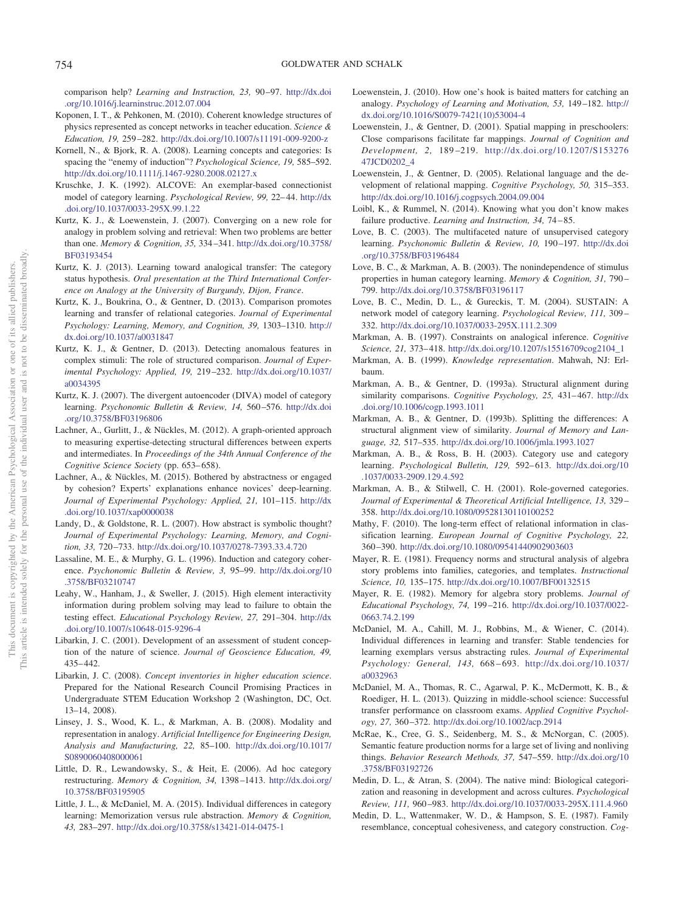comparison help? *Learning and Instruction, 23,* 90–97. http://dx.doi.org/10.1016/j.learninstruc.2012.07.004

Koponen, I. T., & Pehkonen, M. (2010). Coherent knowledge structures of physics represented as concept networks in teacher education. *Science & Education, 19,* 259–282. http://dx.doi.org/10.1007/s11191-009-9200-z

Kornell, N., & Bjork, R. A. (2008). Learning concepts and categories: Is spacing the "enemy of induction"? *Psychological Science, 19,* 585–592. http://dx.doi.org/10.1111/j.1467-9280.2008.02127.x

Kruschke, J. K. (1992). ALCOVE: An exemplar-based connectionist model of category learning. *Psychological Review, 99,* 22–44. http://dx.doi.org/10.1037/0033-295X.99.1.22

Kurtz, K. J., & Loewenstein, J. (2007). Converging on a new role for analogy in problem solving and retrieval: When two problems are better than one. *Memory & Cognition, 35,* 334–341. http://dx.doi.org/10.3758/BF03193454

Kurtz, K. J. (2013). Learning toward analogical transfer: The category status hypothesis. *Oral presentation at the Third International Conference on Analogy at the University of Burgundy, Dijon, France.*

Kurtz, K. J., Boukrina, O., & Gentner, D. (2013). Comparison promotes learning and transfer of relational categories. *Journal of Experimental Psychology: Learning, Memory, and Cognition, 39,* 1303–1310. http://dx.doi.org/10.1037/a0031847

Kurtz, K. J., & Gentner, D. (2013). Detecting anomalous features in complex stimuli: The role of structured comparison. *Journal of Experimental Psychology: Applied, 19,* 219–232. http://dx.doi.org/10.1037/a0034395

Kurtz, K. J. (2007). The divergent autoencoder (DIVA) model of category learning. *Psychonomic Bulletin & Review, 14,* 560–576. http://dx.doi.org/10.3758/BF03196806

Lachner, A., Gurlitt, J., & Nückles, M. (2012). A graph-oriented approach to measuring expertise-detecting structural differences between experts and intermediates. In *Proceedings of the 34th Annual Conference of the Cognitive Science Society* (pp. 653–658).

Lachner, A., & Nückles, M. (2015). Bothered by abstractness or engaged by cohesion? Experts' explanations enhance novices' deep-learning. *Journal of Experimental Psychology: Applied, 21,* 101–115. http://dx.doi.org/10.1037/xap0000038

Landy, D., & Goldstone, R. L. (2007). How abstract is symbolic thought? *Journal of Experimental Psychology: Learning, Memory, and Cognition, 33,* 720–733. http://dx.doi.org/10.1037/0278-7393.33.4.720

Lassaline, M. E., & Murphy, G. L. (1996). Induction and category coherence. *Psychonomic Bulletin & Review, 3,* 95–99. http://dx.doi.org/10.3758/BF03210747

Leahy, W., Hanham, J., & Sweller, J. (2015). High element interactivity information during problem solving may lead to failure to obtain the testing effect. *Educational Psychology Review, 27,* 291–304. http://dx.doi.org/10.1007/s10648-015-9296-4

Libarkin, J. C. (2001). Development of an assessment of student conception of the nature of science. *Journal of Geoscience Education, 49,* 435–442.

Libarkin, J. C. (2008). *Concept inventories in higher education science*. Prepared for the National Research Council Promising Practices in Undergraduate STEM Education Workshop 2 (Washington, DC, Oct. 13–14, 2008).

Linsey, J. S., Wood, K. L., & Markman, A. B. (2008). Modality and representation in analogy. *Artificial Intelligence for Engineering Design, Analysis and Manufacturing, 22,* 85–100. http://dx.doi.org/10.1017/S0890060408000061

Little, D. R., Lewandowsky, S., & Heit, E. (2006). Ad hoc category restructuring. *Memory & Cognition, 34,* 1398–1413. http://dx.doi.org/10.3758/BF03195905

Little, J. L., & McDaniel, M. A. (2015). Individual differences in category learning: Memorization versus rule abstraction. *Memory & Cognition, 43,* 283–297. http://dx.doi.org/10.3758/s13421-014-0475-1

Loewenstein, J. (2010). How one's hook is baited matters for catching an analogy. *Psychology of Learning and Motivation, 53,* 149–182. http://dx.doi.org/10.1016/S0079-7421(10)53004-4

Loewenstein, J., & Gentner, D. (2001). Spatial mapping in preschoolers: Close comparisons facilitate far mappings. *Journal of Cognition and Development, 2,* 189–219. http://dx.doi.org/10.1207/S15327647JCD0202_4

Loewenstein, J., & Gentner, D. (2005). Relational language and the development of relational mapping. *Cognitive Psychology, 50,* 315–353. http://dx.doi.org/10.1016/j.cogpsych.2004.09.004

Loibl, K., & Rummel, N. (2014). Knowing what you don't know makes failure productive. *Learning and Instruction, 34,* 74–85.

Love, B. C. (2003). The multifaceted nature of unsupervised category learning. *Psychonomic Bulletin & Review, 10,* 190–197. http://dx.doi.org/10.3758/BF03196484

Love, B. C., & Markman, A. B. (2003). The nonindependence of stimulus properties in human category learning. *Memory & Cognition, 31,* 790–799. http://dx.doi.org/10.3758/BF03196117

Love, B. C., Medin, D. L., & Gureckis, T. M. (2004). SUSTAIN: A network model of category learning. *Psychological Review, 111,* 309–332. http://dx.doi.org/10.1037/0033-295X.111.2.309

Markman, A. B. (1997). Constraints on analogical inference. *Cognitive Science, 21,* 373–418. http://dx.doi.org/10.1207/s15516709cog2104_1

Markman, A. B. (1999). *Knowledge representation*. Mahwah, NJ: Erlbaum.

Markman, A. B., & Gentner, D. (1993a). Structural alignment during similarity comparisons. *Cognitive Psychology, 25,* 431–467. http://dx.doi.org/10.1006/cogp.1993.1011

Markman, A. B., & Gentner, D. (1993b). Splitting the differences: A structural alignment view of similarity. *Journal of Memory and Language, 32,* 517–535. http://dx.doi.org/10.1006/jmla.1993.1027

Markman, A. B., & Ross, B. H. (2003). Category use and category learning. *Psychological Bulletin, 129,* 592–613. http://dx.doi.org/10.1037/0033-2909.129.4.592

Markman, A. B., & Stilwell, C. H. (2001). Role-governed categories. *Journal of Experimental & Theoretical Artificial Intelligence, 13,* 329–358. http://dx.doi.org/10.1080/09528130110100252

Mathy, F. (2010). The long-term effect of relational information in classification learning. *European Journal of Cognitive Psychology, 22,* 360–390. http://dx.doi.org/10.1080/09541440902903603

Mayer, R. E. (1981). Frequency norms and structural analysis of algebra story problems into families, categories, and templates. *Instructional Science, 10,* 135–175. http://dx.doi.org/10.1007/BF00132515

Mayer, R. E. (1982). Memory for algebra story problems. *Journal of Educational Psychology, 74,* 199–216. http://dx.doi.org/10.1037/0022-0663.74.2.199

McDaniel, M. A., Cahill, M. J., Robbins, M., & Wiener, C. (2014). Individual differences in learning and transfer: Stable tendencies for learning exemplars versus abstracting rules. *Journal of Experimental Psychology: General, 143,* 668–693. http://dx.doi.org/10.1037/a0032963

McDaniel, M. A., Thomas, R. C., Agarwal, P. K., McDermott, K. B., & Roediger, H. L. (2013). Quizzing in middle-school science: Successful transfer performance on classroom exams. *Applied Cognitive Psychology, 27,* 360–372. http://dx.doi.org/10.1002/acp.2914

McRae, K., Cree, G. S., Seidenberg, M. S., & McNorgan, C. (2005). Semantic feature production norms for a large set of living and nonliving things. *Behavior Research Methods, 37,* 547–559. http://dx.doi.org/10.3758/BF03192726

Medin, D. L., & Atran, S. (2004). The native mind: Biological categorization and reasoning in development and across cultures. *Psychological Review, 111,* 960–983. http://dx.doi.org/10.1037/0033-295X.111.4.960

Medin, D. L., Wattenmaker, W. D., & Hampson, S. E. (1987). Family resemblance, conceptual cohesiveness, and category construction. *Cog-*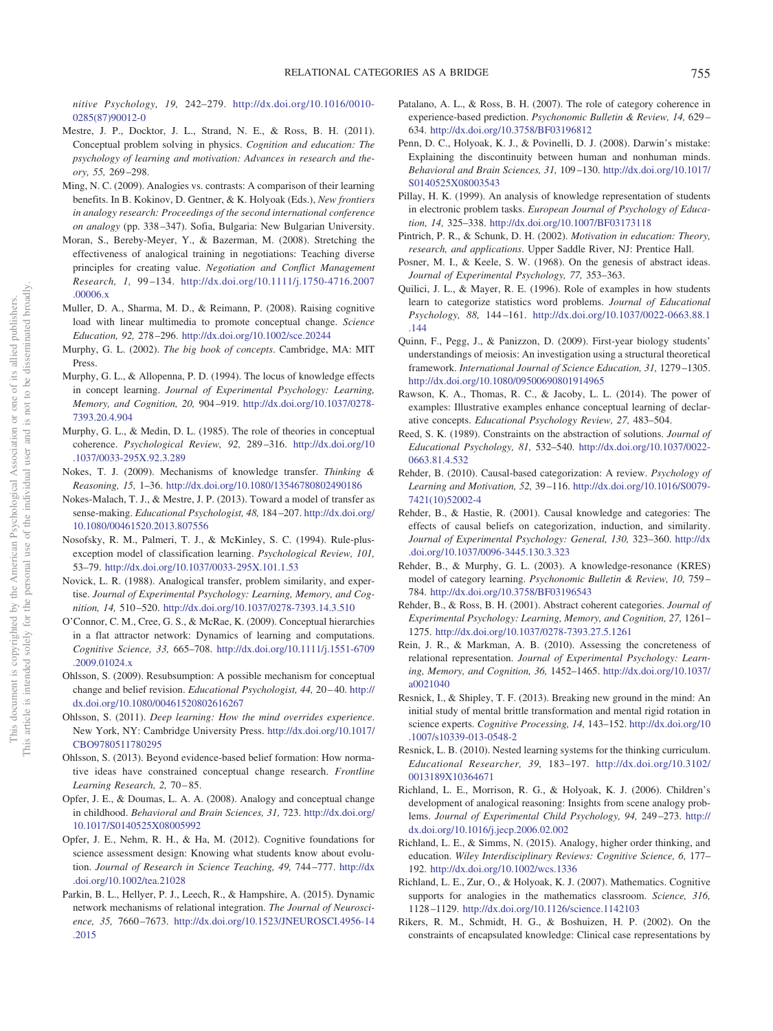*nitive Psychology, 19,* 242–279. http://dx.doi.org/10.1016/0010-0285(87)90012-0

Mestre, J. P., Docktor, J. L., Strand, N. E., & Ross, B. H. (2011). Conceptual problem solving in physics. *Cognition and education: The psychology of learning and motivation: Advances in research and theory, 55,* 269–298.

Ming, N. C. (2009). Analogies vs. contrasts: A comparison of their learning benefits. In B. Kokinov, D. Gentner, & K. Holyoak (Eds.), *New frontiers in analogy research: Proceedings of the second international conference on analogy* (pp. 338–347). Sofia, Bulgaria: New Bulgarian University.

Moran, S., Bereby-Meyer, Y., & Bazerman, M. (2008). Stretching the effectiveness of analogical training in negotiations: Teaching diverse principles for creating value. *Negotiation and Conflict Management Research, 1,* 99–134. http://dx.doi.org/10.1111/j.1750-4716.2007.00006.x

Muller, D. A., Sharma, M. D., & Reimann, P. (2008). Raising cognitive load with linear multimedia to promote conceptual change. *Science Education, 92,* 278–296. http://dx.doi.org/10.1002/sce.20244

Murphy, G. L. (2002). *The big book of concepts*. Cambridge, MA: MIT Press.

Murphy, G. L., & Allopenna, P. D. (1994). The locus of knowledge effects in concept learning. *Journal of Experimental Psychology: Learning, Memory, and Cognition, 20,* 904–919. http://dx.doi.org/10.1037/0278-7393.20.4.904

Murphy, G. L., & Medin, D. L. (1985). The role of theories in conceptual coherence. *Psychological Review, 92,* 289–316. http://dx.doi.org/10.1037/0033-295X.92.3.289

Nokes, T. J. (2009). Mechanisms of knowledge transfer. *Thinking & Reasoning, 15,* 1–36. http://dx.doi.org/10.1080/13546780802490186

Nokes-Malach, T. J., & Mestre, J. P. (2013). Toward a model of transfer as sense-making. *Educational Psychologist, 48,* 184–207. http://dx.doi.org/10.1080/00461520.2013.807556

Nosofsky, R. M., Palmeri, T. J., & McKinley, S. C. (1994). Rule-plus-exception model of classification learning. *Psychological Review, 101,* 53–79. http://dx.doi.org/10.1037/0033-295X.101.1.53

Novick, L. R. (1988). Analogical transfer, problem similarity, and expertise. *Journal of Experimental Psychology: Learning, Memory, and Cognition, 14,* 510–520. http://dx.doi.org/10.1037/0278-7393.14.3.510

O'Connor, C. M., Cree, G. S., & McRae, K. (2009). Conceptual hierarchies in a flat attractor network: Dynamics of learning and computations. *Cognitive Science, 33,* 665–708. http://dx.doi.org/10.1111/j.1551-6709.2009.01024.x

Ohlsson, S. (2009). Resubsumption: A possible mechanism for conceptual change and belief revision. *Educational Psychologist, 44,* 20–40. http://dx.doi.org/10.1080/00461520802616267

Ohlsson, S. (2011). *Deep learning: How the mind overrides experience*. New York, NY: Cambridge University Press. http://dx.doi.org/10.1017/CBO9780511780295

Ohlsson, S. (2013). Beyond evidence-based belief formation: How normative ideas have constrained conceptual change research. *Frontline Learning Research, 2,* 70–85.

Opfer, J. E., & Doumas, L. A. A. (2008). Analogy and conceptual change in childhood. *Behavioral and Brain Sciences, 31,* 723. http://dx.doi.org/10.1017/S0140525X08005992

Opfer, J. E., Nehm, R. H., & Ha, M. (2012). Cognitive foundations for science assessment design: Knowing what students know about evolution. *Journal of Research in Science Teaching, 49,* 744–777. http://dx.doi.org/10.1002/tea.21028

Parkin, B. L., Hellyer, P. J., Leech, R., & Hampshire, A. (2015). Dynamic network mechanisms of relational integration. *The Journal of Neuroscience, 35,* 7660–7673. http://dx.doi.org/10.1523/JNEUROSCI.4956-14.2015

Patalano, A. L., & Ross, B. H. (2007). The role of category coherence in experience-based prediction. *Psychonomic Bulletin & Review, 14,* 629–634. http://dx.doi.org/10.3758/BF03196812

Penn, D. C., Holyoak, K. J., & Povinelli, D. J. (2008). Darwin's mistake: Explaining the discontinuity between human and nonhuman minds. *Behavioral and Brain Sciences, 31,* 109–130. http://dx.doi.org/10.1017/S0140525X08003543

Pillay, H. K. (1999). An analysis of knowledge representation of students in electronic problem tasks. *European Journal of Psychology of Education, 14,* 325–338. http://dx.doi.org/10.1007/BF03173118

Pintrich, P. R., & Schunk, D. H. (2002). *Motivation in education: Theory, research, and applications*. Upper Saddle River, NJ: Prentice Hall.

Posner, M. I., & Keele, S. W. (1968). On the genesis of abstract ideas. *Journal of Experimental Psychology, 77,* 353–363.

Quilici, J. L., & Mayer, R. E. (1996). Role of examples in how students learn to categorize statistics word problems. *Journal of Educational Psychology, 88,* 144–161. http://dx.doi.org/10.1037/0022-0663.88.1.144

Quinn, F., Pegg, J., & Panizzon, D. (2009). First-year biology students' understandings of meiosis: An investigation using a structural theoretical framework. *International Journal of Science Education, 31,* 1279–1305. http://dx.doi.org/10.1080/09500690801914965

Rawson, K. A., Thomas, R. C., & Jacoby, L. L. (2014). The power of examples: Illustrative examples enhance conceptual learning of declarative concepts. *Educational Psychology Review, 27,* 483–504.

Reed, S. K. (1989). Constraints on the abstraction of solutions. *Journal of Educational Psychology, 81,* 532–540. http://dx.doi.org/10.1037/0022-0663.81.4.532

Rehder, B. (2010). Causal-based categorization: A review. *Psychology of Learning and Motivation, 52,* 39–116. http://dx.doi.org/10.1016/S0079-7421(10)52002-4

Rehder, B., & Hastie, R. (2001). Causal knowledge and categories: The effects of causal beliefs on categorization, induction, and similarity. *Journal of Experimental Psychology: General, 130,* 323–360. http://dx.doi.org/10.1037/0096-3445.130.3.323

Rehder, B., & Murphy, G. L. (2003). A knowledge-resonance (KRES) model of category learning. *Psychonomic Bulletin & Review, 10,* 759–784. http://dx.doi.org/10.3758/BF03196543

Rehder, B., & Ross, B. H. (2001). Abstract coherent categories. *Journal of Experimental Psychology: Learning, Memory, and Cognition, 27,* 1261–1275. http://dx.doi.org/10.1037/0278-7393.27.5.1261

Rein, J. R., & Markman, A. B. (2010). Assessing the concreteness of relational representation. *Journal of Experimental Psychology: Learning, Memory, and Cognition, 36,* 1452–1465. http://dx.doi.org/10.1037/a0021040

Resnick, I., & Shipley, T. F. (2013). Breaking new ground in the mind: An initial study of mental brittle transformation and mental rigid rotation in science experts. *Cognitive Processing, 14,* 143–152. http://dx.doi.org/10.1007/s10339-013-0548-2

Resnick, L. B. (2010). Nested learning systems for the thinking curriculum. *Educational Researcher, 39,* 183–197. http://dx.doi.org/10.3102/0013189X10364671

Richland, L. E., Morrison, R. G., & Holyoak, K. J. (2006). Children's development of analogical reasoning: Insights from scene analogy problems. *Journal of Experimental Child Psychology, 94,* 249–273. http://dx.doi.org/10.1016/j.jecp.2006.02.002

Richland, L. E., & Simms, N. (2015). Analogy, higher order thinking, and education. *Wiley Interdisciplinary Reviews: Cognitive Science, 6,* 177–192. http://dx.doi.org/10.1002/wcs.1336

Richland, L. E., Zur, O., & Holyoak, K. J. (2007). Mathematics. Cognitive supports for analogies in the mathematics classroom. *Science, 316,* 1128–1129. http://dx.doi.org/10.1126/science.1142103

Rikers, R. M., Schmidt, H. G., & Boshuizen, H. P. (2002). On the constraints of encapsulated knowledge: Clinical case representations by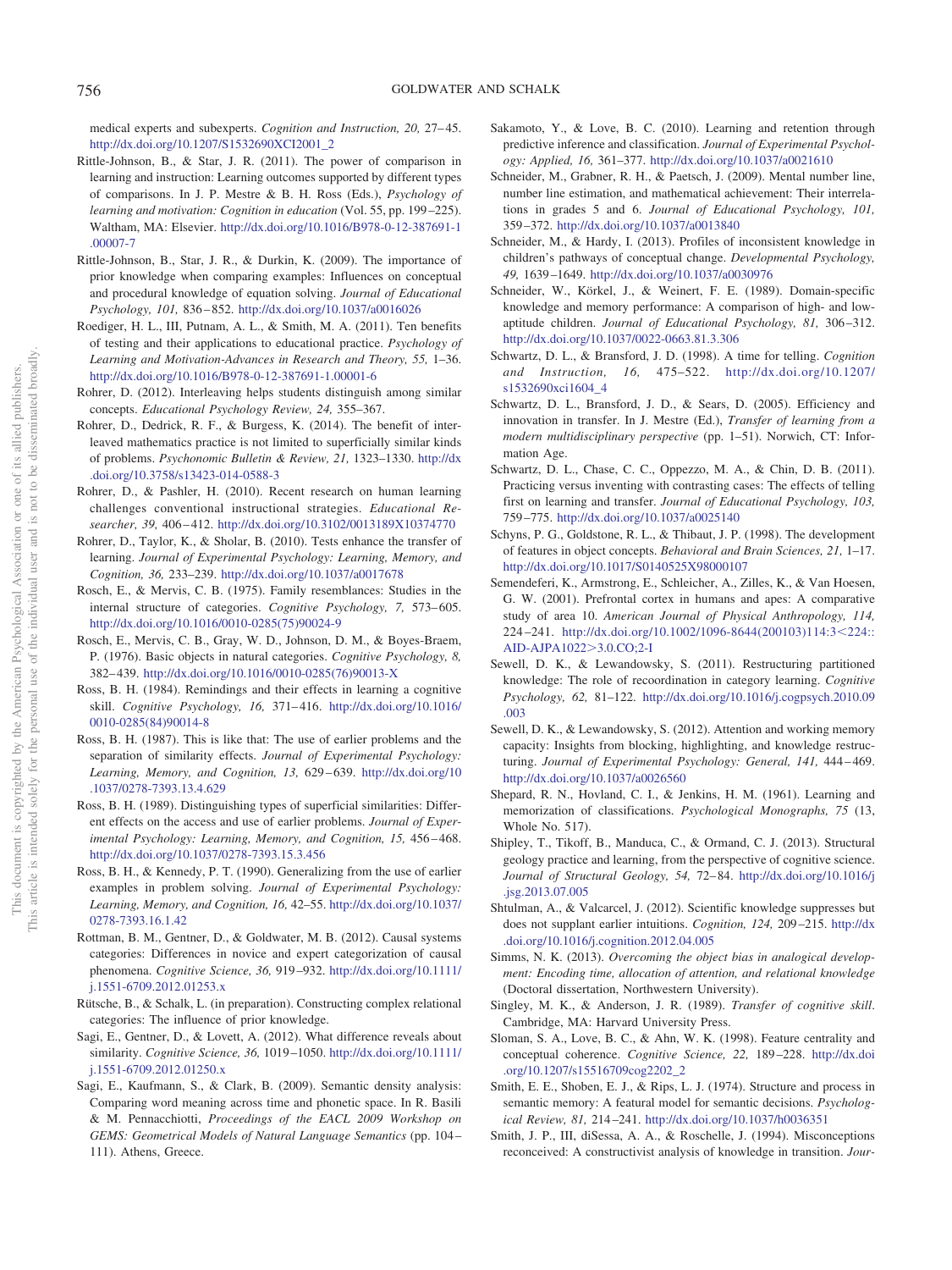medical experts and subexperts. *Cognition and Instruction, 20,* 27–45. http://dx.doi.org/10.1207/S1532690XCI2001_2

Rittle-Johnson, B., & Star, J. R. (2011). The power of comparison in learning and instruction: Learning outcomes supported by different types of comparisons. In J. P. Mestre & B. H. Ross (Eds.), *Psychology of learning and motivation: Cognition in education* (Vol. 55, pp. 199–225). Waltham, MA: Elsevier. http://dx.doi.org/10.1016/B978-0-12-387691-1.00007-7

Rittle-Johnson, B., Star, J. R., & Durkin, K. (2009). The importance of prior knowledge when comparing examples: Influences on conceptual and procedural knowledge of equation solving. *Journal of Educational Psychology, 101,* 836–852. http://dx.doi.org/10.1037/a0016026

Roediger, H. L., III, Putnam, A. L., & Smith, M. A. (2011). Ten benefits of testing and their applications to educational practice. *Psychology of Learning and Motivation-Advances in Research and Theory, 55,* 1–36. http://dx.doi.org/10.1016/B978-0-12-387691-1.00001-6

Rohrer, D. (2012). Interleaving helps students distinguish among similar concepts. *Educational Psychology Review, 24,* 355–367.

Rohrer, D., Dedrick, R. F., & Burgess, K. (2014). The benefit of interleaved mathematics practice is not limited to superficially similar kinds of problems. *Psychonomic Bulletin & Review, 21,* 1323–1330. http://dx.doi.org/10.3758/s13423-014-0588-3

Rohrer, D., & Pashler, H. (2010). Recent research on human learning challenges conventional instructional strategies. *Educational Researcher, 39,* 406–412. http://dx.doi.org/10.3102/0013189X10374770

Rohrer, D., Taylor, K., & Sholar, B. (2010). Tests enhance the transfer of learning. *Journal of Experimental Psychology: Learning, Memory, and Cognition, 36,* 233–239. http://dx.doi.org/10.1037/a0017678

Rosch, E., & Mervis, C. B. (1975). Family resemblances: Studies in the internal structure of categories. *Cognitive Psychology, 7,* 573–605. http://dx.doi.org/10.1016/0010-0285(75)90024-9

Rosch, E., Mervis, C. B., Gray, W. D., Johnson, D. M., & Boyes-Braem, P. (1976). Basic objects in natural categories. *Cognitive Psychology, 8,* 382–439. http://dx.doi.org/10.1016/0010-0285(76)90013-X

Ross, B. H. (1984). Remindings and their effects in learning a cognitive skill. *Cognitive Psychology, 16,* 371–416. http://dx.doi.org/10.1016/0010-0285(84)90014-8

Ross, B. H. (1987). This is like that: The use of earlier problems and the separation of similarity effects. *Journal of Experimental Psychology: Learning, Memory, and Cognition, 13,* 629–639. http://dx.doi.org/10.1037/0278-7393.13.4.629

Ross, B. H. (1989). Distinguishing types of superficial similarities: Different effects on the access and use of earlier problems. *Journal of Experimental Psychology: Learning, Memory, and Cognition, 15,* 456–468. http://dx.doi.org/10.1037/0278-7393.15.3.456

Ross, B. H., & Kennedy, P. T. (1990). Generalizing from the use of earlier examples in problem solving. *Journal of Experimental Psychology: Learning, Memory, and Cognition, 16,* 42–55. http://dx.doi.org/10.1037/0278-7393.16.1.42

Rottman, B. M., Gentner, D., & Goldwater, M. B. (2012). Causal systems categories: Differences in novice and expert categorization of causal phenomena. *Cognitive Science, 36,* 919–932. http://dx.doi.org/10.1111/j.1551-6709.2012.01253.x

Rütsche, B., & Schalk, L. (in preparation). Constructing complex relational categories: The influence of prior knowledge.

Sagi, E., Gentner, D., & Lovett, A. (2012). What difference reveals about similarity. *Cognitive Science, 36,* 1019–1050. http://dx.doi.org/10.1111/j.1551-6709.2012.01250.x

Sagi, E., Kaufmann, S., & Clark, B. (2009). Semantic density analysis: Comparing word meaning across time and phonetic space. In R. Basili & M. Pennacchiotti, *Proceedings of the EACL 2009 Workshop on GEMS: Geometrical Models of Natural Language Semantics* (pp. 104–111). Athens, Greece.

Sakamoto, Y., & Love, B. C. (2010). Learning and retention through predictive inference and classification. *Journal of Experimental Psychology: Applied, 16,* 361–377. http://dx.doi.org/10.1037/a0021610

Schneider, M., Grabner, R. H., & Paetsch, J. (2009). Mental number line, number line estimation, and mathematical achievement: Their interrelations in grades 5 and 6. *Journal of Educational Psychology, 101,* 359–372. http://dx.doi.org/10.1037/a0013840

Schneider, M., & Hardy, I. (2013). Profiles of inconsistent knowledge in children's pathways of conceptual change. *Developmental Psychology, 49,* 1639–1649. http://dx.doi.org/10.1037/a0030976

Schneider, W., Körkel, J., & Weinert, F. E. (1989). Domain-specific knowledge and memory performance: A comparison of high- and low-aptitude children. *Journal of Educational Psychology, 81,* 306–312. http://dx.doi.org/10.1037/0022-0663.81.3.306

Schwartz, D. L., & Bransford, J. D. (1998). A time for telling. *Cognition and Instruction, 16,* 475–522. http://dx.doi.org/10.1207/s1532690xci1604_4

Schwartz, D. L., Bransford, J. D., & Sears, D. (2005). Efficiency and innovation in transfer. In J. Mestre (Ed.), *Transfer of learning from a modern multidisciplinary perspective* (pp. 1–51). Norwich, CT: Information Age.

Schwartz, D. L., Chase, C. C., Oppezzo, M. A., & Chin, D. B. (2011). Practicing versus inventing with contrasting cases: The effects of telling first on learning and transfer. *Journal of Educational Psychology, 103,* 759–775. http://dx.doi.org/10.1037/a0025140

Schyns, P. G., Goldstone, R. L., & Thibaut, J. P. (1998). The development of features in object concepts. *Behavioral and Brain Sciences, 21,* 1–17. http://dx.doi.org/10.1017/S0140525X98000107

Semendeferi, K., Armstrong, E., Schleicher, A., Zilles, K., & Van Hoesen, G. W. (2001). Prefrontal cortex in humans and apes: A comparative study of area 10. *American Journal of Physical Anthropology, 114,* 224–241. http://dx.doi.org/10.1002/1096-8644(200103)114:3<224::AID-AJPA1022>3.0.CO;2-I

Sewell, D. K., & Lewandowsky, S. (2011). Restructuring partitioned knowledge: The role of recoordination in category learning. *Cognitive Psychology, 62,* 81–122. http://dx.doi.org/10.1016/j.cogpsych.2010.09.003

Sewell, D. K., & Lewandowsky, S. (2012). Attention and working memory capacity: Insights from blocking, highlighting, and knowledge restructuring. *Journal of Experimental Psychology: General, 141,* 444–469. http://dx.doi.org/10.1037/a0026560

Shepard, R. N., Hovland, C. I., & Jenkins, H. M. (1961). Learning and memorization of classifications. *Psychological Monographs, 75* (13, Whole No. 517).

Shipley, T., Tikoff, B., Manduca, C., & Ormand, C. J. (2013). Structural geology practice and learning, from the perspective of cognitive science. *Journal of Structural Geology, 54,* 72–84. http://dx.doi.org/10.1016/j.jsg.2013.07.005

Shtulman, A., & Valcarcel, J. (2012). Scientific knowledge suppresses but does not supplant earlier intuitions. *Cognition, 124,* 209–215. http://dx.doi.org/10.1016/j.cognition.2012.04.005

Simms, N. K. (2013). *Overcoming the object bias in analogical development: Encoding time, allocation of attention, and relational knowledge* (Doctoral dissertation, Northwestern University).

Singley, M. K., & Anderson, J. R. (1989). *Transfer of cognitive skill*. Cambridge, MA: Harvard University Press.

Sloman, S. A., Love, B. C., & Ahn, W. K. (1998). Feature centrality and conceptual coherence. *Cognitive Science, 22,* 189–228. http://dx.doi.org/10.1207/s15516709cog2202_2

Smith, E. E., Shoben, E. J., & Rips, L. J. (1974). Structure and process in semantic memory: A featural model for semantic decisions. *Psychological Review, 81,* 214–241. http://dx.doi.org/10.1037/h0036351

Smith, J. P., III, diSessa, A. A., & Roschelle, J. (1994). Misconceptions reconceived: A constructivist analysis of knowledge in transition. *Jour-*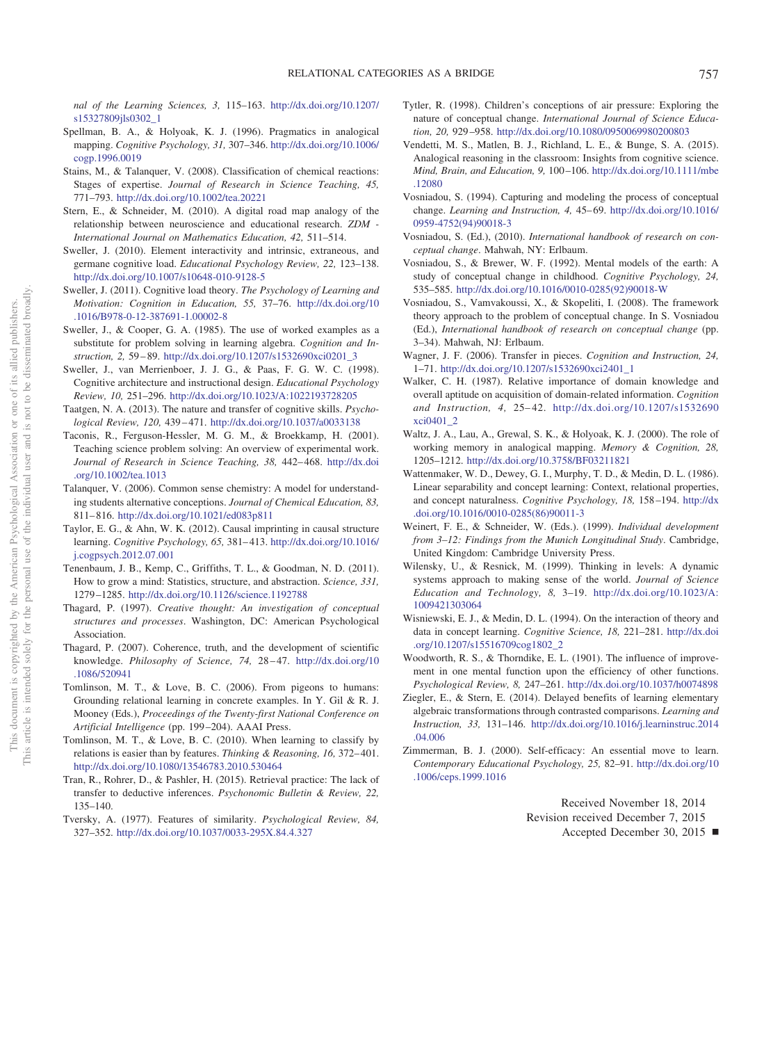*nal of the Learning Sciences, 3,* 115–163. http://dx.doi.org/10.1207/s15327809jls0302_1

Spellman, B. A., & Holyoak, K. J. (1996). Pragmatics in analogical mapping. *Cognitive Psychology, 31,* 307–346. http://dx.doi.org/10.1006/cogp.1996.0019

Stains, M., & Talanquer, V. (2008). Classification of chemical reactions: Stages of expertise. *Journal of Research in Science Teaching, 45,* 771–793. http://dx.doi.org/10.1002/tea.20221

Stern, E., & Schneider, M. (2010). A digital road map analogy of the relationship between neuroscience and educational research. *ZDM - International Journal on Mathematics Education, 42,* 511–514.

Sweller, J. (2010). Element interactivity and intrinsic, extraneous, and germane cognitive load. *Educational Psychology Review, 22,* 123–138. http://dx.doi.org/10.1007/s10648-010-9128-5

Sweller, J. (2011). Cognitive load theory. *The Psychology of Learning and Motivation: Cognition in Education, 55,* 37–76. http://dx.doi.org/10.1016/B978-0-12-387691-1.00002-8

Sweller, J., & Cooper, G. A. (1985). The use of worked examples as a substitute for problem solving in learning algebra. *Cognition and Instruction, 2,* 59–89. http://dx.doi.org/10.1207/s1532690xci0201_3

Sweller, J., van Merrienboer, J. J. G., & Paas, F. G. W. C. (1998). Cognitive architecture and instructional design. *Educational Psychology Review, 10,* 251–296. http://dx.doi.org/10.1023/A:1022193728205

Taatgen, N. A. (2013). The nature and transfer of cognitive skills. *Psychological Review, 120,* 439–471. http://dx.doi.org/10.1037/a0033138

Taconis, R., Ferguson-Hessler, M. G. M., & Broekkamp, H. (2001). Teaching science problem solving: An overview of experimental work. *Journal of Research in Science Teaching, 38,* 442–468. http://dx.doi.org/10.1002/tea.1013

Talanquer, V. (2006). Common sense chemistry: A model for understanding students alternative conceptions. *Journal of Chemical Education, 83,* 811–816. http://dx.doi.org/10.1021/ed083p811

Taylor, E. G., & Ahn, W. K. (2012). Causal imprinting in causal structure learning. *Cognitive Psychology, 65,* 381–413. http://dx.doi.org/10.1016/j.cogpsych.2012.07.001

Tenenbaum, J. B., Kemp, C., Griffiths, T. L., & Goodman, N. D. (2011). How to grow a mind: Statistics, structure, and abstraction. *Science, 331,* 1279–1285. http://dx.doi.org/10.1126/science.1192788

Thagard, P. (1997). *Creative thought: An investigation of conceptual structures and processes*. Washington, DC: American Psychological Association.

Thagard, P. (2007). Coherence, truth, and the development of scientific knowledge. *Philosophy of Science, 74,* 28–47. http://dx.doi.org/10.1086/520941

Tomlinson, M. T., & Love, B. C. (2006). From pigeons to humans: Grounding relational learning in concrete examples. In Y. Gil & R. J. Mooney (Eds.), *Proceedings of the Twenty-first National Conference on Artificial Intelligence* (pp. 199–204). AAAI Press.

Tomlinson, M. T., & Love, B. C. (2010). When learning to classify by relations is easier than by features. *Thinking & Reasoning, 16,* 372–401. http://dx.doi.org/10.1080/13546783.2010.530464

Tran, R., Rohrer, D., & Pashler, H. (2015). Retrieval practice: The lack of transfer to deductive inferences. *Psychonomic Bulletin & Review, 22,* 135–140.

Tversky, A. (1977). Features of similarity. *Psychological Review, 84,* 327–352. http://dx.doi.org/10.1037/0033-295X.84.4.327

Tytler, R. (1998). Children's conceptions of air pressure: Exploring the nature of conceptual change. *International Journal of Science Education, 20,* 929–958. http://dx.doi.org/10.1080/0950069980200803

Vendetti, M. S., Matlen, B. J., Richland, L. E., & Bunge, S. A. (2015). Analogical reasoning in the classroom: Insights from cognitive science. *Mind, Brain, and Education, 9,* 100–106. http://dx.doi.org/10.1111/mbe.12080

Vosniadou, S. (1994). Capturing and modeling the process of conceptual change. *Learning and Instruction, 4,* 45–69. http://dx.doi.org/10.1016/0959-4752(94)90018-3

Vosniadou, S. (Ed.), (2010). *International handbook of research on conceptual change*. Mahwah, NY: Erlbaum.

Vosniadou, S., & Brewer, W. F. (1992). Mental models of the earth: A study of conceptual change in childhood. *Cognitive Psychology, 24,* 535–585. http://dx.doi.org/10.1016/0010-0285(92)90018-W

Vosniadou, S., Vamvakoussi, X., & Skopeliti, I. (2008). The framework theory approach to the problem of conceptual change. In S. Vosniadou (Ed.), *International handbook of research on conceptual change* (pp. 3–34). Mahwah, NJ: Erlbaum.

Wagner, J. F. (2006). Transfer in pieces. *Cognition and Instruction, 24,* 1–71. http://dx.doi.org/10.1207/s1532690xci2401_1

Walker, C. H. (1987). Relative importance of domain knowledge and overall aptitude on acquisition of domain-related information. *Cognition and Instruction, 4,* 25–42. http://dx.doi.org/10.1207/s1532690xci0401_2

Waltz, J. A., Lau, A., Grewal, S. K., & Holyoak, K. J. (2000). The role of working memory in analogical mapping. *Memory & Cognition, 28,* 1205–1212. http://dx.doi.org/10.3758/BF03211821

Wattenmaker, W. D., Dewey, G. I., Murphy, T. D., & Medin, D. L. (1986). Linear separability and concept learning: Context, relational properties, and concept naturalness. *Cognitive Psychology, 18,* 158–194. http://dx.doi.org/10.1016/0010-0285(86)90011-3

Weinert, F. E., & Schneider, W. (Eds.). (1999). *Individual development from 3–12: Findings from the Munich Longitudinal Study*. Cambridge, United Kingdom: Cambridge University Press.

Wilensky, U., & Resnick, M. (1999). Thinking in levels: A dynamic systems approach to making sense of the world. *Journal of Science Education and Technology, 8,* 3–19. http://dx.doi.org/10.1023/A:1009421303064

Wisniewski, E. J., & Medin, D. L. (1994). On the interaction of theory and data in concept learning. *Cognitive Science, 18,* 221–281. http://dx.doi.org/10.1207/s15516709cog1802_2

Woodworth, R. S., & Thorndike, E. L. (1901). The influence of improvement in one mental function upon the efficiency of other functions. *Psychological Review, 8,* 247–261. http://dx.doi.org/10.1037/h0074898

Ziegler, E., & Stern, E. (2014). Delayed benefits of learning elementary algebraic transformations through contrasted comparisons. *Learning and Instruction, 33,* 131–146. http://dx.doi.org/10.1016/j.learninstruc.2014.04.006

Zimmerman, B. J. (2000). Self-efficacy: An essential move to learn. *Contemporary Educational Psychology, 25,* 82–91. http://dx.doi.org/10.1006/ceps.1999.1016

Received November 18, 2014
Revision received December 7, 2015
Accepted December 30, 2015 ■